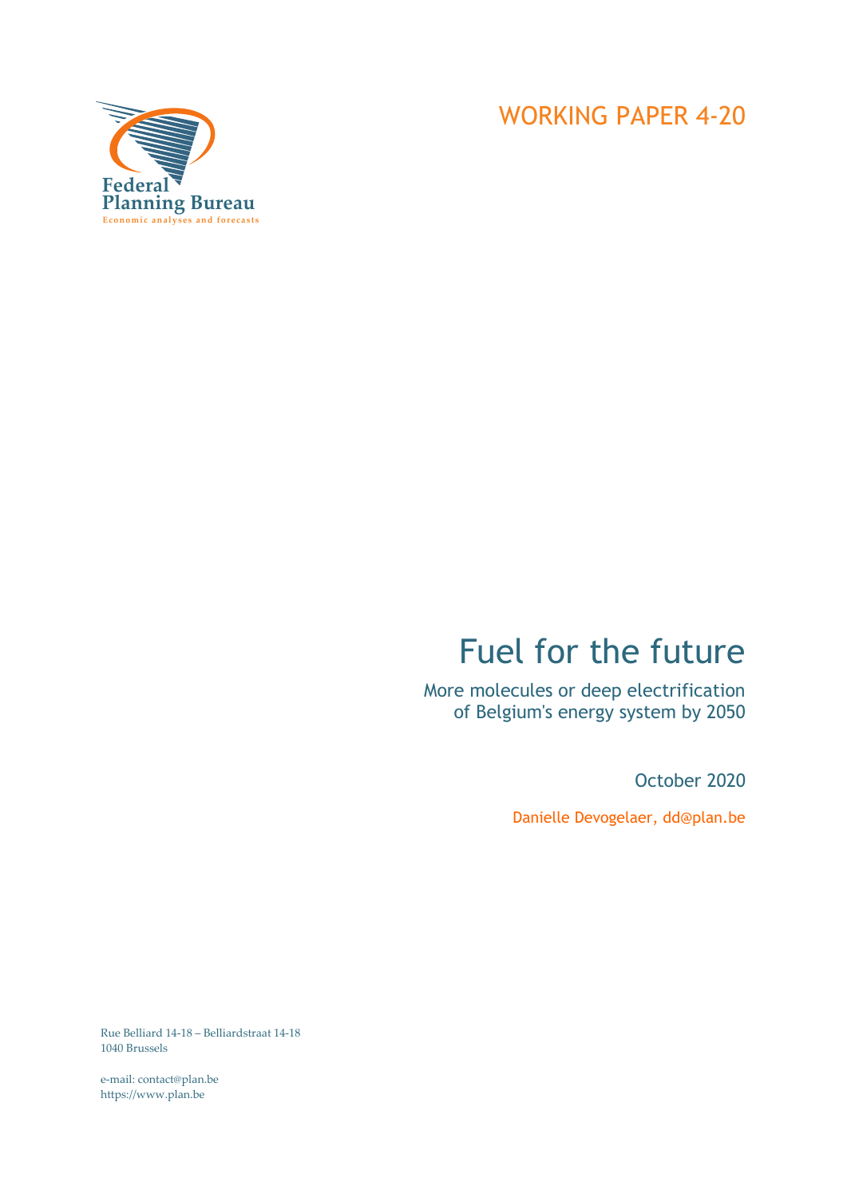Federal Planning Bureau

Economic analyses and forecasts

WORKING PAPER 4-20

# Fuel for the future

## More molecules or deep electrification of Belgium's energy system by 2050

October 2020

Danielle Devogelaer, dd@plan.be

Rue Belliard 14-18 – Belliardstraat 14-18
1040 Brussels

e-mail: contact@plan.be
https://www.plan.be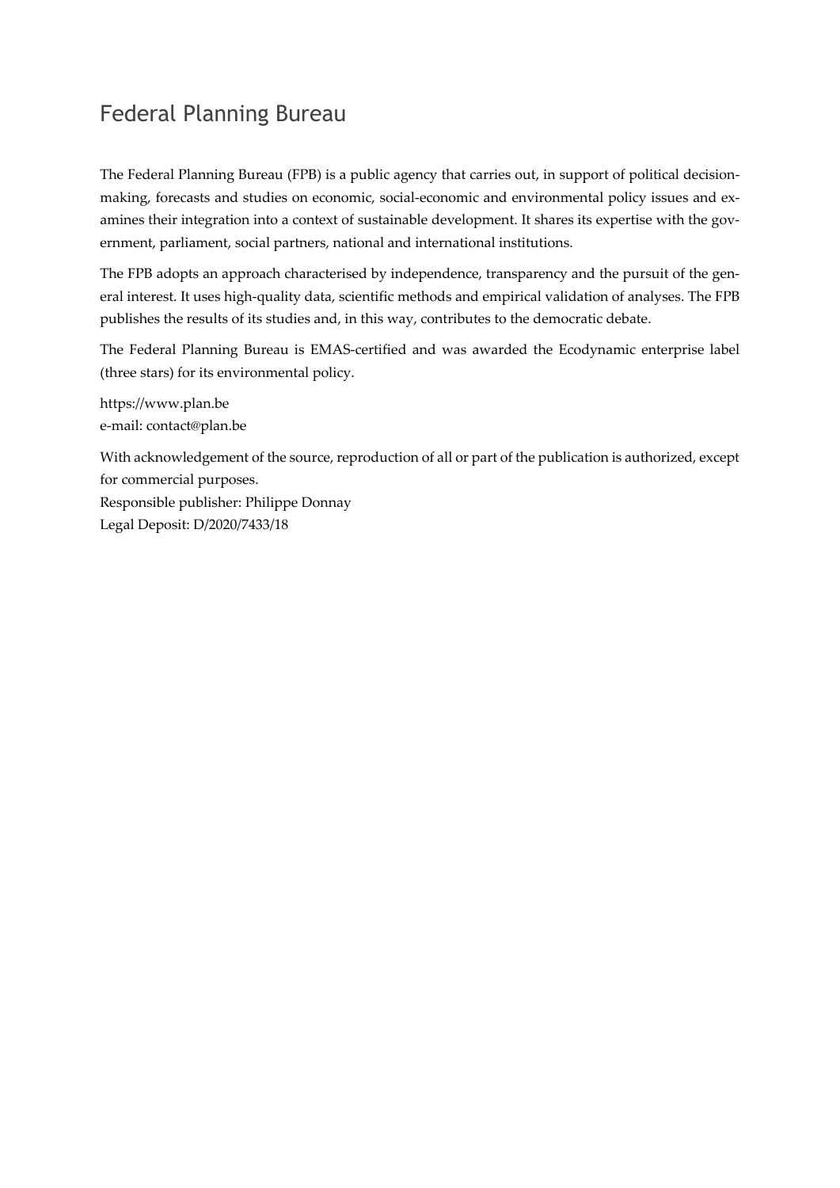# Federal Planning Bureau

The Federal Planning Bureau (FPB) is a public agency that carries out, in support of political decision-making, forecasts and studies on economic, social-economic and environmental policy issues and examines their integration into a context of sustainable development. It shares its expertise with the government, parliament, social partners, national and international institutions.

The FPB adopts an approach characterised by independence, transparency and the pursuit of the general interest. It uses high-quality data, scientific methods and empirical validation of analyses. The FPB publishes the results of its studies and, in this way, contributes to the democratic debate.

The Federal Planning Bureau is EMAS-certified and was awarded the Ecodynamic enterprise label (three stars) for its environmental policy.

https://www.plan.be
e-mail: contact@plan.be

With acknowledgement of the source, reproduction of all or part of the publication is authorized, except for commercial purposes.
Responsible publisher: Philippe Donnay
Legal Deposit: D/2020/7433/18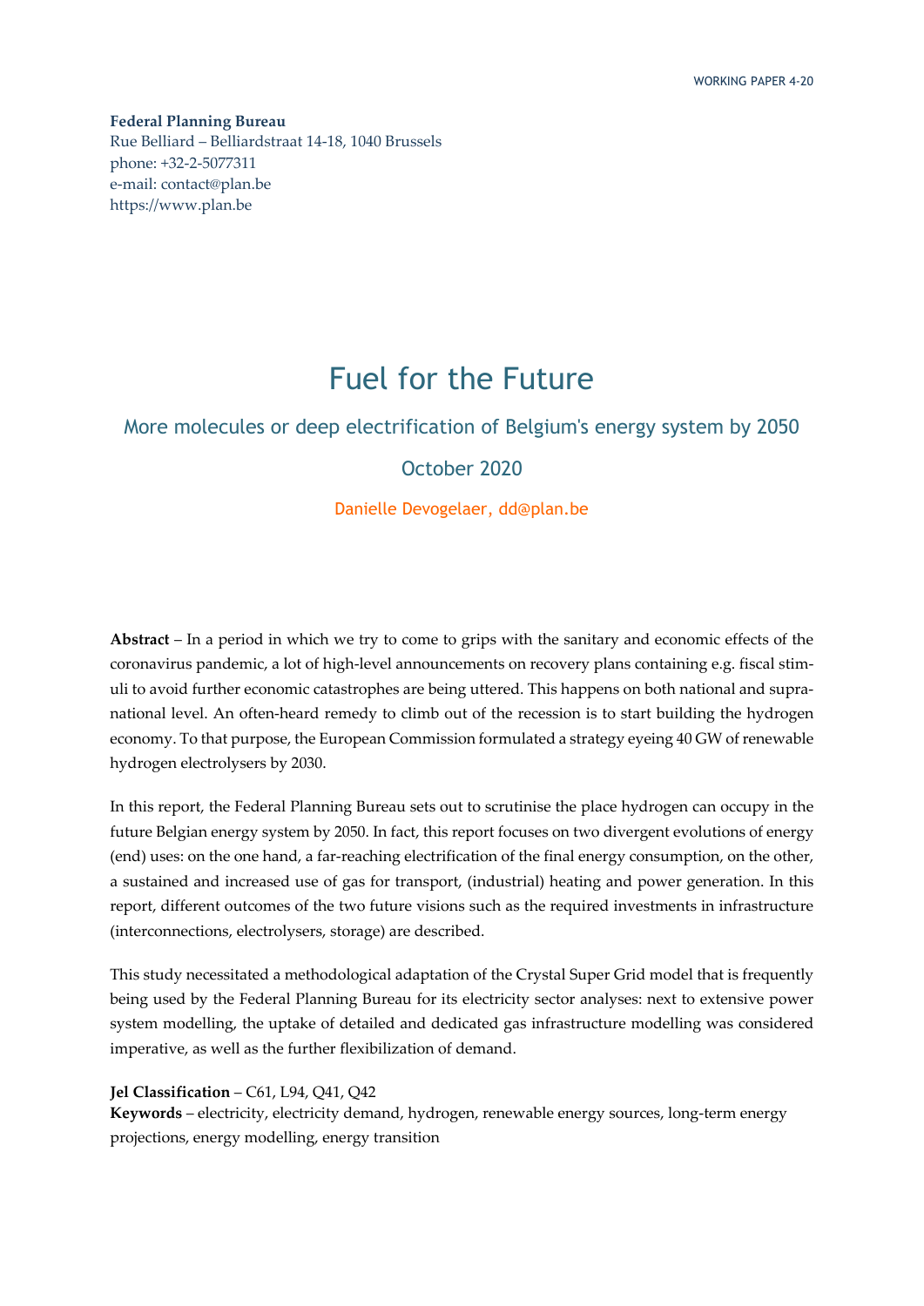**Federal Planning Bureau**
Rue Belliard – Belliardstraat 14-18, 1040 Brussels
phone: +32-2-5077311
e-mail: contact@plan.be
https://www.plan.be

# Fuel for the Future

## More molecules or deep electrification of Belgium's energy system by 2050

October 2020

Danielle Devogelaer, dd@plan.be

**Abstract** – In a period in which we try to come to grips with the sanitary and economic effects of the coronavirus pandemic, a lot of high-level announcements on recovery plans containing e.g. fiscal stimuli to avoid further economic catastrophes are being uttered. This happens on both national and supranational level. An often-heard remedy to climb out of the recession is to start building the hydrogen economy. To that purpose, the European Commission formulated a strategy eyeing 40 GW of renewable hydrogen electrolysers by 2030.

In this report, the Federal Planning Bureau sets out to scrutinise the place hydrogen can occupy in the future Belgian energy system by 2050. In fact, this report focuses on two divergent evolutions of energy (end) uses: on the one hand, a far-reaching electrification of the final energy consumption, on the other, a sustained and increased use of gas for transport, (industrial) heating and power generation. In this report, different outcomes of the two future visions such as the required investments in infrastructure (interconnections, electrolysers, storage) are described.

This study necessitated a methodological adaptation of the Crystal Super Grid model that is frequently being used by the Federal Planning Bureau for its electricity sector analyses: next to extensive power system modelling, the uptake of detailed and dedicated gas infrastructure modelling was considered imperative, as well as the further flexibilization of demand.

**Jel Classification** – C61, L94, Q41, Q42
**Keywords** – electricity, electricity demand, hydrogen, renewable energy sources, long-term energy projections, energy modelling, energy transition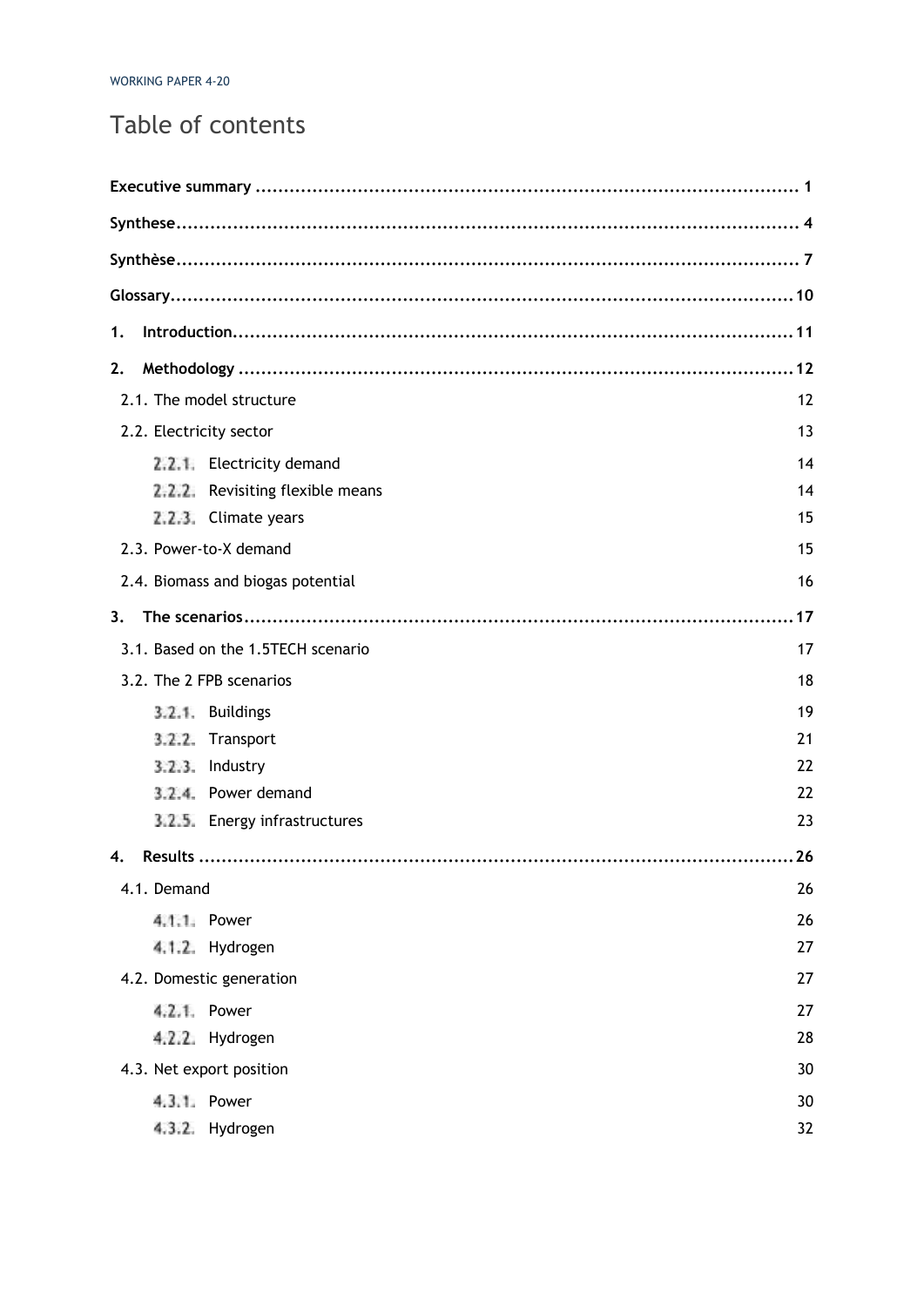# Table of contents

**Executive summary** ..... 1

**Synthese** ..... 4

**Synthèse** ..... 7

**Glossary** ..... 10

**1. Introduction** ..... 11

**2. Methodology** ..... 12

- 2.1. The model structure 12
- 2.2. Electricity sector 13
  - 2.2.1. Electricity demand 14
  - 2.2.2. Revisiting flexible means 14
  - 2.2.3. Climate years 15
- 2.3. Power-to-X demand 15
- 2.4. Biomass and biogas potential 16

**3. The scenarios** ..... 17

- 3.1. Based on the 1.5TECH scenario 17
- 3.2. The 2 FPB scenarios 18
  - 3.2.1. Buildings 19
  - 3.2.2. Transport 21
  - 3.2.3. Industry 22
  - 3.2.4. Power demand 22
  - 3.2.5. Energy infrastructures 23

**4. Results** ..... 26

- 4.1. Demand 26
  - 4.1.1. Power 26
  - 4.1.2. Hydrogen 27
- 4.2. Domestic generation 27
  - 4.2.1. Power 27
  - 4.2.2. Hydrogen 28
- 4.3. Net export position 30
  - 4.3.1. Power 30
  - 4.3.2. Hydrogen 32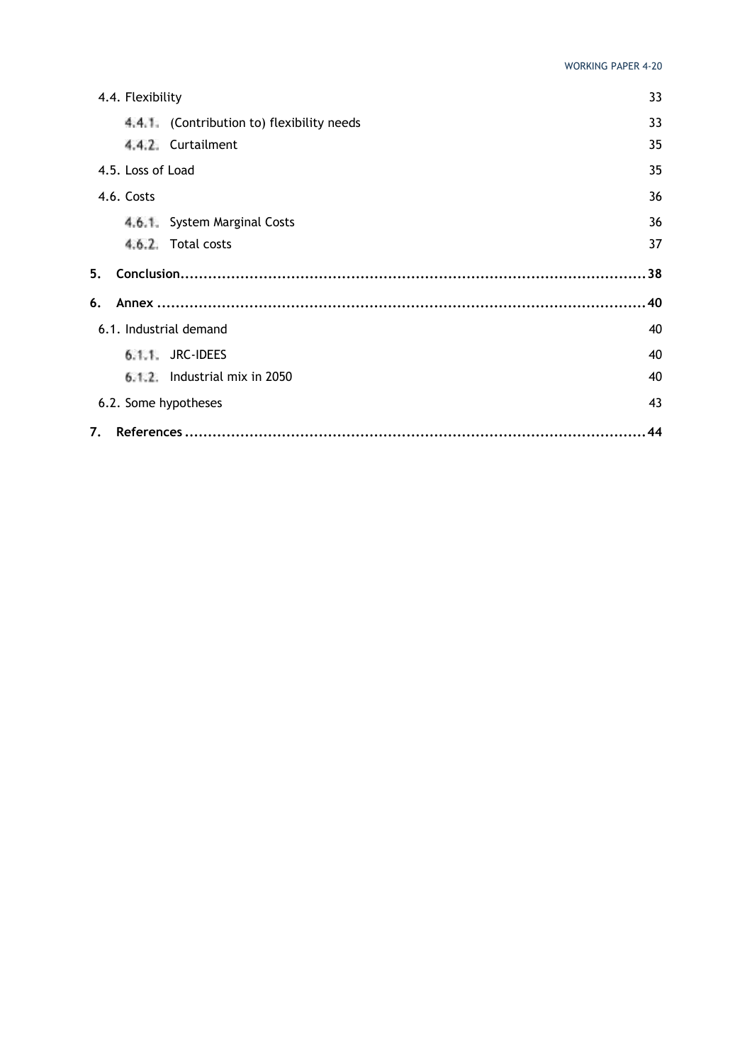4.4. Flexibility 33

4.4.1. (Contribution to) flexibility needs 33

4.4.2. Curtailment 35

4.5. Loss of Load 35

4.6. Costs 36

4.6.1. System Marginal Costs 36

4.6.2. Total costs 37

**5. Conclusion........................................................................................................38**

**6. Annex ..............................................................................................................40**

6.1. Industrial demand 40

6.1.1. JRC-IDEES 40

6.1.2. Industrial mix in 2050 40

6.2. Some hypotheses 43

**7. References .......................................................................................................44**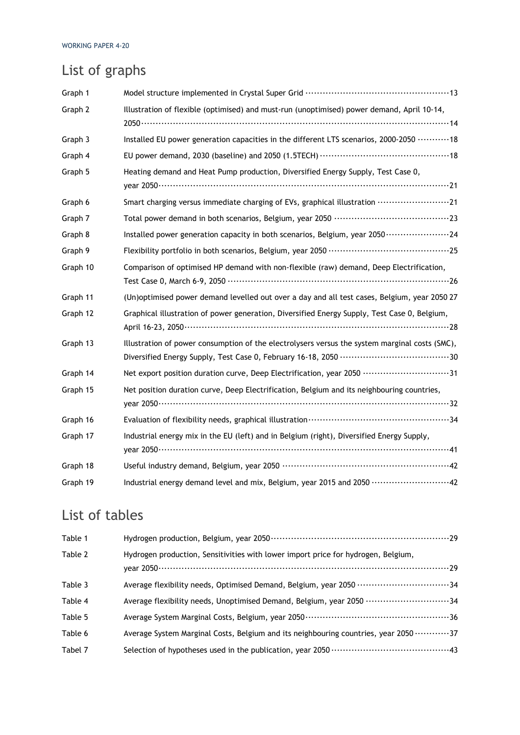## List of graphs

| | | |
|---|---|---|
| Graph 1 | Model structure implemented in Crystal Super Grid | 13 |
| Graph 2 | Illustration of flexible (optimised) and must-run (unoptimised) power demand, April 10-14, 2050 | 14 |
| Graph 3 | Installed EU power generation capacities in the different LTS scenarios, 2000-2050 | 18 |
| Graph 4 | EU power demand, 2030 (baseline) and 2050 (1.5TECH) | 18 |
| Graph 5 | Heating demand and Heat Pump production, Diversified Energy Supply, Test Case 0, year 2050 | 21 |
| Graph 6 | Smart charging versus immediate charging of EVs, graphical illustration | 21 |
| Graph 7 | Total power demand in both scenarios, Belgium, year 2050 | 23 |
| Graph 8 | Installed power generation capacity in both scenarios, Belgium, year 2050 | 24 |
| Graph 9 | Flexibility portfolio in both scenarios, Belgium, year 2050 | 25 |
| Graph 10 | Comparison of optimised HP demand with non-flexible (raw) demand, Deep Electrification, Test Case 0, March 6-9, 2050 | 26 |
| Graph 11 | (Un)optimised power demand levelled out over a day and all test cases, Belgium, year 2050 | 27 |
| Graph 12 | Graphical illustration of power generation, Diversified Energy Supply, Test Case 0, Belgium, April 16-23, 2050 | 28 |
| Graph 13 | Illustration of power consumption of the electrolysers versus the system marginal costs (SMC), Diversified Energy Supply, Test Case 0, February 16-18, 2050 | 30 |
| Graph 14 | Net export position duration curve, Deep Electrification, year 2050 | 31 |
| Graph 15 | Net position duration curve, Deep Electrification, Belgium and its neighbouring countries, year 2050 | 32 |
| Graph 16 | Evaluation of flexibility needs, graphical illustration | 34 |
| Graph 17 | Industrial energy mix in the EU (left) and in Belgium (right), Diversified Energy Supply, year 2050 | 41 |
| Graph 18 | Useful industry demand, Belgium, year 2050 | 42 |
| Graph 19 | Industrial energy demand level and mix, Belgium, year 2015 and 2050 | 42 |

## List of tables

| | | |
|---|---|---|
| Table 1 | Hydrogen production, Belgium, year 2050 | 29 |
| Table 2 | Hydrogen production, Sensitivities with lower import price for hydrogen, Belgium, year 2050 | 29 |
| Table 3 | Average flexibility needs, Optimised Demand, Belgium, year 2050 | 34 |
| Table 4 | Average flexibility needs, Unoptimised Demand, Belgium, year 2050 | 34 |
| Table 5 | Average System Marginal Costs, Belgium, year 2050 | 36 |
| Table 6 | Average System Marginal Costs, Belgium and its neighbouring countries, year 2050 | 37 |
| Tabel 7 | Selection of hypotheses used in the publication, year 2050 | 43 |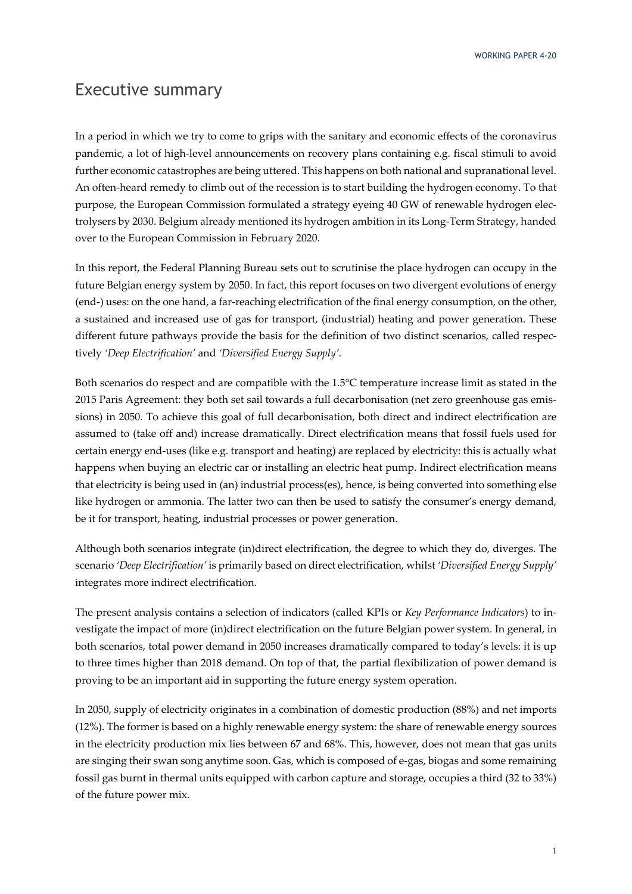# Executive summary

In a period in which we try to come to grips with the sanitary and economic effects of the coronavirus pandemic, a lot of high-level announcements on recovery plans containing e.g. fiscal stimuli to avoid further economic catastrophes are being uttered. This happens on both national and supranational level. An often-heard remedy to climb out of the recession is to start building the hydrogen economy. To that purpose, the European Commission formulated a strategy eyeing 40 GW of renewable hydrogen electrolysers by 2030. Belgium already mentioned its hydrogen ambition in its Long-Term Strategy, handed over to the European Commission in February 2020.

In this report, the Federal Planning Bureau sets out to scrutinise the place hydrogen can occupy in the future Belgian energy system by 2050. In fact, this report focuses on two divergent evolutions of energy (end-) uses: on the one hand, a far-reaching electrification of the final energy consumption, on the other, a sustained and increased use of gas for transport, (industrial) heating and power generation. These different future pathways provide the basis for the definition of two distinct scenarios, called respectively *'Deep Electrification'* and *'Diversified Energy Supply'*.

Both scenarios do respect and are compatible with the 1.5°C temperature increase limit as stated in the 2015 Paris Agreement: they both set sail towards a full decarbonisation (net zero greenhouse gas emissions) in 2050. To achieve this goal of full decarbonisation, both direct and indirect electrification are assumed to (take off and) increase dramatically. Direct electrification means that fossil fuels used for certain energy end-uses (like e.g. transport and heating) are replaced by electricity: this is actually what happens when buying an electric car or installing an electric heat pump. Indirect electrification means that electricity is being used in (an) industrial process(es), hence, is being converted into something else like hydrogen or ammonia. The latter two can then be used to satisfy the consumer's energy demand, be it for transport, heating, industrial processes or power generation.

Although both scenarios integrate (in)direct electrification, the degree to which they do, diverges. The scenario *'Deep Electrification'* is primarily based on direct electrification, whilst *'Diversified Energy Supply'* integrates more indirect electrification.

The present analysis contains a selection of indicators (called KPIs or *Key Performance Indicators*) to investigate the impact of more (in)direct electrification on the future Belgian power system. In general, in both scenarios, total power demand in 2050 increases dramatically compared to today's levels: it is up to three times higher than 2018 demand. On top of that, the partial flexibilization of power demand is proving to be an important aid in supporting the future energy system operation.

In 2050, supply of electricity originates in a combination of domestic production (88%) and net imports (12%). The former is based on a highly renewable energy system: the share of renewable energy sources in the electricity production mix lies between 67 and 68%. This, however, does not mean that gas units are singing their swan song anytime soon. Gas, which is composed of e-gas, biogas and some remaining fossil gas burnt in thermal units equipped with carbon capture and storage, occupies a third (32 to 33%) of the future power mix.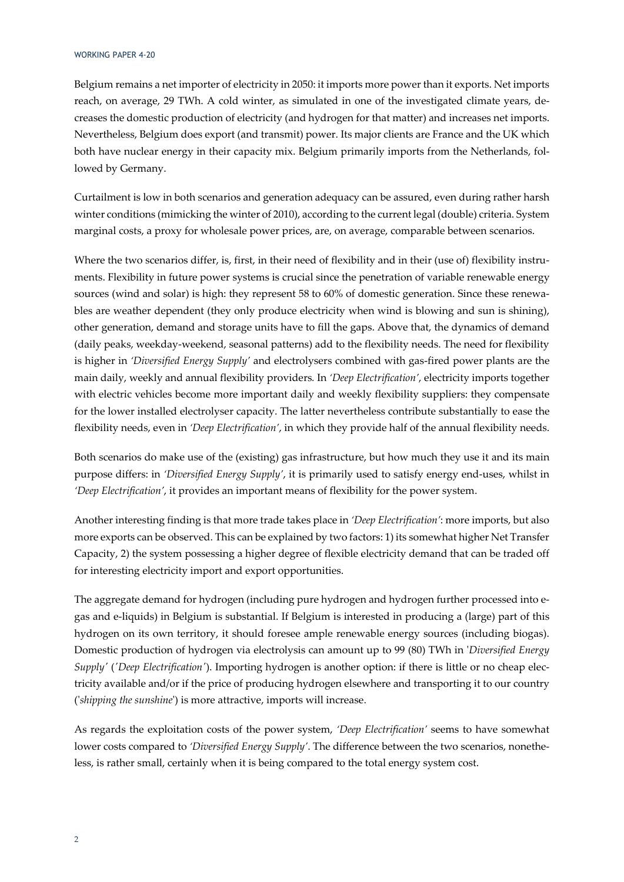Belgium remains a net importer of electricity in 2050: it imports more power than it exports. Net imports reach, on average, 29 TWh. A cold winter, as simulated in one of the investigated climate years, decreases the domestic production of electricity (and hydrogen for that matter) and increases net imports. Nevertheless, Belgium does export (and transmit) power. Its major clients are France and the UK which both have nuclear energy in their capacity mix. Belgium primarily imports from the Netherlands, followed by Germany.

Curtailment is low in both scenarios and generation adequacy can be assured, even during rather harsh winter conditions (mimicking the winter of 2010), according to the current legal (double) criteria. System marginal costs, a proxy for wholesale power prices, are, on average, comparable between scenarios.

Where the two scenarios differ, is, first, in their need of flexibility and in their (use of) flexibility instruments. Flexibility in future power systems is crucial since the penetration of variable renewable energy sources (wind and solar) is high: they represent 58 to 60% of domestic generation. Since these renewables are weather dependent (they only produce electricity when wind is blowing and sun is shining), other generation, demand and storage units have to fill the gaps. Above that, the dynamics of demand (daily peaks, weekday-weekend, seasonal patterns) add to the flexibility needs. The need for flexibility is higher in *'Diversified Energy Supply'* and electrolysers combined with gas-fired power plants are the main daily, weekly and annual flexibility providers. In *'Deep Electrification'*, electricity imports together with electric vehicles become more important daily and weekly flexibility suppliers: they compensate for the lower installed electrolyser capacity. The latter nevertheless contribute substantially to ease the flexibility needs, even in *'Deep Electrification'*, in which they provide half of the annual flexibility needs.

Both scenarios do make use of the (existing) gas infrastructure, but how much they use it and its main purpose differs: in *'Diversified Energy Supply'*, it is primarily used to satisfy energy end-uses, whilst in *'Deep Electrification'*, it provides an important means of flexibility for the power system.

Another interesting finding is that more trade takes place in *'Deep Electrification'*: more imports, but also more exports can be observed. This can be explained by two factors: 1) its somewhat higher Net Transfer Capacity, 2) the system possessing a higher degree of flexible electricity demand that can be traded off for interesting electricity import and export opportunities.

The aggregate demand for hydrogen (including pure hydrogen and hydrogen further processed into e-gas and e-liquids) in Belgium is substantial. If Belgium is interested in producing a (large) part of this hydrogen on its own territory, it should foresee ample renewable energy sources (including biogas). Domestic production of hydrogen via electrolysis can amount up to 99 (80) TWh in *'Diversified Energy Supply'* (*'Deep Electrification'*). Importing hydrogen is another option: if there is little or no cheap electricity available and/or if the price of producing hydrogen elsewhere and transporting it to our country (*'shipping the sunshine'*) is more attractive, imports will increase.

As regards the exploitation costs of the power system, *'Deep Electrification'* seems to have somewhat lower costs compared to *'Diversified Energy Supply'*. The difference between the two scenarios, nonetheless, is rather small, certainly when it is being compared to the total energy system cost.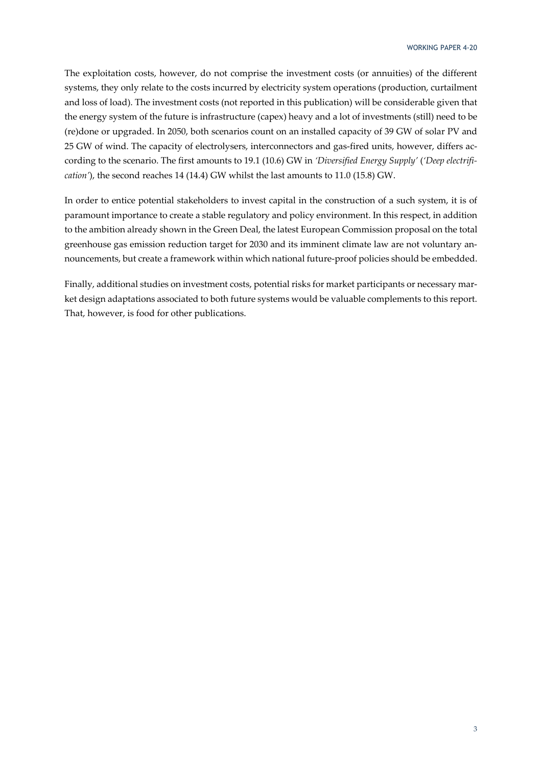The exploitation costs, however, do not comprise the investment costs (or annuities) of the different systems, they only relate to the costs incurred by electricity system operations (production, curtailment and loss of load). The investment costs (not reported in this publication) will be considerable given that the energy system of the future is infrastructure (capex) heavy and a lot of investments (still) need to be (re)done or upgraded. In 2050, both scenarios count on an installed capacity of 39 GW of solar PV and 25 GW of wind. The capacity of electrolysers, interconnectors and gas-fired units, however, differs according to the scenario. The first amounts to 19.1 (10.6) GW in *'Diversified Energy Supply'* (*'Deep electrification'*), the second reaches 14 (14.4) GW whilst the last amounts to 11.0 (15.8) GW.

In order to entice potential stakeholders to invest capital in the construction of a such system, it is of paramount importance to create a stable regulatory and policy environment. In this respect, in addition to the ambition already shown in the Green Deal, the latest European Commission proposal on the total greenhouse gas emission reduction target for 2030 and its imminent climate law are not voluntary announcements, but create a framework within which national future-proof policies should be embedded.

Finally, additional studies on investment costs, potential risks for market participants or necessary market design adaptations associated to both future systems would be valuable complements to this report. That, however, is food for other publications.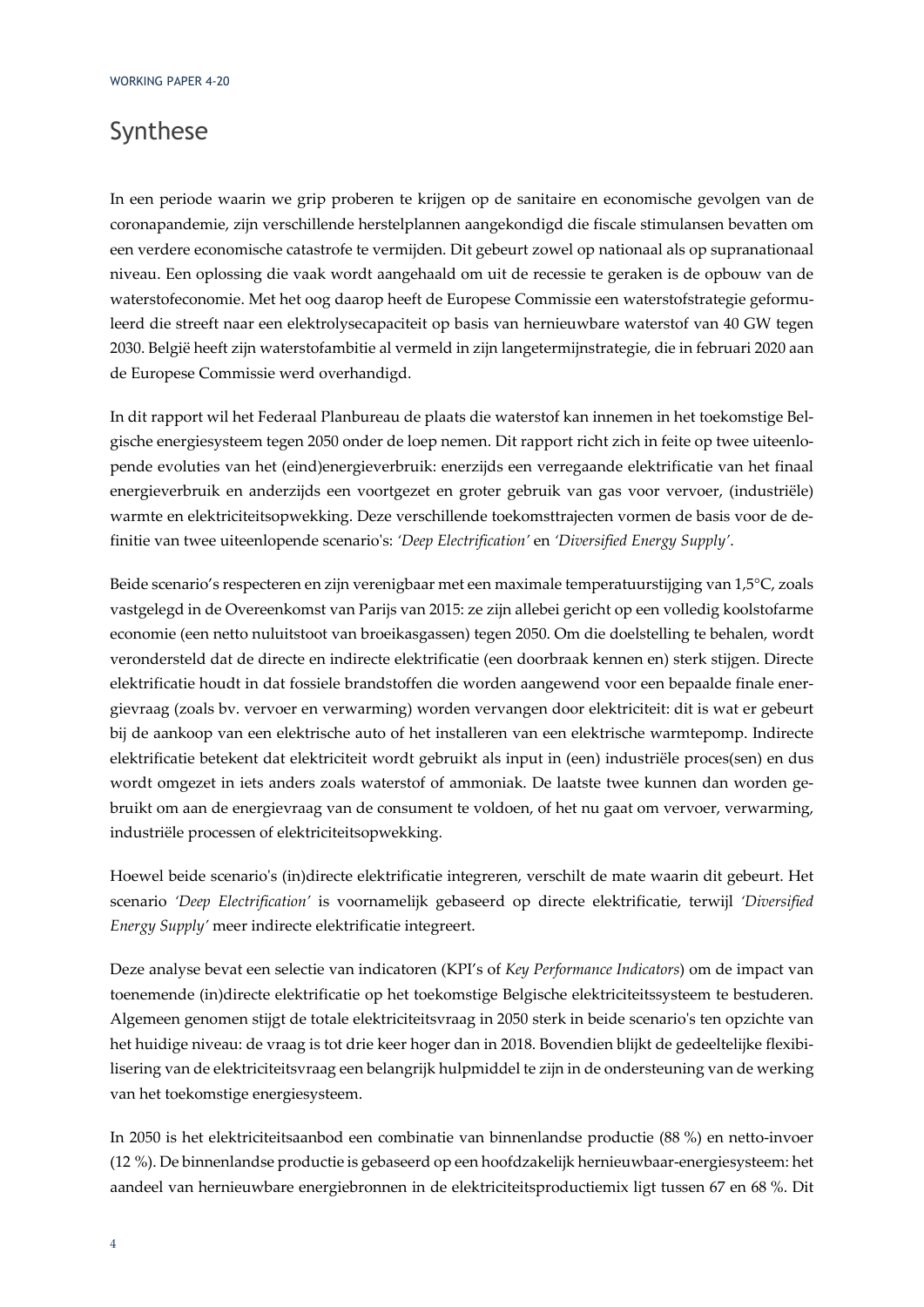# Synthese

In een periode waarin we grip proberen te krijgen op de sanitaire en economische gevolgen van de coronapandemie, zijn verschillende herstelplannen aangekondigd die fiscale stimulansen bevatten om een verdere economische catastrofe te vermijden. Dit gebeurt zowel op nationaal als op supranationaal niveau. Een oplossing die vaak wordt aangehaald om uit de recessie te geraken is de opbouw van de waterstofeconomie. Met het oog daarop heeft de Europese Commissie een waterstofstrategie geformuleerd die streeft naar een elektrolysecapaciteit op basis van hernieuwbare waterstof van 40 GW tegen 2030. België heeft zijn waterstofambitie al vermeld in zijn langetermijnstrategie, die in februari 2020 aan de Europese Commissie werd overhandigd.

In dit rapport wil het Federaal Planbureau de plaats die waterstof kan innemen in het toekomstige Belgische energiesysteem tegen 2050 onder de loep nemen. Dit rapport richt zich in feite op twee uiteenlopende evoluties van het (eind)energieverbruik: enerzijds een verregaande elektrificatie van het finaal energieverbruik en anderzijds een voortgezet en groter gebruik van gas voor vervoer, (industriële) warmte en elektriciteitsopwekking. Deze verschillende toekomsttrajecten vormen de basis voor de definitie van twee uiteenlopende scenario's: *'Deep Electrification'* en *'Diversified Energy Supply'*.

Beide scenario's respecteren en zijn verenigbaar met een maximale temperatuurstijging van 1,5°C, zoals vastgelegd in de Overeenkomst van Parijs van 2015: ze zijn allebei gericht op een volledig koolstofarme economie (een netto nuluitstoot van broeikasgassen) tegen 2050. Om die doelstelling te behalen, wordt verondersteld dat de directe en indirecte elektrificatie (een doorbraak kennen en) sterk stijgen. Directe elektrificatie houdt in dat fossiele brandstoffen die worden aangewend voor een bepaalde finale energievraag (zoals bv. vervoer en verwarming) worden vervangen door elektriciteit: dit is wat er gebeurt bij de aankoop van een elektrische auto of het installeren van een elektrische warmtepomp. Indirecte elektrificatie betekent dat elektriciteit wordt gebruikt als input in (een) industriële proces(sen) en dus wordt omgezet in iets anders zoals waterstof of ammoniak. De laatste twee kunnen dan worden gebruikt om aan de energievraag van de consument te voldoen, of het nu gaat om vervoer, verwarming, industriële processen of elektriciteitsopwekking.

Hoewel beide scenario's (in)directe elektrificatie integreren, verschilt de mate waarin dit gebeurt. Het scenario *'Deep Electrification'* is voornamelijk gebaseerd op directe elektrificatie, terwijl *'Diversified Energy Supply'* meer indirecte elektrificatie integreert.

Deze analyse bevat een selectie van indicatoren (KPI's of *Key Performance Indicators*) om de impact van toenemende (in)directe elektrificatie op het toekomstige Belgische elektriciteitssysteem te bestuderen. Algemeen genomen stijgt de totale elektriciteitsvraag in 2050 sterk in beide scenario's ten opzichte van het huidige niveau: de vraag is tot drie keer hoger dan in 2018. Bovendien blijkt de gedeeltelijke flexibilisering van de elektriciteitsvraag een belangrijk hulpmiddel te zijn in de ondersteuning van de werking van het toekomstige energiesysteem.

In 2050 is het elektriciteitsaanbod een combinatie van binnenlandse productie (88 %) en netto-invoer (12 %). De binnenlandse productie is gebaseerd op een hoofdzakelijk hernieuwbaar-energiesysteem: het aandeel van hernieuwbare energiebronnen in de elektriciteitsproductiemix ligt tussen 67 en 68 %. Dit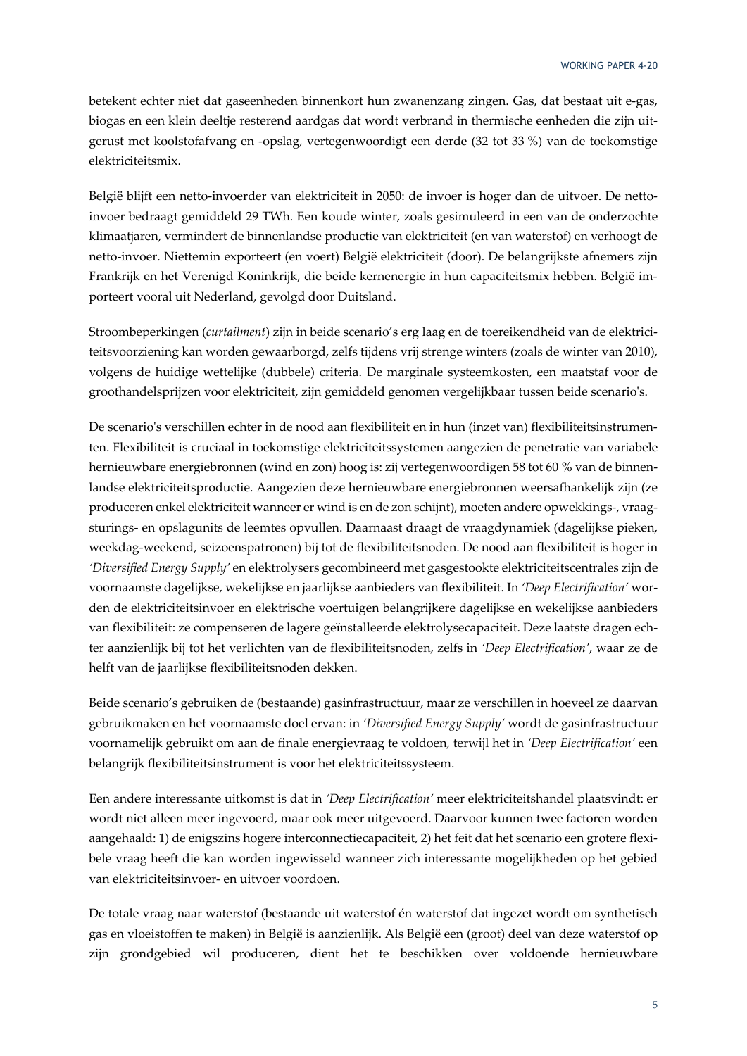betekent echter niet dat gaseenheden binnenkort hun zwanenzang zingen. Gas, dat bestaat uit e-gas, biogas en een klein deeltje resterend aardgas dat wordt verbrand in thermische eenheden die zijn uitgerust met koolstofafvang en -opslag, vertegenwoordigt een derde (32 tot 33 %) van de toekomstige elektriciteitsmix.

België blijft een netto-invoerder van elektriciteit in 2050: de invoer is hoger dan de uitvoer. De netto-invoer bedraagt gemiddeld 29 TWh. Een koude winter, zoals gesimuleerd in een van de onderzochte klimaatjaren, vermindert de binnenlandse productie van elektriciteit (en van waterstof) en verhoogt de netto-invoer. Niettemin exporteert (en voert) België elektriciteit (door). De belangrijkste afnemers zijn Frankrijk en het Verenigd Koninkrijk, die beide kernenergie in hun capaciteitsmix hebben. België importeert vooral uit Nederland, gevolgd door Duitsland.

Stroombeperkingen (*curtailment*) zijn in beide scenario's erg laag en de toereikendheid van de elektriciteitsvoorziening kan worden gewaarborgd, zelfs tijdens vrij strenge winters (zoals de winter van 2010), volgens de huidige wettelijke (dubbele) criteria. De marginale systeemkosten, een maatstaf voor de groothandelsprijzen voor elektriciteit, zijn gemiddeld genomen vergelijkbaar tussen beide scenario's.

De scenario's verschillen echter in de nood aan flexibiliteit en in hun (inzet van) flexibiliteitsinstrumenten. Flexibiliteit is cruciaal in toekomstige elektriciteitssystemen aangezien de penetratie van variabele hernieuwbare energiebronnen (wind en zon) hoog is: zij vertegenwoordigen 58 tot 60 % van de binnenlandse elektriciteitsproductie. Aangezien deze hernieuwbare energiebronnen weersafhankelijk zijn (ze produceren enkel elektriciteit wanneer er wind is en de zon schijnt), moeten andere opwekkings-, vraagsturings- en opslagunits de leemtes opvullen. Daarnaast draagt de vraagdynamiek (dagelijkse pieken, weekdag-weekend, seizoenspatronen) bij tot de flexibiliteitsnoden. De nood aan flexibiliteit is hoger in *'Diversified Energy Supply'* en elektrolysers gecombineerd met gasgestookte elektriciteitscentrales zijn de voornaamste dagelijkse, wekelijkse en jaarlijkse aanbieders van flexibiliteit. In *'Deep Electrification'* worden de elektriciteitsinvoer en elektrische voertuigen belangrijkere dagelijkse en wekelijkse aanbieders van flexibiliteit: ze compenseren de lagere geïnstalleerde elektrolysecapaciteit. Deze laatste dragen echter aanzienlijk bij tot het verlichten van de flexibiliteitsnoden, zelfs in *'Deep Electrification'*, waar ze de helft van de jaarlijkse flexibiliteitsnoden dekken.

Beide scenario's gebruiken de (bestaande) gasinfrastructuur, maar ze verschillen in hoeveel ze daarvan gebruikmaken en het voornaamste doel ervan: in *'Diversified Energy Supply'* wordt de gasinfrastructuur voornamelijk gebruikt om aan de finale energievraag te voldoen, terwijl het in *'Deep Electrification'* een belangrijk flexibiliteitsinstrument is voor het elektriciteitssysteem.

Een andere interessante uitkomst is dat in *'Deep Electrification'* meer elektriciteitshandel plaatsvindt: er wordt niet alleen meer ingevoerd, maar ook meer uitgevoerd. Daarvoor kunnen twee factoren worden aangehaald: 1) de enigszins hogere interconnectiecapaciteit, 2) het feit dat het scenario een grotere flexibele vraag heeft die kan worden ingewisseld wanneer zich interessante mogelijkheden op het gebied van elektriciteitsinvoer- en uitvoer voordoen.

De totale vraag naar waterstof (bestaande uit waterstof én waterstof dat ingezet wordt om synthetisch gas en vloeistoffen te maken) in België is aanzienlijk. Als België een (groot) deel van deze waterstof op zijn grondgebied wil produceren, dient het te beschikken over voldoende hernieuwbare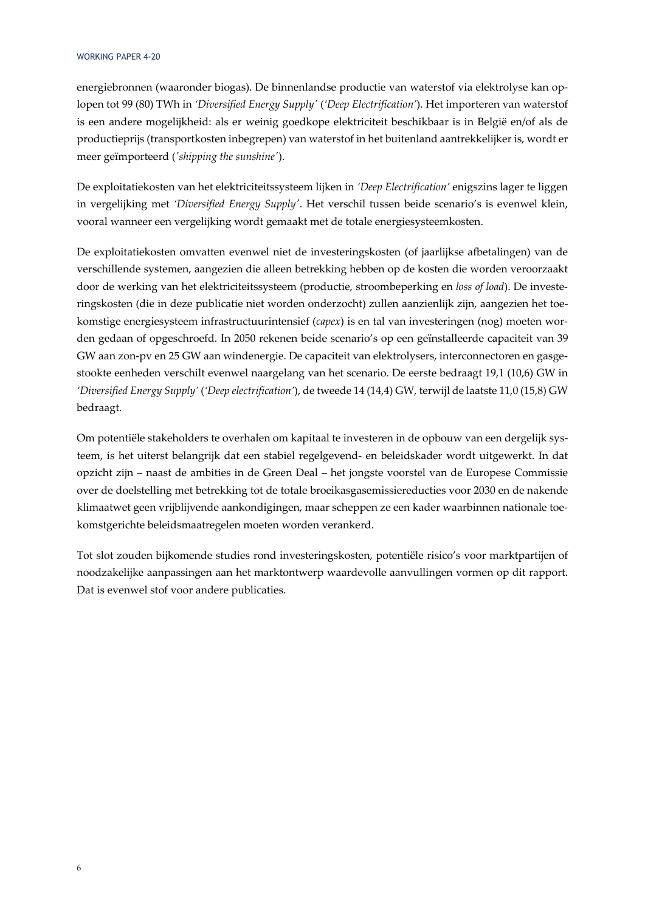energiebronnen (waaronder biogas). De binnenlandse productie van waterstof via elektrolyse kan oplopen tot 99 (80) TWh in *'Diversified Energy Supply'* (*'Deep Electrification'*). Het importeren van waterstof is een andere mogelijkheid: als er weinig goedkope elektriciteit beschikbaar is in België en/of als de productieprijs (transportkosten inbegrepen) van waterstof in het buitenland aantrekkelijker is, wordt er meer geïmporteerd (*'shipping the sunshine'*).

De exploitatiekosten van het elektriciteitssysteem lijken in *'Deep Electrification'* enigszins lager te liggen in vergelijking met *'Diversified Energy Supply'*. Het verschil tussen beide scenario's is evenwel klein, vooral wanneer een vergelijking wordt gemaakt met de totale energiesysteemkosten.

De exploitatiekosten omvatten evenwel niet de investeringskosten (of jaarlijkse afbetalingen) van de verschillende systemen, aangezien die alleen betrekking hebben op de kosten die worden veroorzaakt door de werking van het elektriciteitssysteem (productie, stroombeperking en *loss of load*). De investeringskosten (die in deze publicatie niet worden onderzocht) zullen aanzienlijk zijn, aangezien het toekomstige energiesysteem infrastructuurintensief (*capex*) is en tal van investeringen (nog) moeten worden gedaan of opgeschroefd. In 2050 rekenen beide scenario's op een geïnstalleerde capaciteit van 39 GW aan zon-pv en 25 GW aan windenergie. De capaciteit van elektrolysers, interconnectoren en gasgestookte eenheden verschilt evenwel naargelang van het scenario. De eerste bedraagt 19,1 (10,6) GW in *'Diversified Energy Supply'* (*'Deep electrification'*), de tweede 14 (14,4) GW, terwijl de laatste 11,0 (15,8) GW bedraagt.

Om potentiële stakeholders te overhalen om kapitaal te investeren in de opbouw van een dergelijk systeem, is het uiterst belangrijk dat een stabiel regelgevend- en beleidskader wordt uitgewerkt. In dat opzicht zijn – naast de ambities in de Green Deal – het jongste voorstel van de Europese Commissie over de doelstelling met betrekking tot de totale broeikasgasemissiereducties voor 2030 en de nakende klimaatwet geen vrijblijvende aankondigingen, maar scheppen ze een kader waarbinnen nationale toekomstgerichte beleidsmaatregelen moeten worden verankerd.

Tot slot zouden bijkomende studies rond investeringskosten, potentiële risico's voor marktpartijen of noodzakelijke aanpassingen aan het marktontwerp waardevolle aanvullingen vormen op dit rapport. Dat is evenwel stof voor andere publicaties.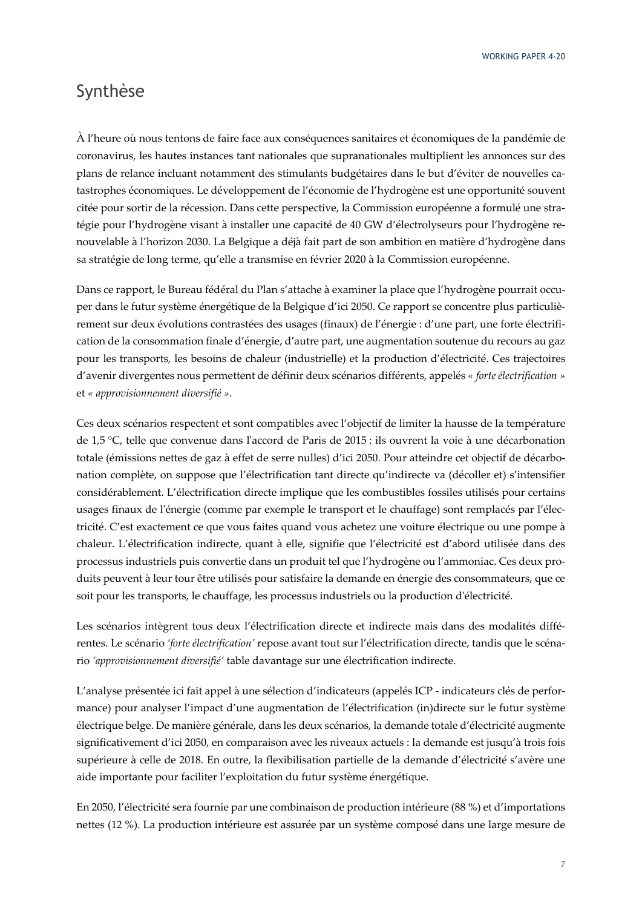# Synthèse

À l'heure où nous tentons de faire face aux conséquences sanitaires et économiques de la pandémie de coronavirus, les hautes instances tant nationales que supranationales multiplient les annonces sur des plans de relance incluant notamment des stimulants budgétaires dans le but d'éviter de nouvelles catastrophes économiques. Le développement de l'économie de l'hydrogène est une opportunité souvent citée pour sortir de la récession. Dans cette perspective, la Commission européenne a formulé une stratégie pour l'hydrogène visant à installer une capacité de 40 GW d'électrolyseurs pour l'hydrogène renouvelable à l'horizon 2030. La Belgique a déjà fait part de son ambition en matière d'hydrogène dans sa stratégie de long terme, qu'elle a transmise en février 2020 à la Commission européenne.

Dans ce rapport, le Bureau fédéral du Plan s'attache à examiner la place que l'hydrogène pourrait occuper dans le futur système énergétique de la Belgique d'ici 2050. Ce rapport se concentre plus particulièrement sur deux évolutions contrastées des usages (finaux) de l'énergie : d'une part, une forte électrification de la consommation finale d'énergie, d'autre part, une augmentation soutenue du recours au gaz pour les transports, les besoins de chaleur (industrielle) et la production d'électricité. Ces trajectoires d'avenir divergentes nous permettent de définir deux scénarios différents, appelés *« forte électrification »* et *« approvisionnement diversifié »*.

Ces deux scénarios respectent et sont compatibles avec l'objectif de limiter la hausse de la température de 1,5 °C, telle que convenue dans l'accord de Paris de 2015 : ils ouvrent la voie à une décarbonation totale (émissions nettes de gaz à effet de serre nulles) d'ici 2050. Pour atteindre cet objectif de décarbonation complète, on suppose que l'électrification tant directe qu'indirecte va (décoller et) s'intensifier considérablement. L'électrification directe implique que les combustibles fossiles utilisés pour certains usages finaux de l'énergie (comme par exemple le transport et le chauffage) sont remplacés par l'électricité. C'est exactement ce que vous faites quand vous achetez une voiture électrique ou une pompe à chaleur. L'électrification indirecte, quant à elle, signifie que l'électricité est d'abord utilisée dans des processus industriels puis convertie dans un produit tel que l'hydrogène ou l'ammoniac. Ces deux produits peuvent à leur tour être utilisés pour satisfaire la demande en énergie des consommateurs, que ce soit pour les transports, le chauffage, les processus industriels ou la production d'électricité.

Les scénarios intègrent tous deux l'électrification directe et indirecte mais dans des modalités différentes. Le scénario *'forte électrification'* repose avant tout sur l'électrification directe, tandis que le scénario *'approvisionnement diversifié'* table davantage sur une électrification indirecte.

L'analyse présentée ici fait appel à une sélection d'indicateurs (appelés ICP - indicateurs clés de performance) pour analyser l'impact d'une augmentation de l'électrification (in)directe sur le futur système électrique belge. De manière générale, dans les deux scénarios, la demande totale d'électricité augmente significativement d'ici 2050, en comparaison avec les niveaux actuels : la demande est jusqu'à trois fois supérieure à celle de 2018. En outre, la flexibilisation partielle de la demande d'électricité s'avère une aide importante pour faciliter l'exploitation du futur système énergétique.

En 2050, l'électricité sera fournie par une combinaison de production intérieure (88 %) et d'importations nettes (12 %). La production intérieure est assurée par un système composé dans une large mesure de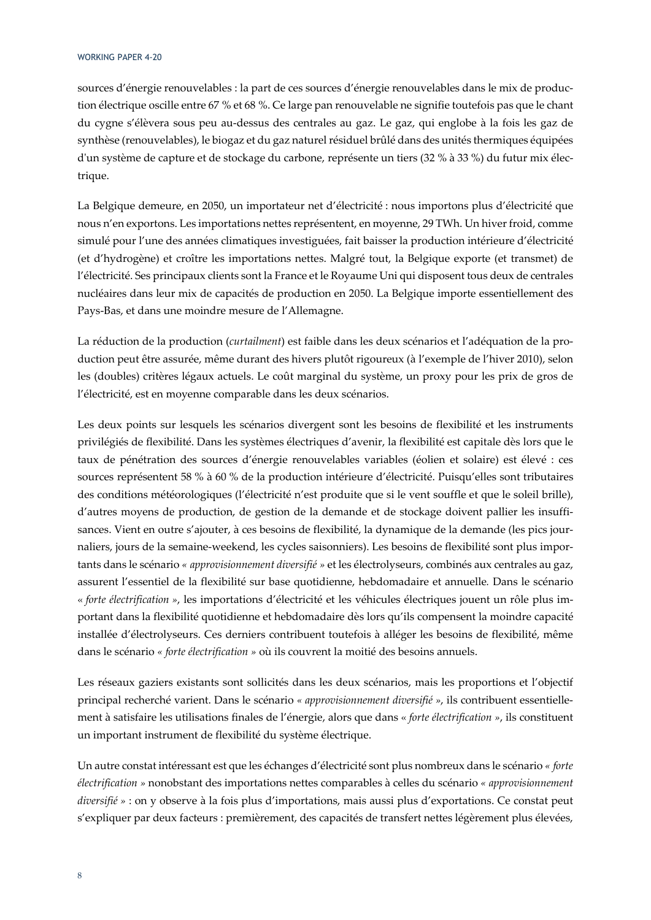sources d'énergie renouvelables : la part de ces sources d'énergie renouvelables dans le mix de production électrique oscille entre 67 % et 68 %. Ce large pan renouvelable ne signifie toutefois pas que le chant du cygne s'élèvera sous peu au-dessus des centrales au gaz. Le gaz, qui englobe à la fois les gaz de synthèse (renouvelables), le biogaz et du gaz naturel résiduel brûlé dans des unités thermiques équipées d'un système de capture et de stockage du carbone, représente un tiers (32 % à 33 %) du futur mix électrique.

La Belgique demeure, en 2050, un importateur net d'électricité : nous importons plus d'électricité que nous n'en exportons. Les importations nettes représentent, en moyenne, 29 TWh. Un hiver froid, comme simulé pour l'une des années climatiques investiguées, fait baisser la production intérieure d'électricité (et d'hydrogène) et croître les importations nettes. Malgré tout, la Belgique exporte (et transmet) de l'électricité. Ses principaux clients sont la France et le Royaume Uni qui disposent tous deux de centrales nucléaires dans leur mix de capacités de production en 2050. La Belgique importe essentiellement des Pays-Bas, et dans une moindre mesure de l'Allemagne.

La réduction de la production (*curtailment*) est faible dans les deux scénarios et l'adéquation de la production peut être assurée, même durant des hivers plutôt rigoureux (à l'exemple de l'hiver 2010), selon les (doubles) critères légaux actuels. Le coût marginal du système, un proxy pour les prix de gros de l'électricité, est en moyenne comparable dans les deux scénarios.

Les deux points sur lesquels les scénarios divergent sont les besoins de flexibilité et les instruments privilégiés de flexibilité. Dans les systèmes électriques d'avenir, la flexibilité est capitale dès lors que le taux de pénétration des sources d'énergie renouvelables variables (éolien et solaire) est élevé : ces sources représentent 58 % à 60 % de la production intérieure d'électricité. Puisqu'elles sont tributaires des conditions météorologiques (l'électricité n'est produite que si le vent souffle et que le soleil brille), d'autres moyens de production, de gestion de la demande et de stockage doivent pallier les insuffisances. Vient en outre s'ajouter, à ces besoins de flexibilité, la dynamique de la demande (les pics journaliers, jours de la semaine-weekend, les cycles saisonniers). Les besoins de flexibilité sont plus importants dans le scénario « *approvisionnement diversifié* » et les électrolyseurs, combinés aux centrales au gaz, assurent l'essentiel de la flexibilité sur base quotidienne, hebdomadaire et annuelle. Dans le scénario « *forte électrification* », les importations d'électricité et les véhicules électriques jouent un rôle plus important dans la flexibilité quotidienne et hebdomadaire dès lors qu'ils compensent la moindre capacité installée d'électrolyseurs. Ces derniers contribuent toutefois à alléger les besoins de flexibilité, même dans le scénario « *forte électrification* » où ils couvrent la moitié des besoins annuels.

Les réseaux gaziers existants sont sollicités dans les deux scénarios, mais les proportions et l'objectif principal recherché varient. Dans le scénario « *approvisionnement diversifié* », ils contribuent essentiellement à satisfaire les utilisations finales de l'énergie, alors que dans « *forte électrification* », ils constituent un important instrument de flexibilité du système électrique.

Un autre constat intéressant est que les échanges d'électricité sont plus nombreux dans le scénario « *forte électrification* » nonobstant des importations nettes comparables à celles du scénario « *approvisionnement diversifié* » : on y observe à la fois plus d'importations, mais aussi plus d'exportations. Ce constat peut s'expliquer par deux facteurs : premièrement, des capacités de transfert nettes légèrement plus élevées,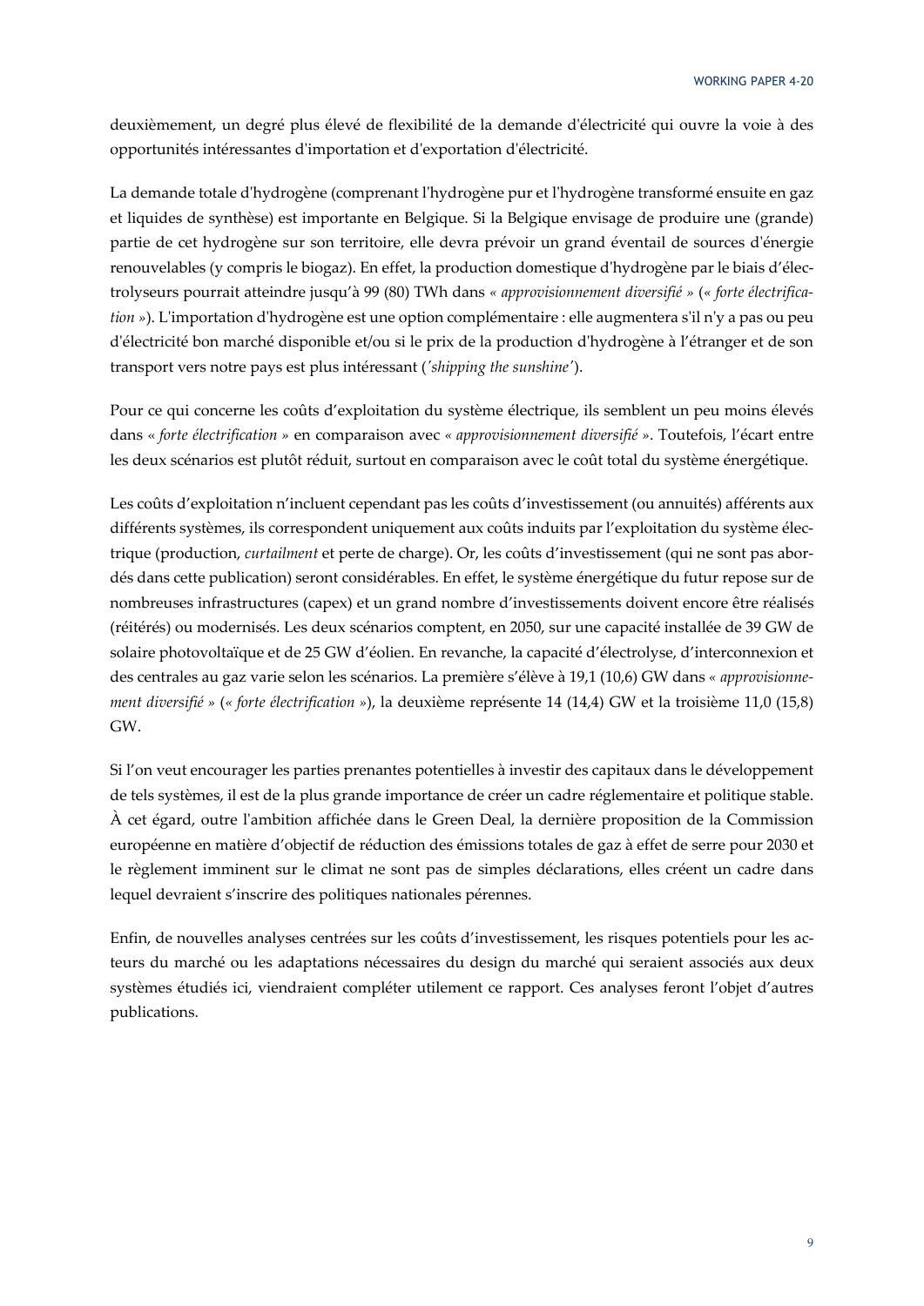deuxièmement, un degré plus élevé de flexibilité de la demande d'électricité qui ouvre la voie à des opportunités intéressantes d'importation et d'exportation d'électricité.

La demande totale d'hydrogène (comprenant l'hydrogène pur et l'hydrogène transformé ensuite en gaz et liquides de synthèse) est importante en Belgique. Si la Belgique envisage de produire une (grande) partie de cet hydrogène sur son territoire, elle devra prévoir un grand éventail de sources d'énergie renouvelables (y compris le biogaz). En effet, la production domestique d'hydrogène par le biais d'électrolyseurs pourrait atteindre jusqu'à 99 (80) TWh dans *« approvisionnement diversifié »* (*« forte électrification »*). L'importation d'hydrogène est une option complémentaire : elle augmentera s'il n'y a pas ou peu d'électricité bon marché disponible et/ou si le prix de la production d'hydrogène à l'étranger et de son transport vers notre pays est plus intéressant (*'shipping the sunshine'*).

Pour ce qui concerne les coûts d'exploitation du système électrique, ils semblent un peu moins élevés dans *« forte électrification »* en comparaison avec *« approvisionnement diversifié »*. Toutefois, l'écart entre les deux scénarios est plutôt réduit, surtout en comparaison avec le coût total du système énergétique.

Les coûts d'exploitation n'incluent cependant pas les coûts d'investissement (ou annuités) afférents aux différents systèmes, ils correspondent uniquement aux coûts induits par l'exploitation du système électrique (production, *curtailment* et perte de charge). Or, les coûts d'investissement (qui ne sont pas abordés dans cette publication) seront considérables. En effet, le système énergétique du futur repose sur de nombreuses infrastructures (capex) et un grand nombre d'investissements doivent encore être réalisés (réitérés) ou modernisés. Les deux scénarios comptent, en 2050, sur une capacité installée de 39 GW de solaire photovoltaïque et de 25 GW d'éolien. En revanche, la capacité d'électrolyse, d'interconnexion et des centrales au gaz varie selon les scénarios. La première s'élève à 19,1 (10,6) GW dans *« approvisionnement diversifié »* (*« forte électrification »*), la deuxième représente 14 (14,4) GW et la troisième 11,0 (15,8) GW.

Si l'on veut encourager les parties prenantes potentielles à investir des capitaux dans le développement de tels systèmes, il est de la plus grande importance de créer un cadre réglementaire et politique stable. À cet égard, outre l'ambition affichée dans le Green Deal, la dernière proposition de la Commission européenne en matière d'objectif de réduction des émissions totales de gaz à effet de serre pour 2030 et le règlement imminent sur le climat ne sont pas de simples déclarations, elles créent un cadre dans lequel devraient s'inscrire des politiques nationales pérennes.

Enfin, de nouvelles analyses centrées sur les coûts d'investissement, les risques potentiels pour les acteurs du marché ou les adaptations nécessaires du design du marché qui seraient associés aux deux systèmes étudiés ici, viendraient compléter utilement ce rapport. Ces analyses feront l'objet d'autres publications.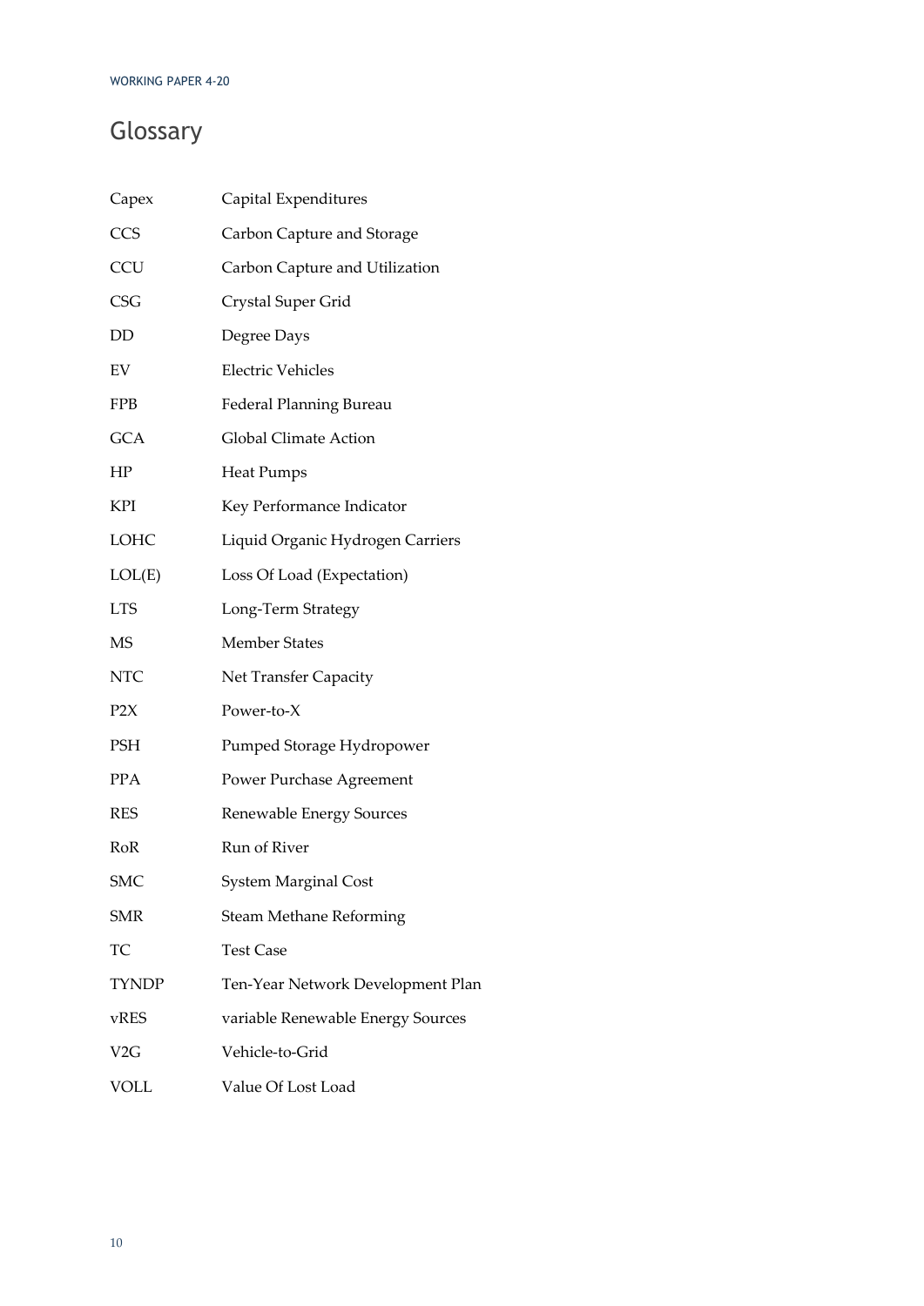# Glossary

| | |
|---|---|
| Capex | Capital Expenditures |
| CCS | Carbon Capture and Storage |
| CCU | Carbon Capture and Utilization |
| CSG | Crystal Super Grid |
| DD | Degree Days |
| EV | Electric Vehicles |
| FPB | Federal Planning Bureau |
| GCA | Global Climate Action |
| HP | Heat Pumps |
| KPI | Key Performance Indicator |
| LOHC | Liquid Organic Hydrogen Carriers |
| LOL(E) | Loss Of Load (Expectation) |
| LTS | Long-Term Strategy |
| MS | Member States |
| NTC | Net Transfer Capacity |
| P2X | Power-to-X |
| PSH | Pumped Storage Hydropower |
| PPA | Power Purchase Agreement |
| RES | Renewable Energy Sources |
| RoR | Run of River |
| SMC | System Marginal Cost |
| SMR | Steam Methane Reforming |
| TC | Test Case |
| TYNDP | Ten-Year Network Development Plan |
| vRES | variable Renewable Energy Sources |
| V2G | Vehicle-to-Grid |
| VOLL | Value Of Lost Load |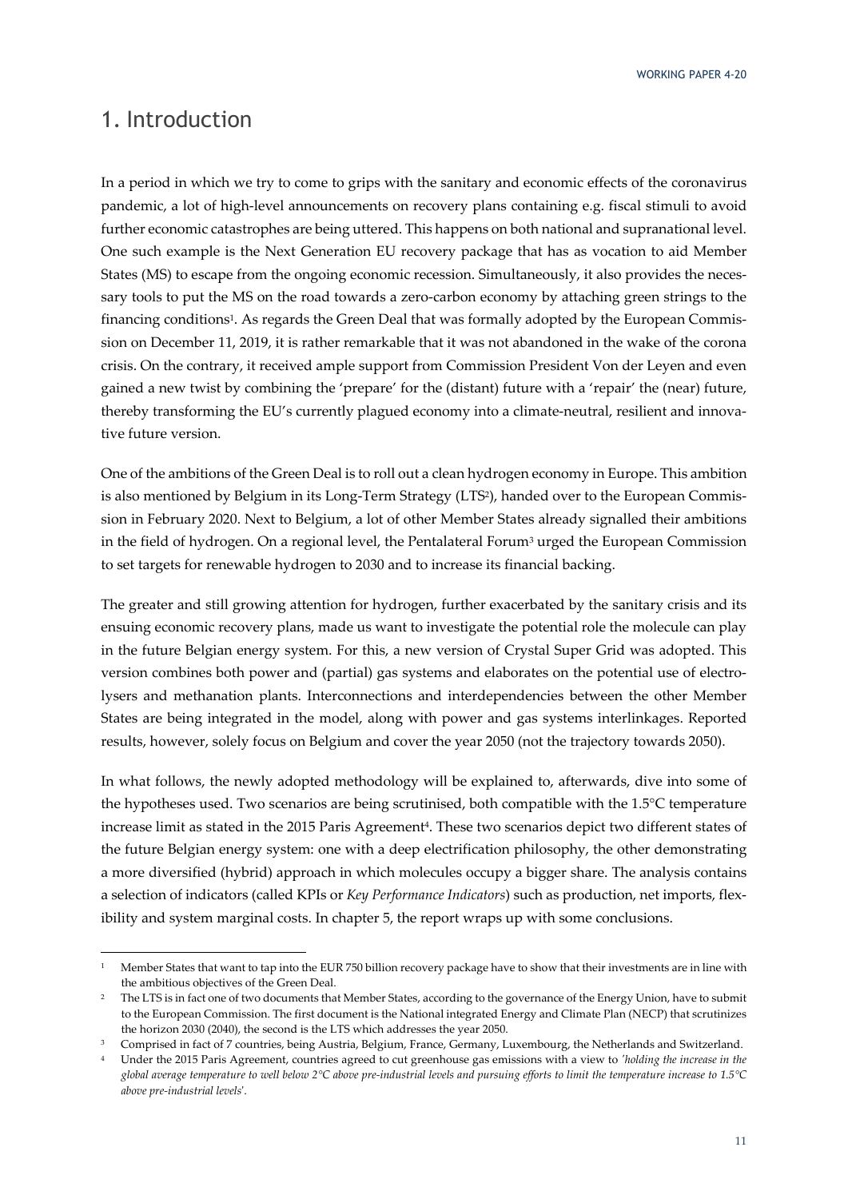# 1. Introduction

In a period in which we try to come to grips with the sanitary and economic effects of the coronavirus pandemic, a lot of high-level announcements on recovery plans containing e.g. fiscal stimuli to avoid further economic catastrophes are being uttered. This happens on both national and supranational level. One such example is the Next Generation EU recovery package that has as vocation to aid Member States (MS) to escape from the ongoing economic recession. Simultaneously, it also provides the necessary tools to put the MS on the road towards a zero-carbon economy by attaching green strings to the financing conditions[1]. As regards the Green Deal that was formally adopted by the European Commission on December 11, 2019, it is rather remarkable that it was not abandoned in the wake of the corona crisis. On the contrary, it received ample support from Commission President Von der Leyen and even gained a new twist by combining the 'prepare' for the (distant) future with a 'repair' the (near) future, thereby transforming the EU's currently plagued economy into a climate-neutral, resilient and innovative future version.

One of the ambitions of the Green Deal is to roll out a clean hydrogen economy in Europe. This ambition is also mentioned by Belgium in its Long-Term Strategy (LTS[2]), handed over to the European Commission in February 2020. Next to Belgium, a lot of other Member States already signalled their ambitions in the field of hydrogen. On a regional level, the Pentalateral Forum[3] urged the European Commission to set targets for renewable hydrogen to 2030 and to increase its financial backing.

The greater and still growing attention for hydrogen, further exacerbated by the sanitary crisis and its ensuing economic recovery plans, made us want to investigate the potential role the molecule can play in the future Belgian energy system. For this, a new version of Crystal Super Grid was adopted. This version combines both power and (partial) gas systems and elaborates on the potential use of electrolysers and methanation plants. Interconnections and interdependencies between the other Member States are being integrated in the model, along with power and gas systems interlinkages. Reported results, however, solely focus on Belgium and cover the year 2050 (not the trajectory towards 2050).

In what follows, the newly adopted methodology will be explained to, afterwards, dive into some of the hypotheses used. Two scenarios are being scrutinised, both compatible with the 1.5°C temperature increase limit as stated in the 2015 Paris Agreement[4]. These two scenarios depict two different states of the future Belgian energy system: one with a deep electrification philosophy, the other demonstrating a more diversified (hybrid) approach in which molecules occupy a bigger share. The analysis contains a selection of indicators (called KPIs or *Key Performance Indicators*) such as production, net imports, flexibility and system marginal costs. In chapter 5, the report wraps up with some conclusions.

---

[1] Member States that want to tap into the EUR 750 billion recovery package have to show that their investments are in line with the ambitious objectives of the Green Deal.

[2] The LTS is in fact one of two documents that Member States, according to the governance of the Energy Union, have to submit to the European Commission. The first document is the National integrated Energy and Climate Plan (NECP) that scrutinizes the horizon 2030 (2040), the second is the LTS which addresses the year 2050.

[3] Comprised in fact of 7 countries, being Austria, Belgium, France, Germany, Luxembourg, the Netherlands and Switzerland.

[4] Under the 2015 Paris Agreement, countries agreed to cut greenhouse gas emissions with a view to *'holding the increase in the global average temperature to well below 2°C above pre-industrial levels and pursuing efforts to limit the temperature increase to 1.5°C above pre-industrial levels'*.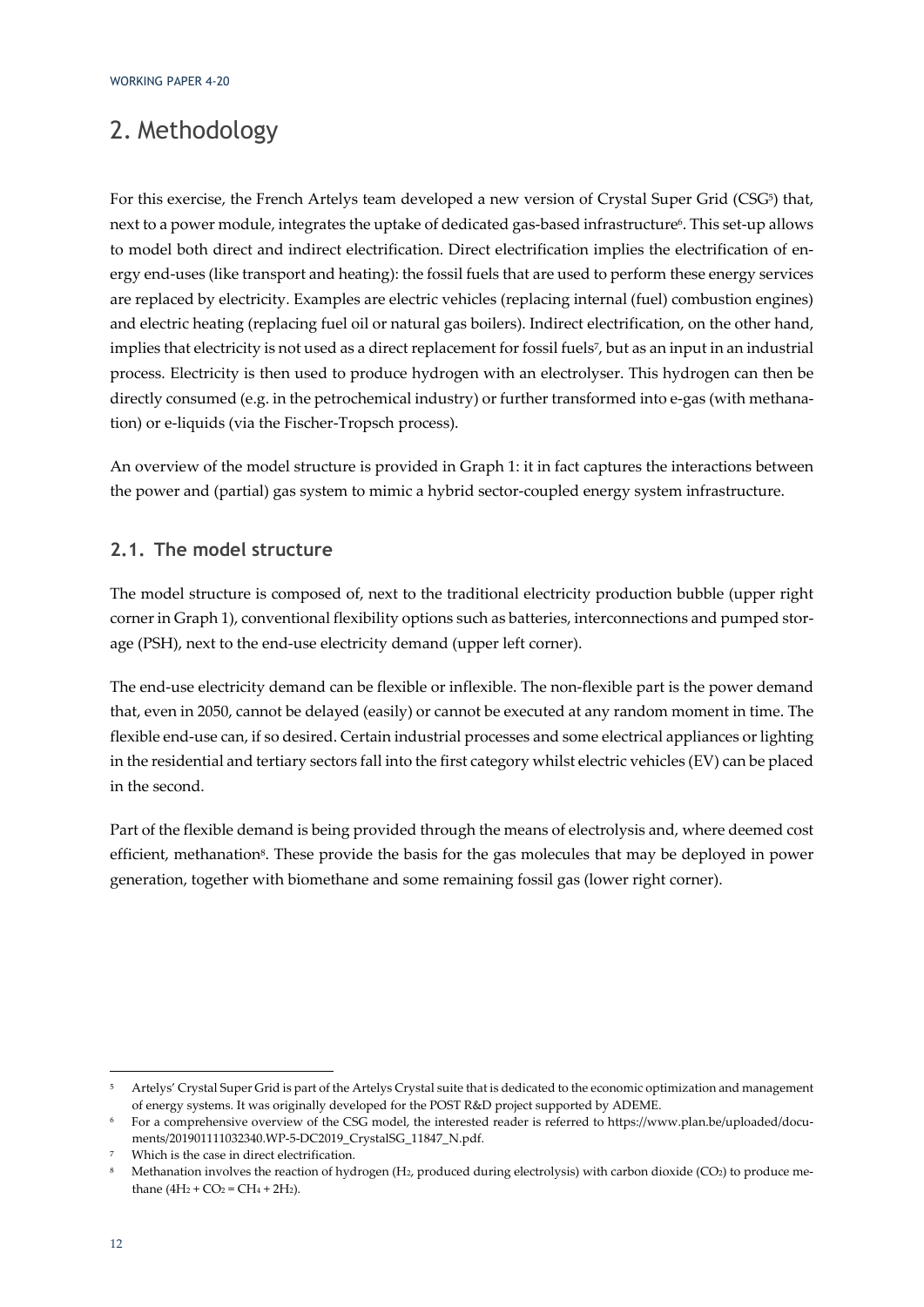# 2. Methodology

For this exercise, the French Artelys team developed a new version of Crystal Super Grid (CSG[5]) that, next to a power module, integrates the uptake of dedicated gas-based infrastructure[6]. This set-up allows to model both direct and indirect electrification. Direct electrification implies the electrification of energy end-uses (like transport and heating): the fossil fuels that are used to perform these energy services are replaced by electricity. Examples are electric vehicles (replacing internal (fuel) combustion engines) and electric heating (replacing fuel oil or natural gas boilers). Indirect electrification, on the other hand, implies that electricity is not used as a direct replacement for fossil fuels[7], but as an input in an industrial process. Electricity is then used to produce hydrogen with an electrolyser. This hydrogen can then be directly consumed (e.g. in the petrochemical industry) or further transformed into e-gas (with methanation) or e-liquids (via the Fischer-Tropsch process).

An overview of the model structure is provided in Graph 1: it in fact captures the interactions between the power and (partial) gas system to mimic a hybrid sector-coupled energy system infrastructure.

## 2.1. The model structure

The model structure is composed of, next to the traditional electricity production bubble (upper right corner in Graph 1), conventional flexibility options such as batteries, interconnections and pumped storage (PSH), next to the end-use electricity demand (upper left corner).

The end-use electricity demand can be flexible or inflexible. The non-flexible part is the power demand that, even in 2050, cannot be delayed (easily) or cannot be executed at any random moment in time. The flexible end-use can, if so desired. Certain industrial processes and some electrical appliances or lighting in the residential and tertiary sectors fall into the first category whilst electric vehicles (EV) can be placed in the second.

Part of the flexible demand is being provided through the means of electrolysis and, where deemed cost efficient, methanation[8]. These provide the basis for the gas molecules that may be deployed in power generation, together with biomethane and some remaining fossil gas (lower right corner).

---

[5] Artelys' Crystal Super Grid is part of the Artelys Crystal suite that is dedicated to the economic optimization and management of energy systems. It was originally developed for the POST R&D project supported by ADEME.

[6] For a comprehensive overview of the CSG model, the interested reader is referred to https://www.plan.be/uploaded/documents/201901111032340.WP-5-DC2019_CrystalSG_11847_N.pdf.

[7] Which is the case in direct electrification.

[8] Methanation involves the reaction of hydrogen ($H_2$, produced during electrolysis) with carbon dioxide ($CO_2$) to produce methane ($4H_2 + CO_2 = CH_4 + 2H_2$).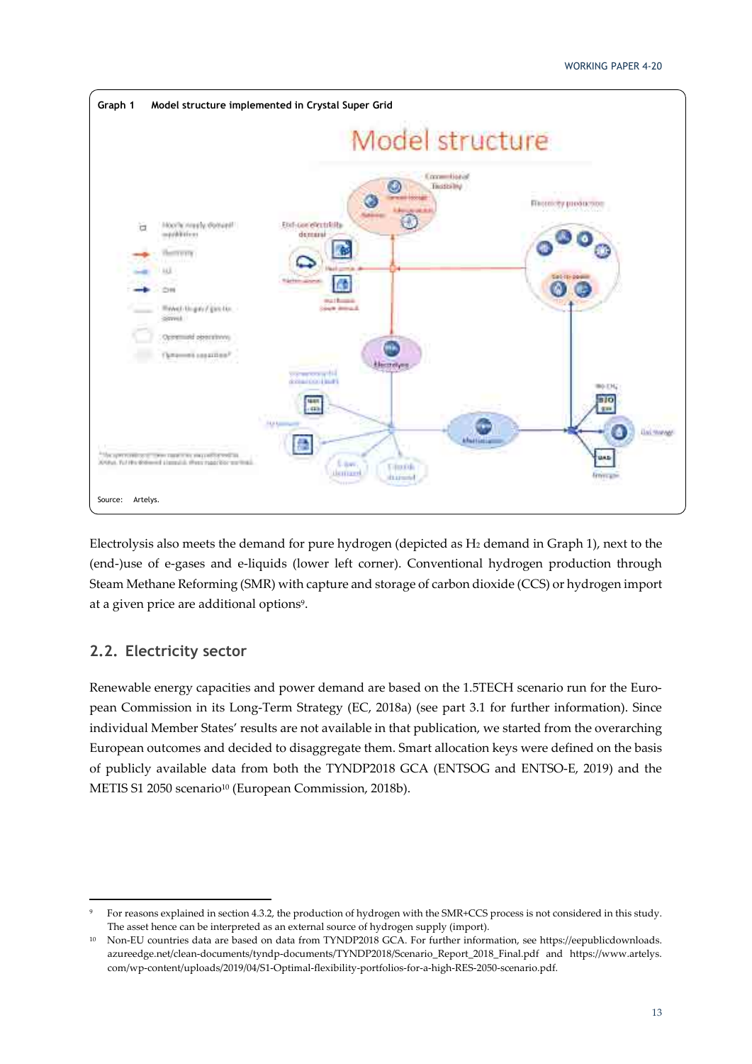Graph 1 Model structure implemented in Crystal Super Grid

Source: Artelys.

Electrolysis also meets the demand for pure hydrogen (depicted as $H_2$ demand in Graph 1), next to the (end-)use of e-gases and e-liquids (lower left corner). Conventional hydrogen production through Steam Methane Reforming (SMR) with capture and storage of carbon dioxide (CCS) or hydrogen import at a given price are additional options[9].

## 2.2. Electricity sector

Renewable energy capacities and power demand are based on the 1.5TECH scenario run for the European Commission in its Long-Term Strategy (EC, 2018a) (see part 3.1 for further information). Since individual Member States' results are not available in that publication, we started from the overarching European outcomes and decided to disaggregate them. Smart allocation keys were defined on the basis of publicly available data from both the TYNDP2018 GCA (ENTSOG and ENTSO-E, 2019) and the METIS S1 2050 scenario[10] (European Commission, 2018b).

---

[9] For reasons explained in section 4.3.2, the production of hydrogen with the SMR+CCS process is not considered in this study. The asset hence can be interpreted as an external source of hydrogen supply (import).

[10] Non-EU countries data are based on data from TYNDP2018 GCA. For further information, see https://eepublicdownloads.azureedge.net/clean-documents/tyndp-documents/TYNDP2018/Scenario_Report_2018_Final.pdf and https://www.artelys.com/wp-content/uploads/2019/04/S1-Optimal-flexibility-portfolios-for-a-high-RES-2050-scenario.pdf.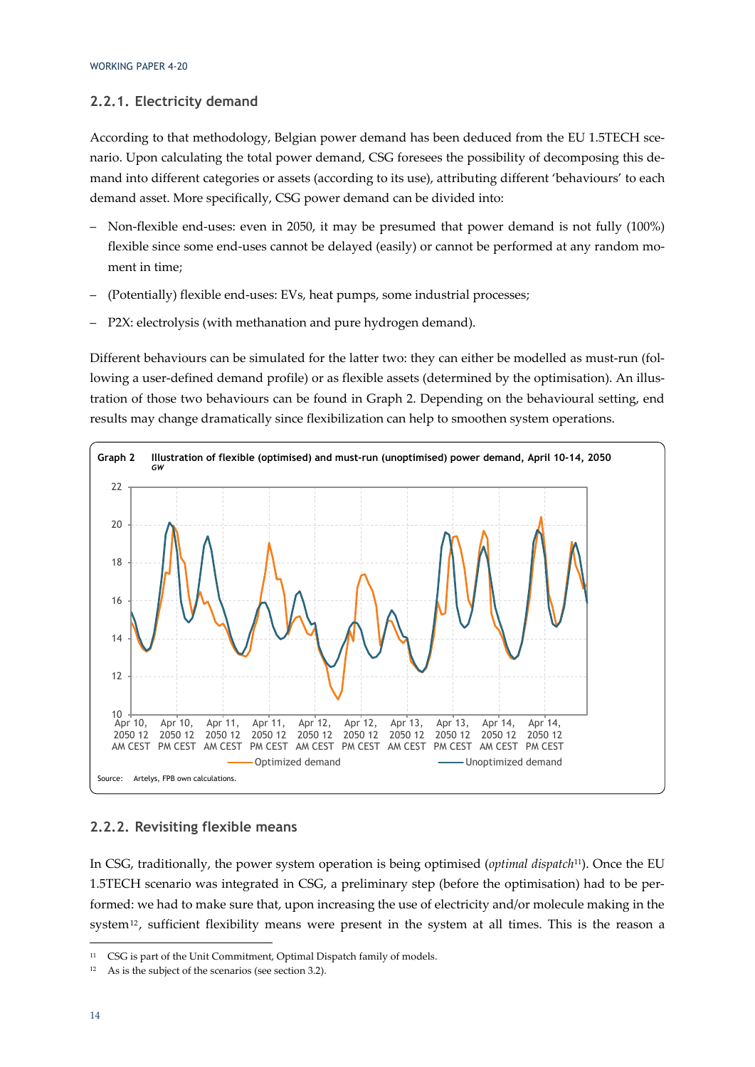### 2.2.1. Electricity demand

According to that methodology, Belgian power demand has been deduced from the EU 1.5TECH scenario. Upon calculating the total power demand, CSG foresees the possibility of decomposing this demand into different categories or assets (according to its use), attributing different 'behaviours' to each demand asset. More specifically, CSG power demand can be divided into:

- Non-flexible end-uses: even in 2050, it may be presumed that power demand is not fully (100%) flexible since some end-uses cannot be delayed (easily) or cannot be performed at any random moment in time;
- (Potentially) flexible end-uses: EVs, heat pumps, some industrial processes;
- P2X: electrolysis (with methanation and pure hydrogen demand).

Different behaviours can be simulated for the latter two: they can either be modelled as must-run (following a user-defined demand profile) or as flexible assets (determined by the optimisation). An illustration of those two behaviours can be found in Graph 2. Depending on the behavioural setting, end results may change dramatically since flexibilization can help to smoothen system operations.

**Graph 2 Illustration of flexible (optimised) and must-run (unoptimised) power demand, April 10-14, 2050**
*GW*

Source: Artelys, FPB own calculations.

### 2.2.2. Revisiting flexible means

In CSG, traditionally, the power system operation is being optimised (*optimal dispatch*[11]). Once the EU 1.5TECH scenario was integrated in CSG, a preliminary step (before the optimisation) had to be performed: we had to make sure that, upon increasing the use of electricity and/or molecule making in the system[12], sufficient flexibility means were present in the system at all times. This is the reason a

[11] CSG is part of the Unit Commitment, Optimal Dispatch family of models.

[12] As is the subject of the scenarios (see section 3.2).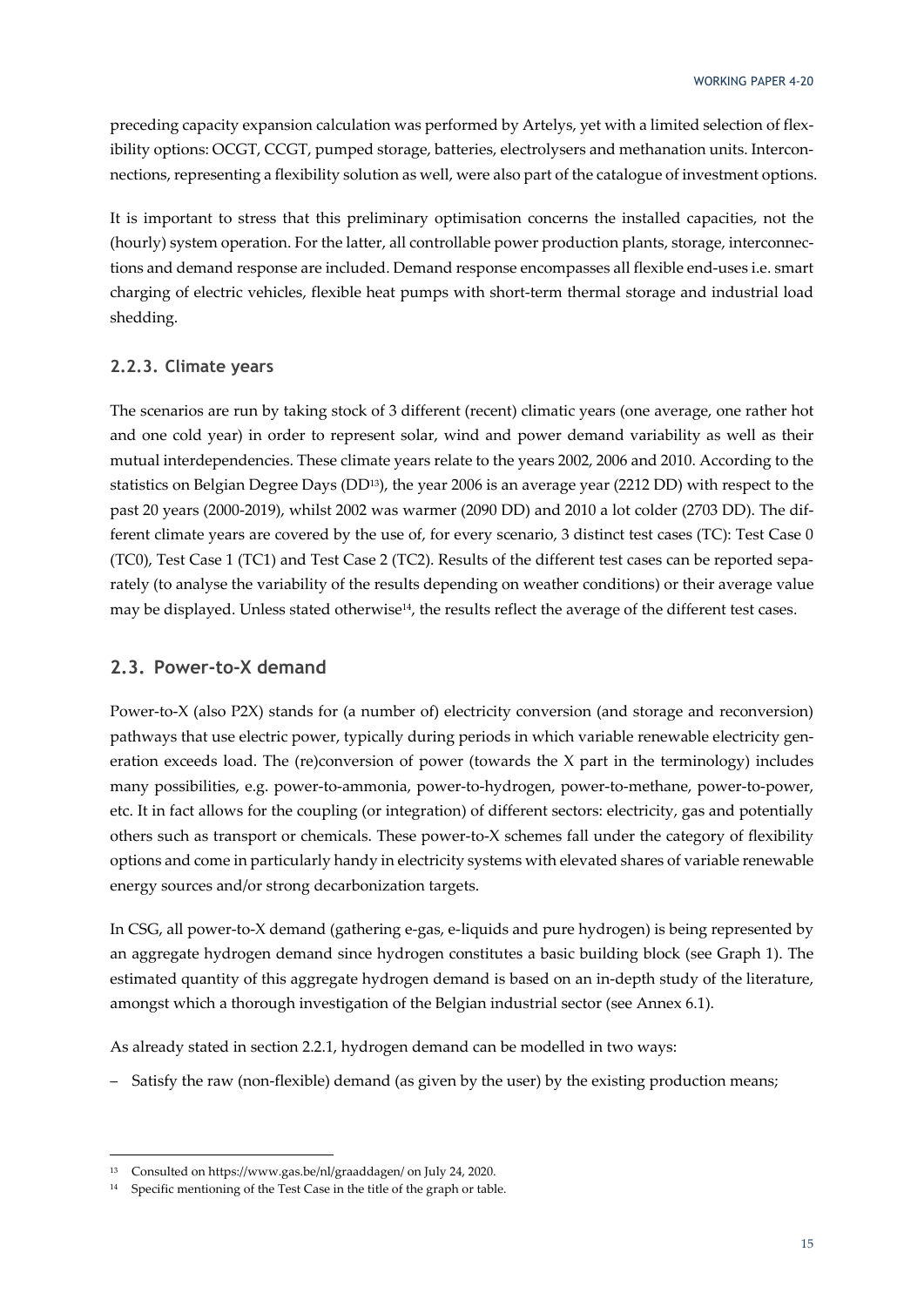preceding capacity expansion calculation was performed by Artelys, yet with a limited selection of flexibility options: OCGT, CCGT, pumped storage, batteries, electrolysers and methanation units. Interconnections, representing a flexibility solution as well, were also part of the catalogue of investment options.

It is important to stress that this preliminary optimisation concerns the installed capacities, not the (hourly) system operation. For the latter, all controllable power production plants, storage, interconnections and demand response are included. Demand response encompasses all flexible end-uses i.e. smart charging of electric vehicles, flexible heat pumps with short-term thermal storage and industrial load shedding.

### 2.2.3. Climate years

The scenarios are run by taking stock of 3 different (recent) climatic years (one average, one rather hot and one cold year) in order to represent solar, wind and power demand variability as well as their mutual interdependencies. These climate years relate to the years 2002, 2006 and 2010. According to the statistics on Belgian Degree Days (DD[13]), the year 2006 is an average year (2212 DD) with respect to the past 20 years (2000-2019), whilst 2002 was warmer (2090 DD) and 2010 a lot colder (2703 DD). The different climate years are covered by the use of, for every scenario, 3 distinct test cases (TC): Test Case 0 (TC0), Test Case 1 (TC1) and Test Case 2 (TC2). Results of the different test cases can be reported separately (to analyse the variability of the results depending on weather conditions) or their average value may be displayed. Unless stated otherwise[14], the results reflect the average of the different test cases.

## 2.3. Power-to-X demand

Power-to-X (also P2X) stands for (a number of) electricity conversion (and storage and reconversion) pathways that use electric power, typically during periods in which variable renewable electricity generation exceeds load. The (re)conversion of power (towards the X part in the terminology) includes many possibilities, e.g. power-to-ammonia, power-to-hydrogen, power-to-methane, power-to-power, etc. It in fact allows for the coupling (or integration) of different sectors: electricity, gas and potentially others such as transport or chemicals. These power-to-X schemes fall under the category of flexibility options and come in particularly handy in electricity systems with elevated shares of variable renewable energy sources and/or strong decarbonization targets.

In CSG, all power-to-X demand (gathering e-gas, e-liquids and pure hydrogen) is being represented by an aggregate hydrogen demand since hydrogen constitutes a basic building block (see Graph 1). The estimated quantity of this aggregate hydrogen demand is based on an in-depth study of the literature, amongst which a thorough investigation of the Belgian industrial sector (see Annex 6.1).

As already stated in section 2.2.1, hydrogen demand can be modelled in two ways:

– Satisfy the raw (non-flexible) demand (as given by the user) by the existing production means;

---

[13] Consulted on https://www.gas.be/nl/graaddagen/ on July 24, 2020.

[14] Specific mentioning of the Test Case in the title of the graph or table.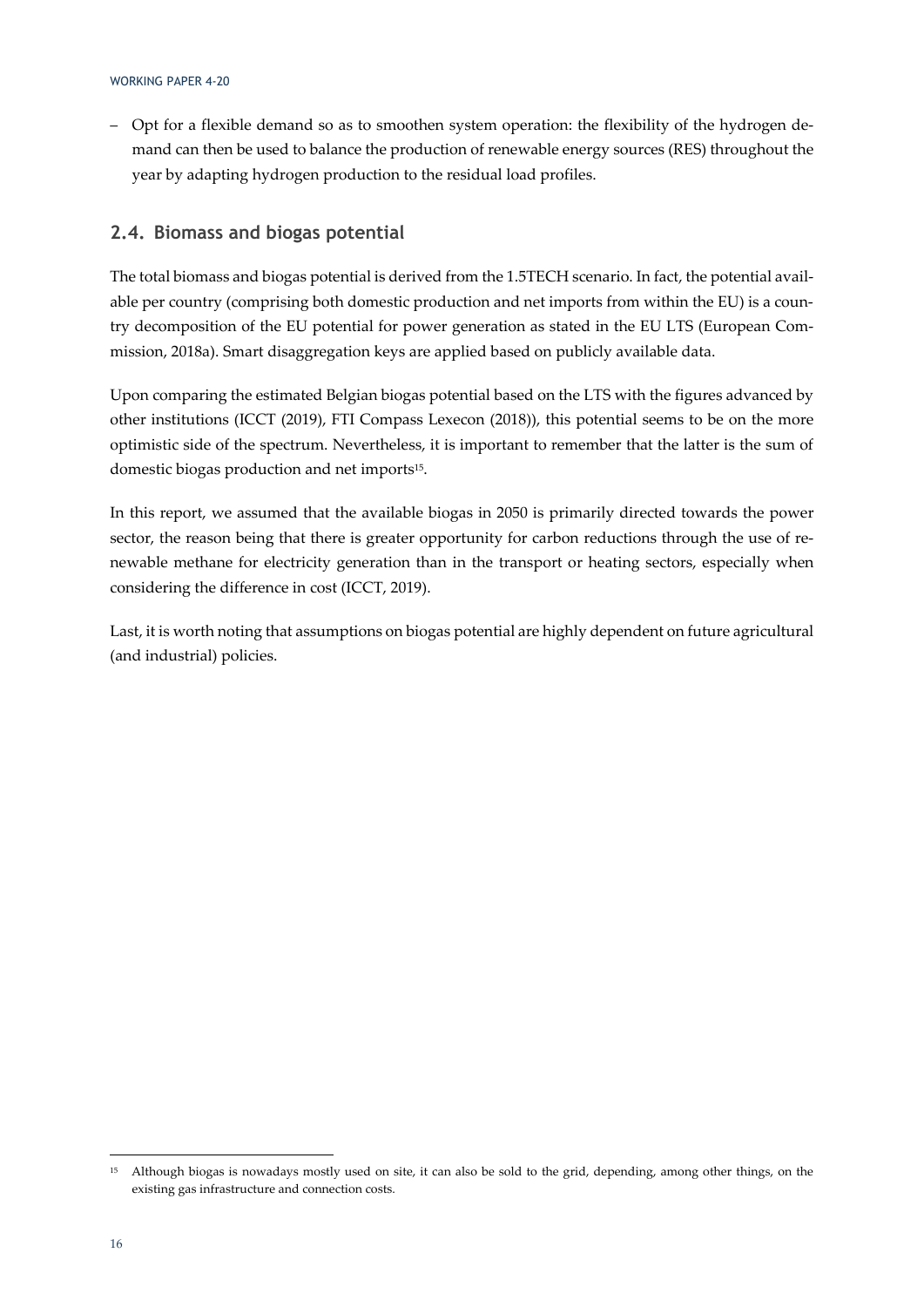– Opt for a flexible demand so as to smoothen system operation: the flexibility of the hydrogen demand can then be used to balance the production of renewable energy sources (RES) throughout the year by adapting hydrogen production to the residual load profiles.

## 2.4. Biomass and biogas potential

The total biomass and biogas potential is derived from the 1.5TECH scenario. In fact, the potential available per country (comprising both domestic production and net imports from within the EU) is a country decomposition of the EU potential for power generation as stated in the EU LTS (European Commission, 2018a). Smart disaggregation keys are applied based on publicly available data.

Upon comparing the estimated Belgian biogas potential based on the LTS with the figures advanced by other institutions (ICCT (2019), FTI Compass Lexecon (2018)), this potential seems to be on the more optimistic side of the spectrum. Nevertheless, it is important to remember that the latter is the sum of domestic biogas production and net imports[15].

In this report, we assumed that the available biogas in 2050 is primarily directed towards the power sector, the reason being that there is greater opportunity for carbon reductions through the use of renewable methane for electricity generation than in the transport or heating sectors, especially when considering the difference in cost (ICCT, 2019).

Last, it is worth noting that assumptions on biogas potential are highly dependent on future agricultural (and industrial) policies.

[15] Although biogas is nowadays mostly used on site, it can also be sold to the grid, depending, among other things, on the existing gas infrastructure and connection costs.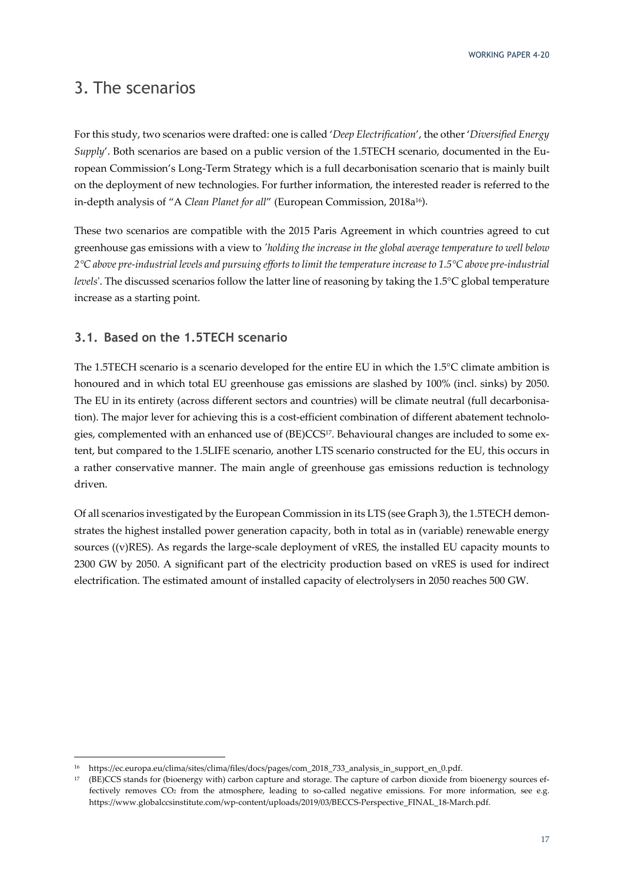# 3. The scenarios

For this study, two scenarios were drafted: one is called '*Deep Electrification*', the other '*Diversified Energy Supply*'. Both scenarios are based on a public version of the 1.5TECH scenario, documented in the European Commission's Long-Term Strategy which is a full decarbonisation scenario that is mainly built on the deployment of new technologies. For further information, the interested reader is referred to the in-depth analysis of "A *Clean Planet for all*" (European Commission, 2018a[16]).

These two scenarios are compatible with the 2015 Paris Agreement in which countries agreed to cut greenhouse gas emissions with a view to *'holding the increase in the global average temperature to well below 2°C above pre-industrial levels and pursuing efforts to limit the temperature increase to 1.5°C above pre-industrial levels*'. The discussed scenarios follow the latter line of reasoning by taking the 1.5°C global temperature increase as a starting point.

## 3.1. Based on the 1.5TECH scenario

The 1.5TECH scenario is a scenario developed for the entire EU in which the 1.5°C climate ambition is honoured and in which total EU greenhouse gas emissions are slashed by 100% (incl. sinks) by 2050. The EU in its entirety (across different sectors and countries) will be climate neutral (full decarbonisation). The major lever for achieving this is a cost-efficient combination of different abatement technologies, complemented with an enhanced use of (BE)CCS[17]. Behavioural changes are included to some extent, but compared to the 1.5LIFE scenario, another LTS scenario constructed for the EU, this occurs in a rather conservative manner. The main angle of greenhouse gas emissions reduction is technology driven.

Of all scenarios investigated by the European Commission in its LTS (see Graph 3), the 1.5TECH demonstrates the highest installed power generation capacity, both in total as in (variable) renewable energy sources ((v)RES). As regards the large-scale deployment of vRES, the installed EU capacity mounts to 2300 GW by 2050. A significant part of the electricity production based on vRES is used for indirect electrification. The estimated amount of installed capacity of electrolysers in 2050 reaches 500 GW.

---

[16] https://ec.europa.eu/clima/sites/clima/files/docs/pages/com_2018_733_analysis_in_support_en_0.pdf.

[17] (BE)CCS stands for (bioenergy with) carbon capture and storage. The capture of carbon dioxide from bioenergy sources effectively removes $CO_2$ from the atmosphere, leading to so-called negative emissions. For more information, see e.g. https://www.globalccsinstitute.com/wp-content/uploads/2019/03/BECCS-Perspective_FINAL_18-March.pdf.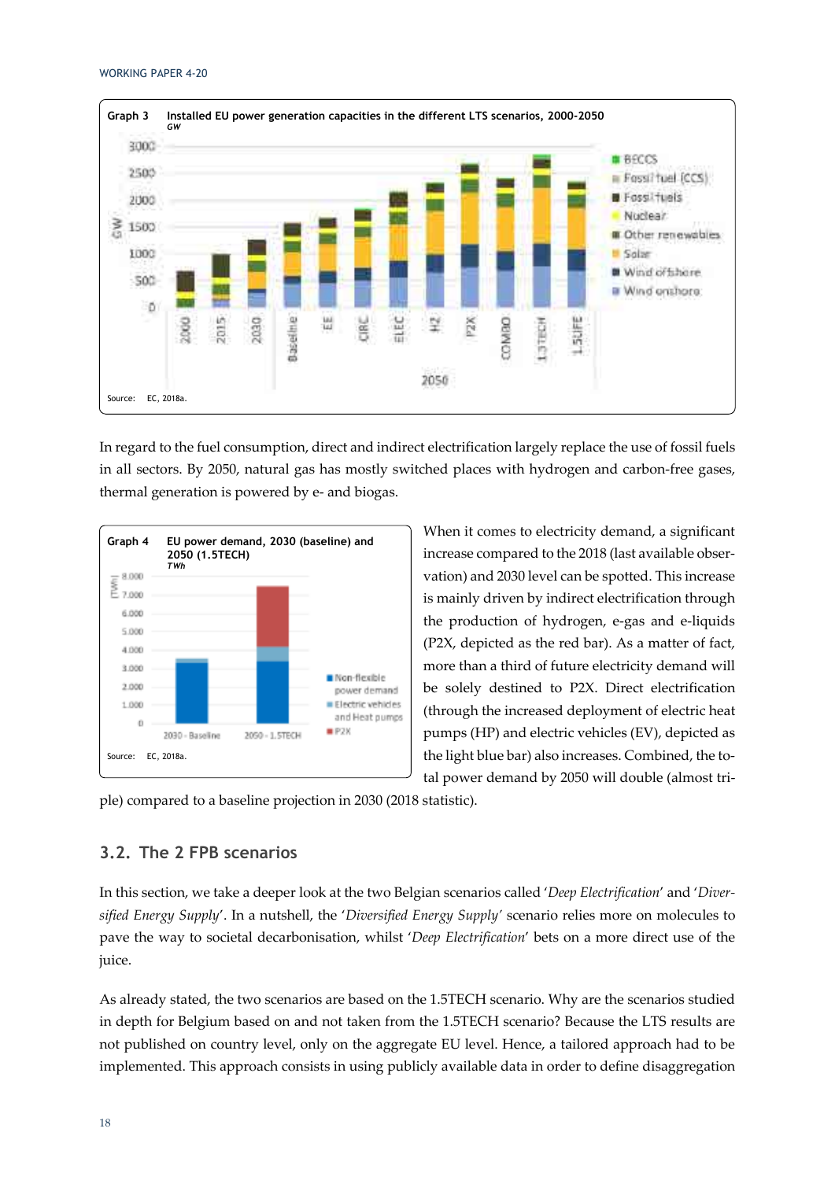**Graph 3 Installed EU power generation capacities in the different LTS scenarios, 2000-2050**
*GW*

Source: EC, 2018a.

In regard to the fuel consumption, direct and indirect electrification largely replace the use of fossil fuels in all sectors. By 2050, natural gas has mostly switched places with hydrogen and carbon-free gases, thermal generation is powered by e- and biogas.

**Graph 4 EU power demand, 2030 (baseline) and 2050 (1.5TECH)**
*TWh*

Source: EC, 2018a.

When it comes to electricity demand, a significant increase compared to the 2018 (last available observation) and 2030 level can be spotted. This increase is mainly driven by indirect electrification through the production of hydrogen, e-gas and e-liquids (P2X, depicted as the red bar). As a matter of fact, more than a third of future electricity demand will be solely destined to P2X. Direct electrification (through the increased deployment of electric heat pumps (HP) and electric vehicles (EV), depicted as the light blue bar) also increases. Combined, the total power demand by 2050 will double (almost triple) compared to a baseline projection in 2030 (2018 statistic).

## 3.2. The 2 FPB scenarios

In this section, we take a deeper look at the two Belgian scenarios called '*Deep Electrification*' and '*Diversified Energy Supply*'. In a nutshell, the '*Diversified Energy Supply*' scenario relies more on molecules to pave the way to societal decarbonisation, whilst '*Deep Electrification*' bets on a more direct use of the juice.

As already stated, the two scenarios are based on the 1.5TECH scenario. Why are the scenarios studied in depth for Belgium based on and not taken from the 1.5TECH scenario? Because the LTS results are not published on country level, only on the aggregate EU level. Hence, a tailored approach had to be implemented. This approach consists in using publicly available data in order to define disaggregation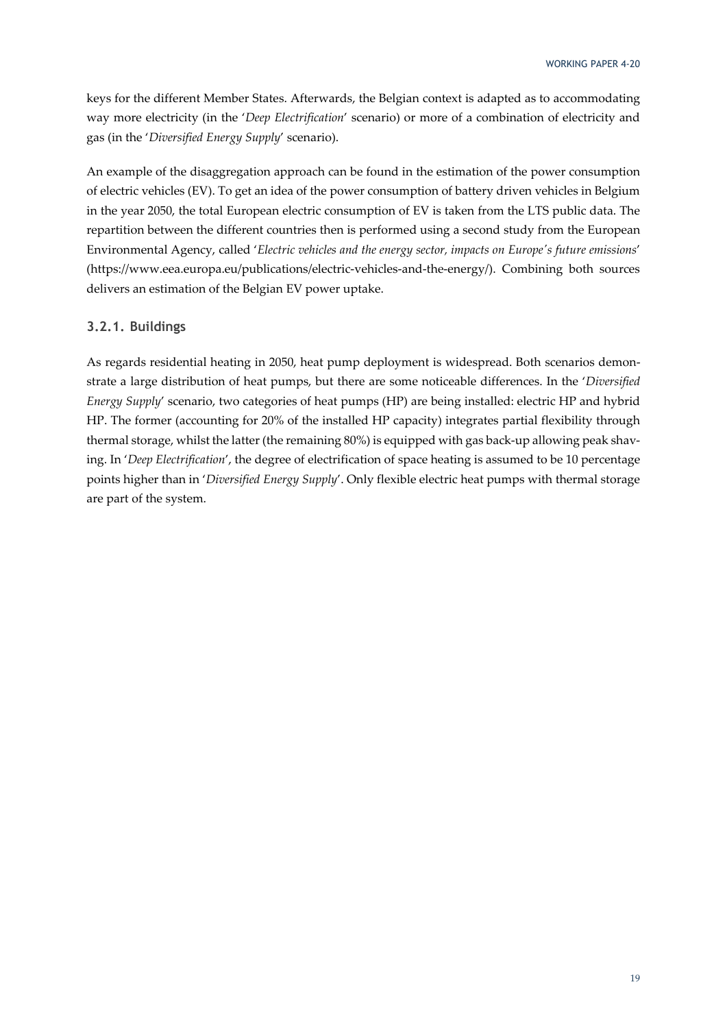keys for the different Member States. Afterwards, the Belgian context is adapted as to accommodating way more electricity (in the '*Deep Electrification*' scenario) or more of a combination of electricity and gas (in the '*Diversified Energy Supply*' scenario).

An example of the disaggregation approach can be found in the estimation of the power consumption of electric vehicles (EV). To get an idea of the power consumption of battery driven vehicles in Belgium in the year 2050, the total European electric consumption of EV is taken from the LTS public data. The repartition between the different countries then is performed using a second study from the European Environmental Agency, called '*Electric vehicles and the energy sector, impacts on Europe's future emissions*' (https://www.eea.europa.eu/publications/electric-vehicles-and-the-energy/). Combining both sources delivers an estimation of the Belgian EV power uptake.

### 3.2.1. Buildings

As regards residential heating in 2050, heat pump deployment is widespread. Both scenarios demonstrate a large distribution of heat pumps, but there are some noticeable differences. In the '*Diversified Energy Supply*' scenario, two categories of heat pumps (HP) are being installed: electric HP and hybrid HP. The former (accounting for 20% of the installed HP capacity) integrates partial flexibility through thermal storage, whilst the latter (the remaining 80%) is equipped with gas back-up allowing peak shaving. In '*Deep Electrification*', the degree of electrification of space heating is assumed to be 10 percentage points higher than in '*Diversified Energy Supply*'. Only flexible electric heat pumps with thermal storage are part of the system.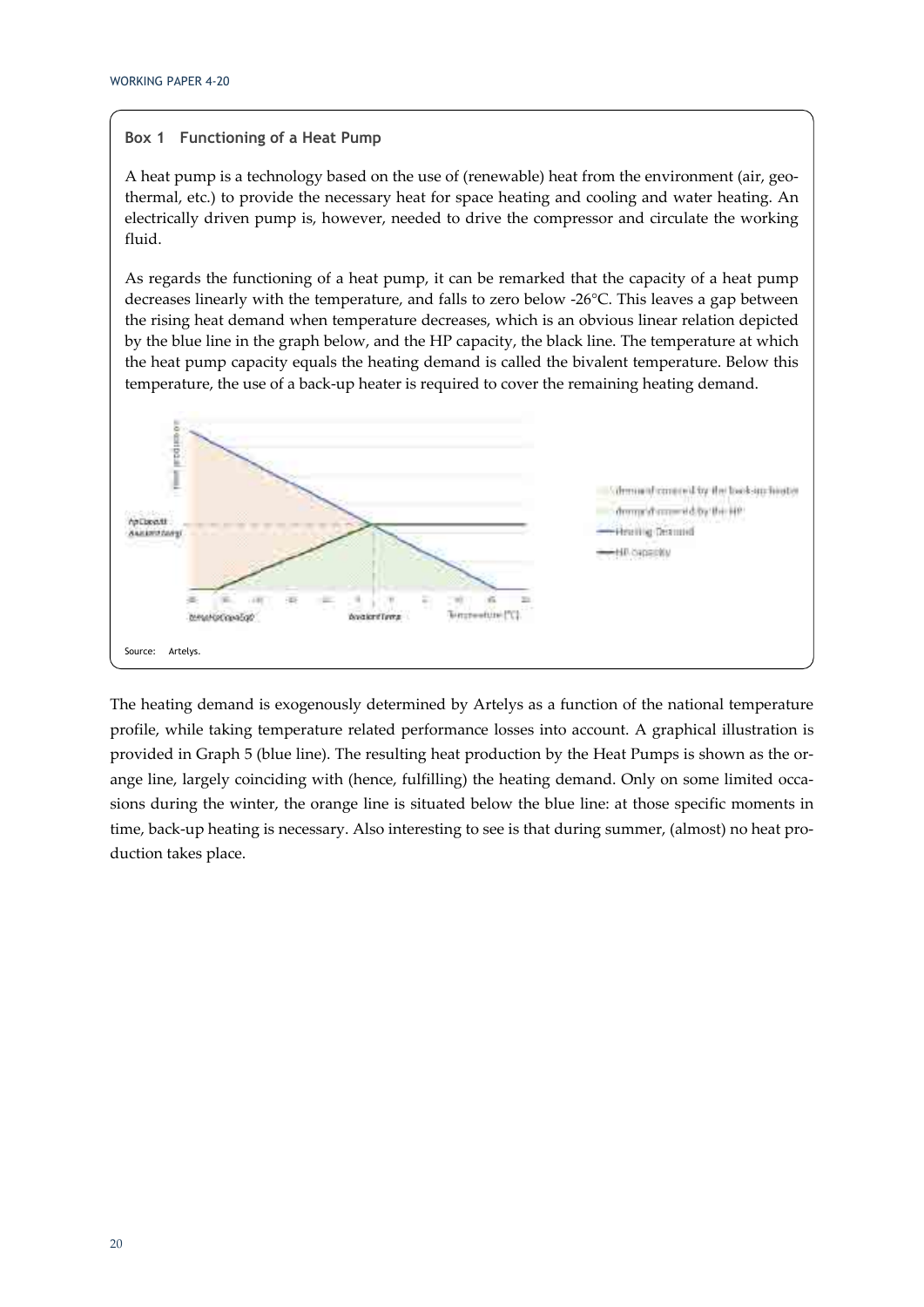**Box 1 Functioning of a Heat Pump**

A heat pump is a technology based on the use of (renewable) heat from the environment (air, geothermal, etc.) to provide the necessary heat for space heating and cooling and water heating. An electrically driven pump is, however, needed to drive the compressor and circulate the working fluid.

As regards the functioning of a heat pump, it can be remarked that the capacity of a heat pump decreases linearly with the temperature, and falls to zero below -26°C. This leaves a gap between the rising heat demand when temperature decreases, which is an obvious linear relation depicted by the blue line in the graph below, and the HP capacity, the black line. The temperature at which the heat pump capacity equals the heating demand is called the bivalent temperature. Below this temperature, the use of a back-up heater is required to cover the remaining heating demand.

Source: Artelys.

The heating demand is exogenously determined by Artelys as a function of the national temperature profile, while taking temperature related performance losses into account. A graphical illustration is provided in Graph 5 (blue line). The resulting heat production by the Heat Pumps is shown as the orange line, largely coinciding with (hence, fulfilling) the heating demand. Only on some limited occasions during the winter, the orange line is situated below the blue line: at those specific moments in time, back-up heating is necessary. Also interesting to see is that during summer, (almost) no heat production takes place.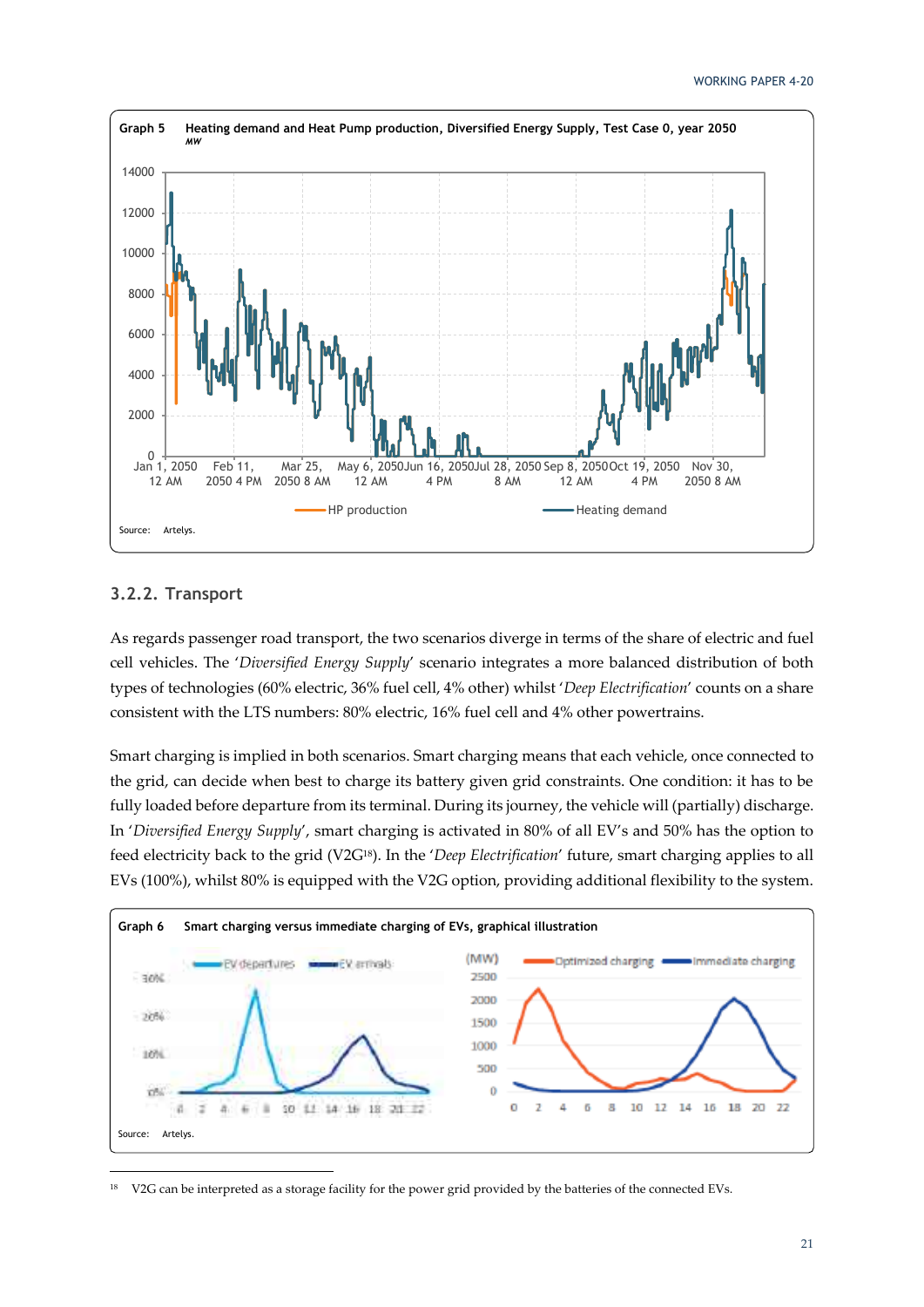**Graph 5** Heating demand and Heat Pump production, Diversified Energy Supply, Test Case 0, year 2050
*MW*

Source: Artelys.

### 3.2.2. Transport

As regards passenger road transport, the two scenarios diverge in terms of the share of electric and fuel cell vehicles. The '*Diversified Energy Supply*' scenario integrates a more balanced distribution of both types of technologies (60% electric, 36% fuel cell, 4% other) whilst '*Deep Electrification*' counts on a share consistent with the LTS numbers: 80% electric, 16% fuel cell and 4% other powertrains.

Smart charging is implied in both scenarios. Smart charging means that each vehicle, once connected to the grid, can decide when best to charge its battery given grid constraints. One condition: it has to be fully loaded before departure from its terminal. During its journey, the vehicle will (partially) discharge. In '*Diversified Energy Supply*', smart charging is activated in 80% of all EV's and 50% has the option to feed electricity back to the grid (V2G[18]). In the '*Deep Electrification*' future, smart charging applies to all EVs (100%), whilst 80% is equipped with the V2G option, providing additional flexibility to the system.

**Graph 6** Smart charging versus immediate charging of EVs, graphical illustration

Source: Artelys.

[18] V2G can be interpreted as a storage facility for the power grid provided by the batteries of the connected EVs.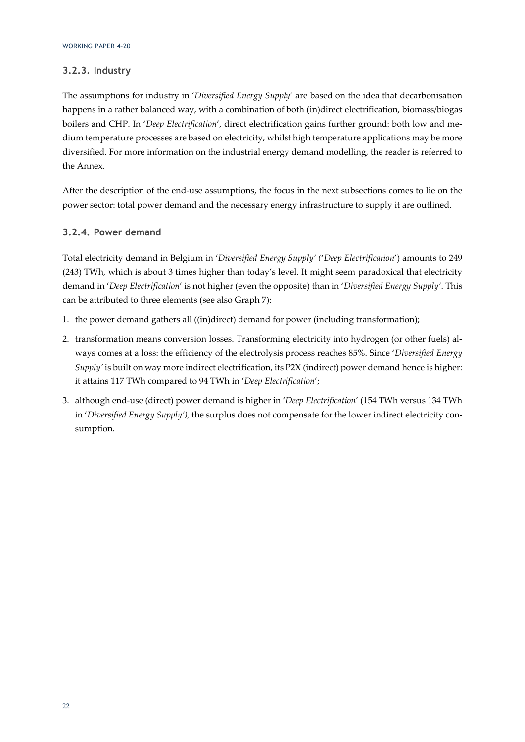### 3.2.3. Industry

The assumptions for industry in '*Diversified Energy Supply*' are based on the idea that decarbonisation happens in a rather balanced way, with a combination of both (in)direct electrification, biomass/biogas boilers and CHP. In '*Deep Electrification*', direct electrification gains further ground: both low and medium temperature processes are based on electricity, whilst high temperature applications may be more diversified. For more information on the industrial energy demand modelling, the reader is referred to the Annex.

After the description of the end-use assumptions, the focus in the next subsections comes to lie on the power sector: total power demand and the necessary energy infrastructure to supply it are outlined.

### 3.2.4. Power demand

Total electricity demand in Belgium in '*Diversified Energy Supply' ('Deep Electrification*') amounts to 249 (243) TWh, which is about 3 times higher than today's level. It might seem paradoxical that electricity demand in '*Deep Electrification*' is not higher (even the opposite) than in '*Diversified Energy Supply'*. This can be attributed to three elements (see also Graph 7):

1. the power demand gathers all ((in)direct) demand for power (including transformation);
2. transformation means conversion losses. Transforming electricity into hydrogen (or other fuels) always comes at a loss: the efficiency of the electrolysis process reaches 85%. Since '*Diversified Energy Supply'* is built on way more indirect electrification, its P2X (indirect) power demand hence is higher: it attains 117 TWh compared to 94 TWh in '*Deep Electrification*';
3. although end-use (direct) power demand is higher in '*Deep Electrification*' (154 TWh versus 134 TWh in '*Diversified Energy Supply'),* the surplus does not compensate for the lower indirect electricity consumption.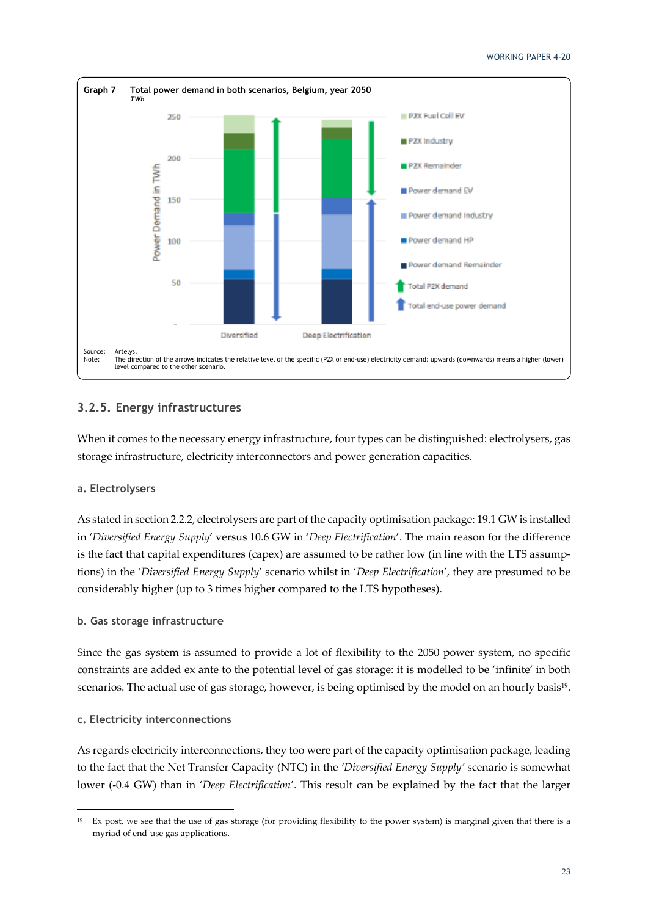Graph 7 Total power demand in both scenarios, Belgium, year 2050
*TWh*

Source: Artelys.
Note: The direction of the arrows indicates the relative level of the specific (P2X or end-use) electricity demand: upwards (downwards) means a higher (lower) level compared to the other scenario.

### 3.2.5. Energy infrastructures

When it comes to the necessary energy infrastructure, four types can be distinguished: electrolysers, gas storage infrastructure, electricity interconnectors and power generation capacities.

#### a. Electrolysers

As stated in section 2.2.2, electrolysers are part of the capacity optimisation package: 19.1 GW is installed in '*Diversified Energy Supply*' versus 10.6 GW in '*Deep Electrification*'. The main reason for the difference is the fact that capital expenditures (capex) are assumed to be rather low (in line with the LTS assumptions) in the '*Diversified Energy Supply*' scenario whilst in '*Deep Electrification*', they are presumed to be considerably higher (up to 3 times higher compared to the LTS hypotheses).

#### b. Gas storage infrastructure

Since the gas system is assumed to provide a lot of flexibility to the 2050 power system, no specific constraints are added ex ante to the potential level of gas storage: it is modelled to be 'infinite' in both scenarios. The actual use of gas storage, however, is being optimised by the model on an hourly basis[19].

#### c. Electricity interconnections

As regards electricity interconnections, they too were part of the capacity optimisation package, leading to the fact that the Net Transfer Capacity (NTC) in the *'Diversified Energy Supply'* scenario is somewhat lower (-0.4 GW) than in '*Deep Electrification*'. This result can be explained by the fact that the larger

[19] Ex post, we see that the use of gas storage (for providing flexibility to the power system) is marginal given that there is a myriad of end-use gas applications.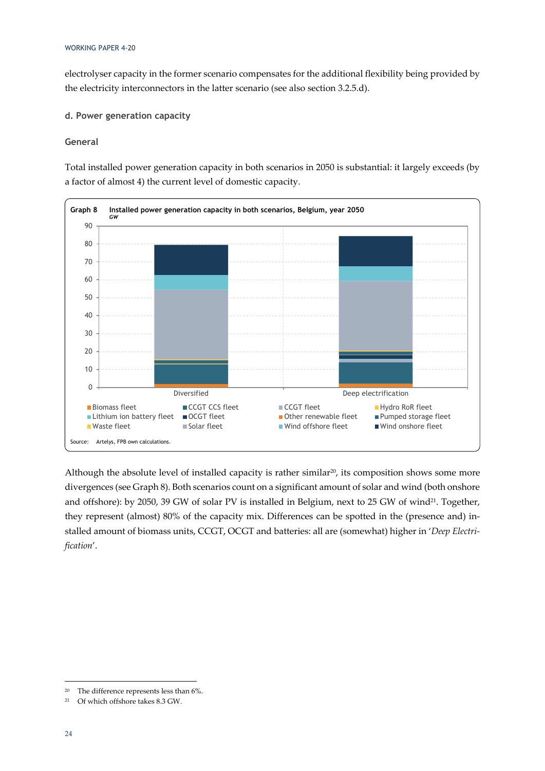electrolyser capacity in the former scenario compensates for the additional flexibility being provided by the electricity interconnectors in the latter scenario (see also section 3.2.5.d).

### d. Power generation capacity

#### General

Total installed power generation capacity in both scenarios in 2050 is substantial: it largely exceeds (by a factor of almost 4) the current level of domestic capacity.

**Graph 8 Installed power generation capacity in both scenarios, Belgium, year 2050**
*GW*

Legend: Biomass fleet, CCGT CCS fleet, CCGT fleet, Hydro RoR fleet, Lithium ion battery fleet, OCGT fleet, Other renewable fleet, Pumped storage fleet, Waste fleet, Solar fleet, Wind offshore fleet, Wind onshore fleet

Scenarios: Diversified, Deep electrification

Source: Artelys, FPB own calculations.

Although the absolute level of installed capacity is rather similar[20], its composition shows some more divergences (see Graph 8). Both scenarios count on a significant amount of solar and wind (both onshore and offshore): by 2050, 39 GW of solar PV is installed in Belgium, next to 25 GW of wind[21]. Together, they represent (almost) 80% of the capacity mix. Differences can be spotted in the (presence and) installed amount of biomass units, CCGT, OCGT and batteries: all are (somewhat) higher in '*Deep Electrification*'.

---

[20] The difference represents less than 6%.

[21] Of which offshore takes 8.3 GW.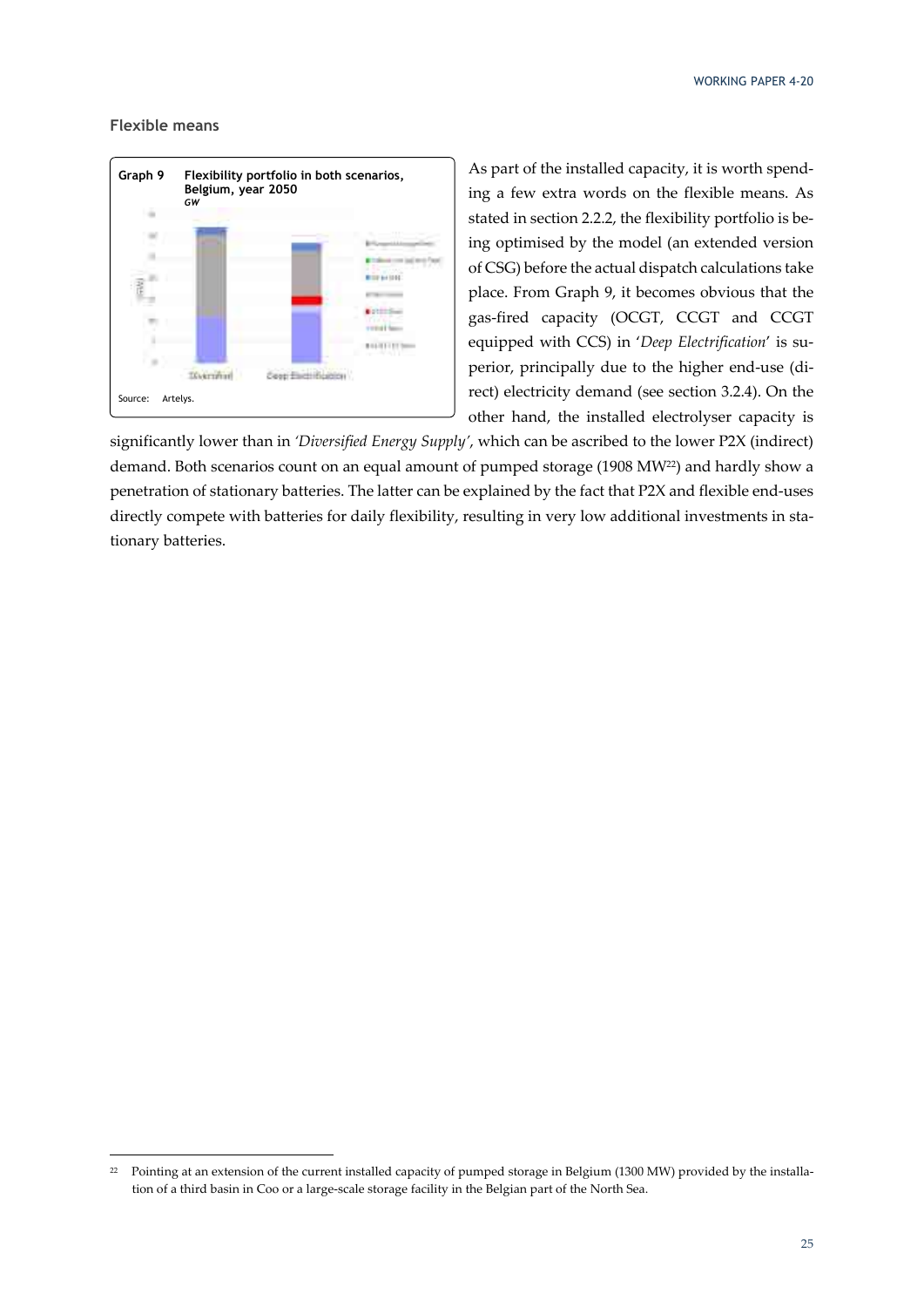### Flexible means

**Graph 9 Flexibility portfolio in both scenarios, Belgium, year 2050**
*GW*

Source: Artelys.

As part of the installed capacity, it is worth spending a few extra words on the flexible means. As stated in section 2.2.2, the flexibility portfolio is being optimised by the model (an extended version of CSG) before the actual dispatch calculations take place. From Graph 9, it becomes obvious that the gas-fired capacity (OCGT, CCGT and CCGT equipped with CCS) in '*Deep Electrification*' is superior, principally due to the higher end-use (direct) electricity demand (see section 3.2.4). On the other hand, the installed electrolyser capacity is significantly lower than in *'Diversified Energy Supply'*, which can be ascribed to the lower P2X (indirect) demand. Both scenarios count on an equal amount of pumped storage (1908 MW[22]) and hardly show a penetration of stationary batteries. The latter can be explained by the fact that P2X and flexible end-uses directly compete with batteries for daily flexibility, resulting in very low additional investments in stationary batteries.

[22] Pointing at an extension of the current installed capacity of pumped storage in Belgium (1300 MW) provided by the installation of a third basin in Coo or a large-scale storage facility in the Belgian part of the North Sea.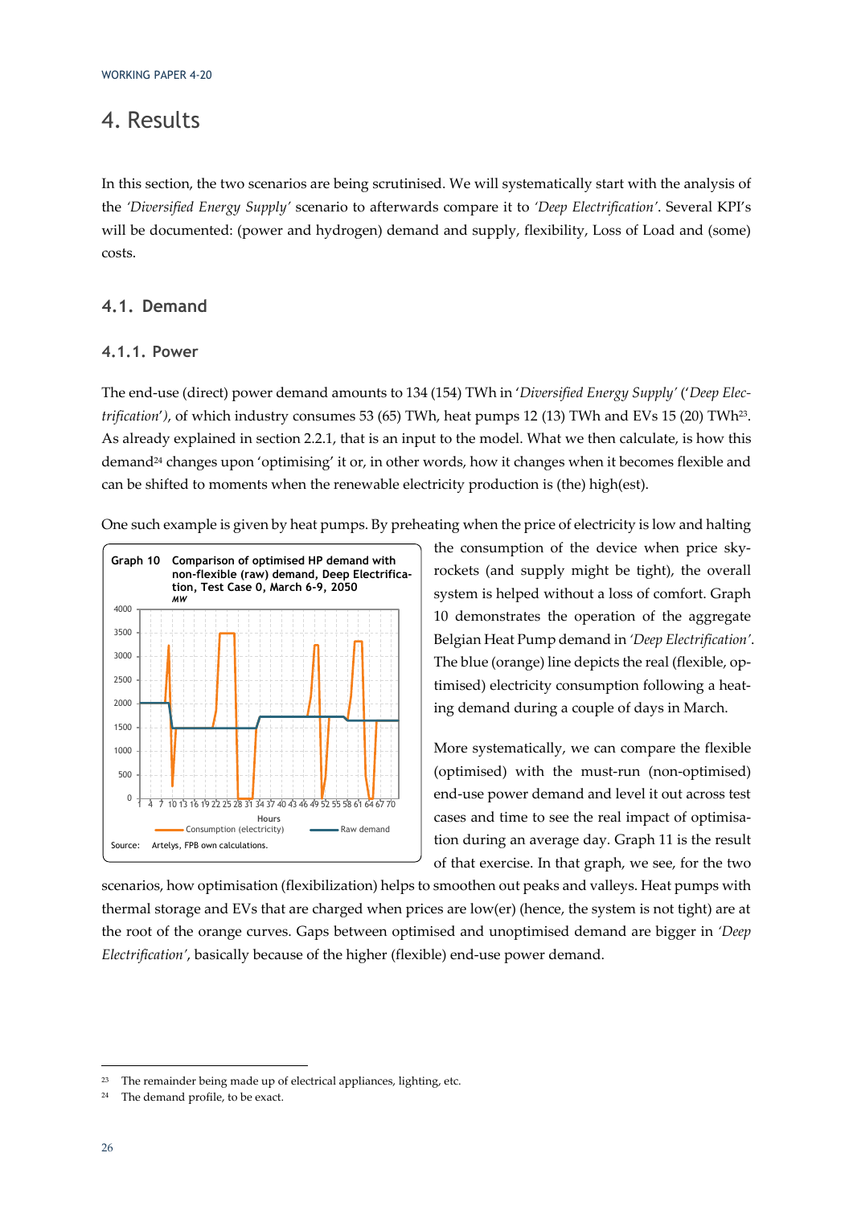# 4. Results

In this section, the two scenarios are being scrutinised. We will systematically start with the analysis of the *'Diversified Energy Supply'* scenario to afterwards compare it to *'Deep Electrification'*. Several KPI's will be documented: (power and hydrogen) demand and supply, flexibility, Loss of Load and (some) costs.

## 4.1. Demand

### 4.1.1. Power

The end-use (direct) power demand amounts to 134 (154) TWh in '*Diversified Energy Supply*' ('*Deep Electrification*'), of which industry consumes 53 (65) TWh, heat pumps 12 (13) TWh and EVs 15 (20) TWh[23]. As already explained in section 2.2.1, that is an input to the model. What we then calculate, is how this demand[24] changes upon 'optimising' it or, in other words, how it changes when it becomes flexible and can be shifted to moments when the renewable electricity production is (the) high(est).

One such example is given by heat pumps. By preheating when the price of electricity is low and halting the consumption of the device when price skyrockets (and supply might be tight), the overall system is helped without a loss of comfort. Graph 10 demonstrates the operation of the aggregate Belgian Heat Pump demand in *'Deep Electrification'*. The blue (orange) line depicts the real (flexible, optimised) electricity consumption following a heating demand during a couple of days in March.

**Graph 10 Comparison of optimised HP demand with non-flexible (raw) demand, Deep Electrification, Test Case 0, March 6-9, 2050**
*MW*

Source: Artelys, FPB own calculations.

More systematically, we can compare the flexible (optimised) with the must-run (non-optimised) end-use power demand and level it out across test cases and time to see the real impact of optimisation during an average day. Graph 11 is the result of that exercise. In that graph, we see, for the two scenarios, how optimisation (flexibilization) helps to smoothen out peaks and valleys. Heat pumps with thermal storage and EVs that are charged when prices are low(er) (hence, the system is not tight) are at the root of the orange curves. Gaps between optimised and unoptimised demand are bigger in *'Deep Electrification'*, basically because of the higher (flexible) end-use power demand.

---

[23] The remainder being made up of electrical appliances, lighting, etc.

[24] The demand profile, to be exact.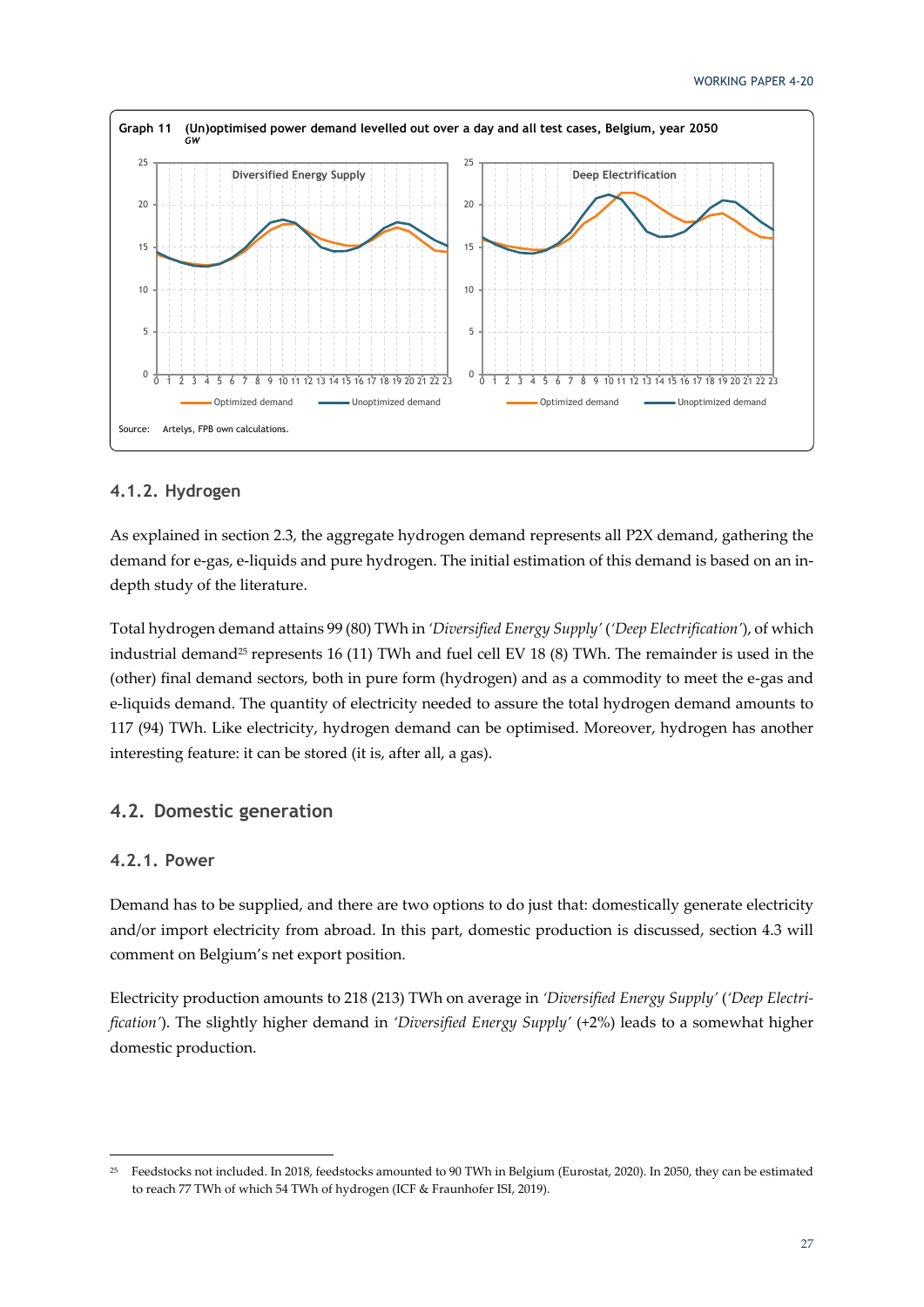**Graph 11 (Un)optimised power demand levelled out over a day and all test cases, Belgium, year 2050**
*GW*

Source: Artelys, FPB own calculations.

### 4.1.2. Hydrogen

As explained in section 2.3, the aggregate hydrogen demand represents all P2X demand, gathering the demand for e-gas, e-liquids and pure hydrogen. The initial estimation of this demand is based on an in-depth study of the literature.

Total hydrogen demand attains 99 (80) TWh in *'Diversified Energy Supply'* (*'Deep Electrification'*), of which industrial demand[25] represents 16 (11) TWh and fuel cell EV 18 (8) TWh. The remainder is used in the (other) final demand sectors, both in pure form (hydrogen) and as a commodity to meet the e-gas and e-liquids demand. The quantity of electricity needed to assure the total hydrogen demand amounts to 117 (94) TWh. Like electricity, hydrogen demand can be optimised. Moreover, hydrogen has another interesting feature: it can be stored (it is, after all, a gas).

## 4.2. Domestic generation

### 4.2.1. Power

Demand has to be supplied, and there are two options to do just that: domestically generate electricity and/or import electricity from abroad. In this part, domestic production is discussed, section 4.3 will comment on Belgium's net export position.

Electricity production amounts to 218 (213) TWh on average in *'Diversified Energy Supply'* (*'Deep Electrification'*). The slightly higher demand in *'Diversified Energy Supply'* (+2%) leads to a somewhat higher domestic production.

---

[25] Feedstocks not included. In 2018, feedstocks amounted to 90 TWh in Belgium (Eurostat, 2020). In 2050, they can be estimated to reach 77 TWh of which 54 TWh of hydrogen (ICF & Fraunhofer ISI, 2019).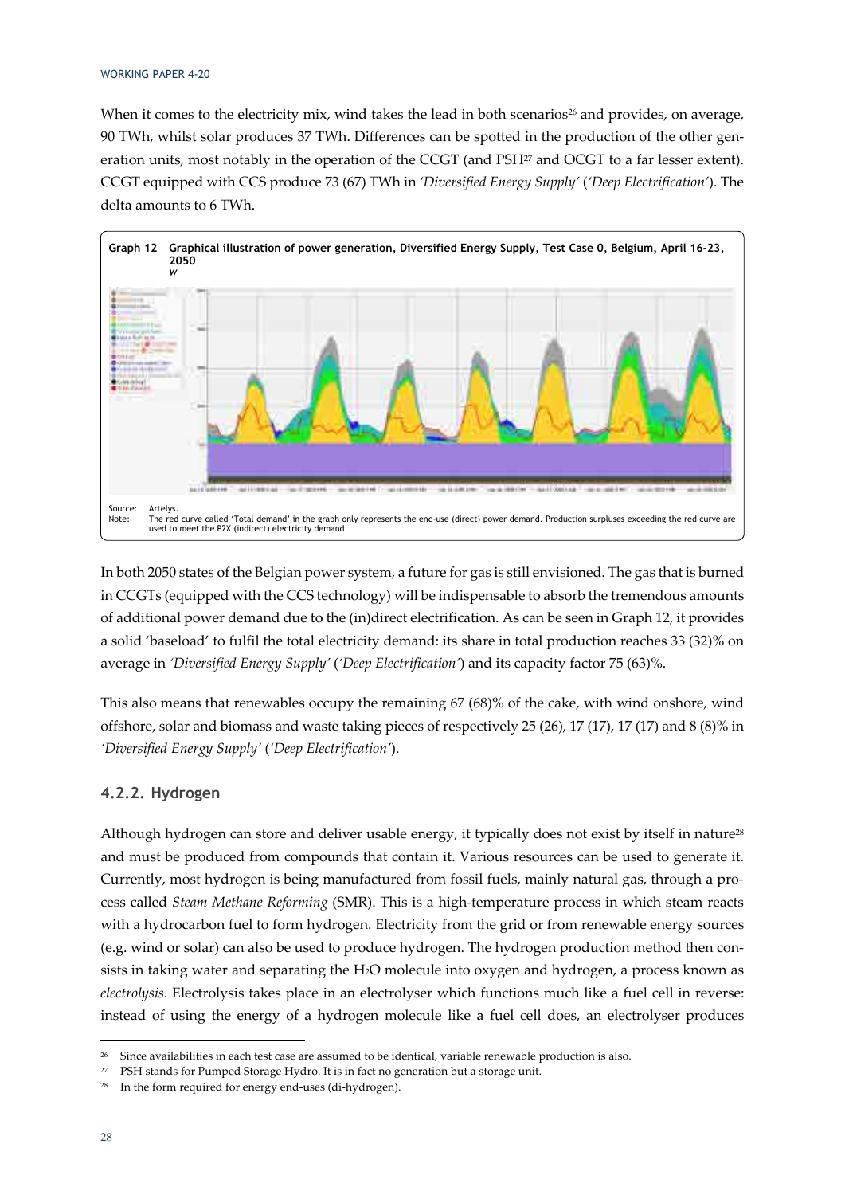When it comes to the electricity mix, wind takes the lead in both scenarios[26] and provides, on average, 90 TWh, whilst solar produces 37 TWh. Differences can be spotted in the production of the other generation units, most notably in the operation of the CCGT (and PSH[27] and OCGT to a far lesser extent). CCGT equipped with CCS produce 73 (67) TWh in *'Diversified Energy Supply'* (*'Deep Electrification'*). The delta amounts to 6 TWh.

**Graph 12 Graphical illustration of power generation, Diversified Energy Supply, Test Case 0, Belgium, April 16-23, 2050**
*W*

Source: Artelys.
Note: The red curve called 'Total demand' in the graph only represents the end-use (direct) power demand. Production surpluses exceeding the red curve are used to meet the P2X (indirect) electricity demand.

In both 2050 states of the Belgian power system, a future for gas is still envisioned. The gas that is burned in CCGTs (equipped with the CCS technology) will be indispensable to absorb the tremendous amounts of additional power demand due to the (in)direct electrification. As can be seen in Graph 12, it provides a solid 'baseload' to fulfil the total electricity demand: its share in total production reaches 33 (32)% on average in *'Diversified Energy Supply'* (*'Deep Electrification'*) and its capacity factor 75 (63)%.

This also means that renewables occupy the remaining 67 (68)% of the cake, with wind onshore, wind offshore, solar and biomass and waste taking pieces of respectively 25 (26), 17 (17), 17 (17) and 8 (8)% in *'Diversified Energy Supply'* (*'Deep Electrification'*).

### 4.2.2. Hydrogen

Although hydrogen can store and deliver usable energy, it typically does not exist by itself in nature[28] and must be produced from compounds that contain it. Various resources can be used to generate it. Currently, most hydrogen is being manufactured from fossil fuels, mainly natural gas, through a process called *Steam Methane Reforming* (SMR). This is a high-temperature process in which steam reacts with a hydrocarbon fuel to form hydrogen. Electricity from the grid or from renewable energy sources (e.g. wind or solar) can also be used to produce hydrogen. The hydrogen production method then consists in taking water and separating the $H_2O$ molecule into oxygen and hydrogen, a process known as *electrolysis*. Electrolysis takes place in an electrolyser which functions much like a fuel cell in reverse: instead of using the energy of a hydrogen molecule like a fuel cell does, an electrolyser produces

[26] Since availabilities in each test case are assumed to be identical, variable renewable production is also.

[27] PSH stands for Pumped Storage Hydro. It is in fact no generation but a storage unit.

[28] In the form required for energy end-uses (di-hydrogen).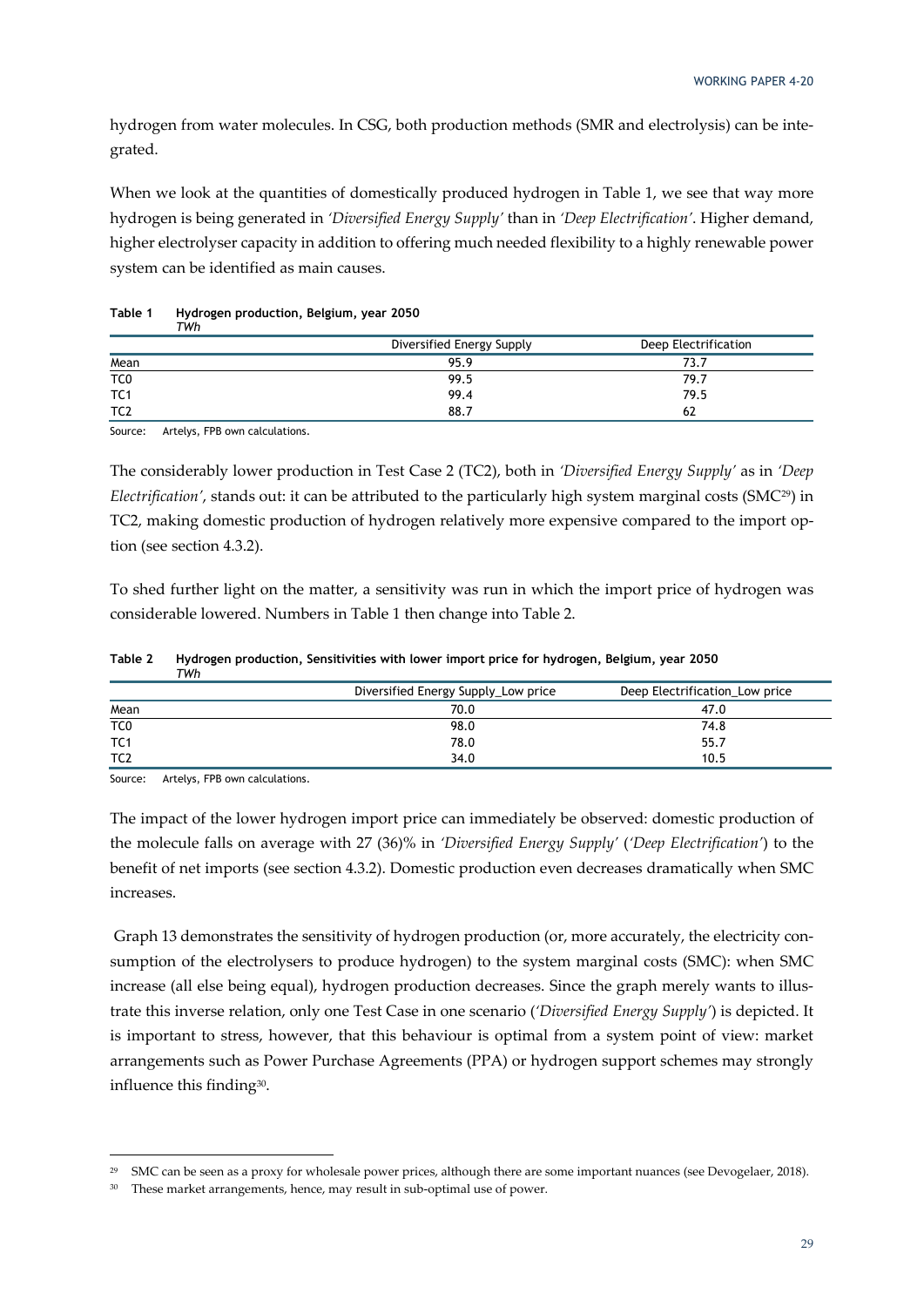hydrogen from water molecules. In CSG, both production methods (SMR and electrolysis) can be integrated.

When we look at the quantities of domestically produced hydrogen in Table 1, we see that way more hydrogen is being generated in *'Diversified Energy Supply'* than in *'Deep Electrification'*. Higher demand, higher electrolyser capacity in addition to offering much needed flexibility to a highly renewable power system can be identified as main causes.

**Table 1 Hydrogen production, Belgium, year 2050**
*TWh*

| | Diversified Energy Supply | Deep Electrification |
|---|---|---|
| Mean | 95.9 | 73.7 |
| TC0 | 99.5 | 79.7 |
| TC1 | 99.4 | 79.5 |
| TC2 | 88.7 | 62 |

Source: Artelys, FPB own calculations.

The considerably lower production in Test Case 2 (TC2), both in *'Diversified Energy Supply'* as in *'Deep Electrification'*, stands out: it can be attributed to the particularly high system marginal costs (SMC[29]) in TC2, making domestic production of hydrogen relatively more expensive compared to the import option (see section 4.3.2).

To shed further light on the matter, a sensitivity was run in which the import price of hydrogen was considerable lowered. Numbers in Table 1 then change into Table 2.

**Table 2 Hydrogen production, Sensitivities with lower import price for hydrogen, Belgium, year 2050**
*TWh*

| | Diversified Energy Supply_Low price | Deep Electrification_Low price |
|---|---|---|
| Mean | 70.0 | 47.0 |
| TC0 | 98.0 | 74.8 |
| TC1 | 78.0 | 55.7 |
| TC2 | 34.0 | 10.5 |

Source: Artelys, FPB own calculations.

The impact of the lower hydrogen import price can immediately be observed: domestic production of the molecule falls on average with 27 (36)% in *'Diversified Energy Supply'* (*'Deep Electrification'*) to the benefit of net imports (see section 4.3.2). Domestic production even decreases dramatically when SMC increases.

Graph 13 demonstrates the sensitivity of hydrogen production (or, more accurately, the electricity consumption of the electrolysers to produce hydrogen) to the system marginal costs (SMC): when SMC increase (all else being equal), hydrogen production decreases. Since the graph merely wants to illustrate this inverse relation, only one Test Case in one scenario (*'Diversified Energy Supply'*) is depicted. It is important to stress, however, that this behaviour is optimal from a system point of view: market arrangements such as Power Purchase Agreements (PPA) or hydrogen support schemes may strongly influence this finding[30].

---

[29] SMC can be seen as a proxy for wholesale power prices, although there are some important nuances (see Devogelaer, 2018).

[30] These market arrangements, hence, may result in sub-optimal use of power.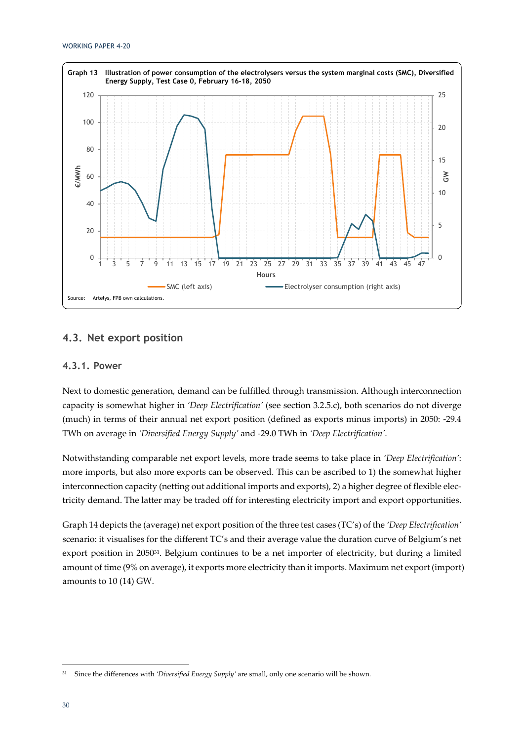Graph 13 Illustration of power consumption of the electrolysers versus the system marginal costs (SMC), Diversified Energy Supply, Test Case 0, February 16-18, 2050

Source: Artelys, FPB own calculations.

### 4.3. Net export position

#### 4.3.1. Power

Next to domestic generation, demand can be fulfilled through transmission. Although interconnection capacity is somewhat higher in *'Deep Electrification'* (see section 3.2.5.c), both scenarios do not diverge (much) in terms of their annual net export position (defined as exports minus imports) in 2050: -29.4 TWh on average in *'Diversified Energy Supply'* and -29.0 TWh in *'Deep Electrification'*.

Notwithstanding comparable net export levels, more trade seems to take place in *'Deep Electrification'*: more imports, but also more exports can be observed. This can be ascribed to 1) the somewhat higher interconnection capacity (netting out additional imports and exports), 2) a higher degree of flexible electricity demand. The latter may be traded off for interesting electricity import and export opportunities.

Graph 14 depicts the (average) net export position of the three test cases (TC's) of the *'Deep Electrification'* scenario: it visualises for the different TC's and their average value the duration curve of Belgium's net export position in 2050[31]. Belgium continues to be a net importer of electricity, but during a limited amount of time (9% on average), it exports more electricity than it imports. Maximum net export (import) amounts to 10 (14) GW.

[31] Since the differences with *'Diversified Energy Supply'* are small, only one scenario will be shown.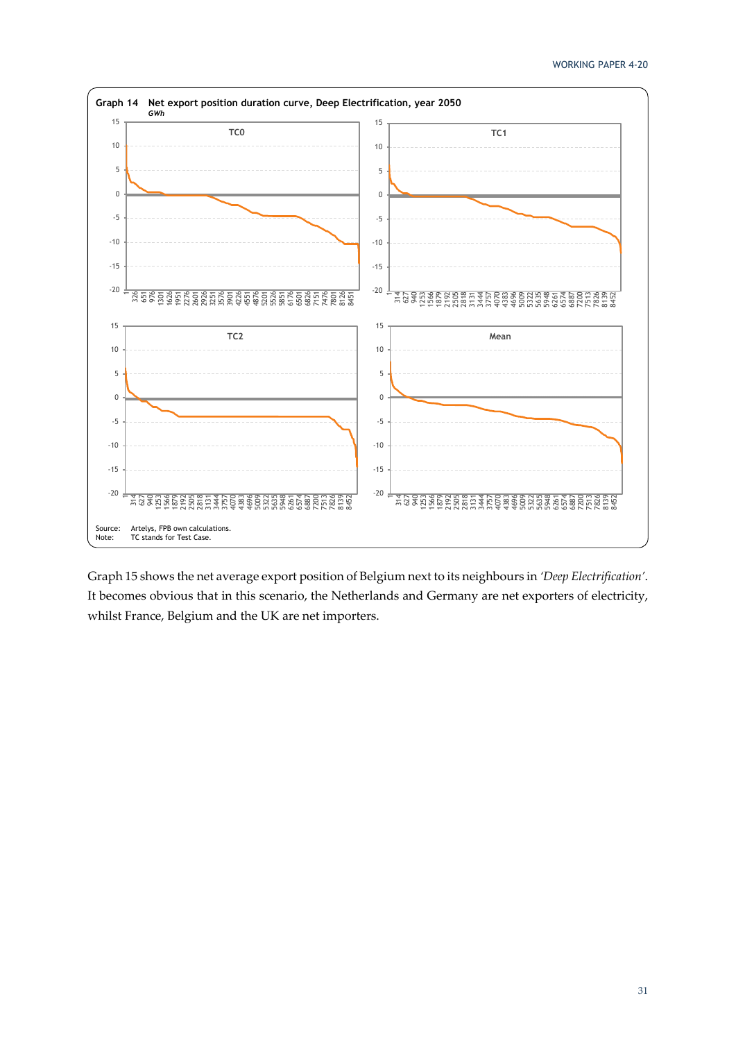**Graph 14 Net export position duration curve, Deep Electrification, year 2050**
*GWh*

Source: Artelys, FPB own calculations.
Note: TC stands for Test Case.

Graph 15 shows the net average export position of Belgium next to its neighbours in *'Deep Electrification'*. It becomes obvious that in this scenario, the Netherlands and Germany are net exporters of electricity, whilst France, Belgium and the UK are net importers.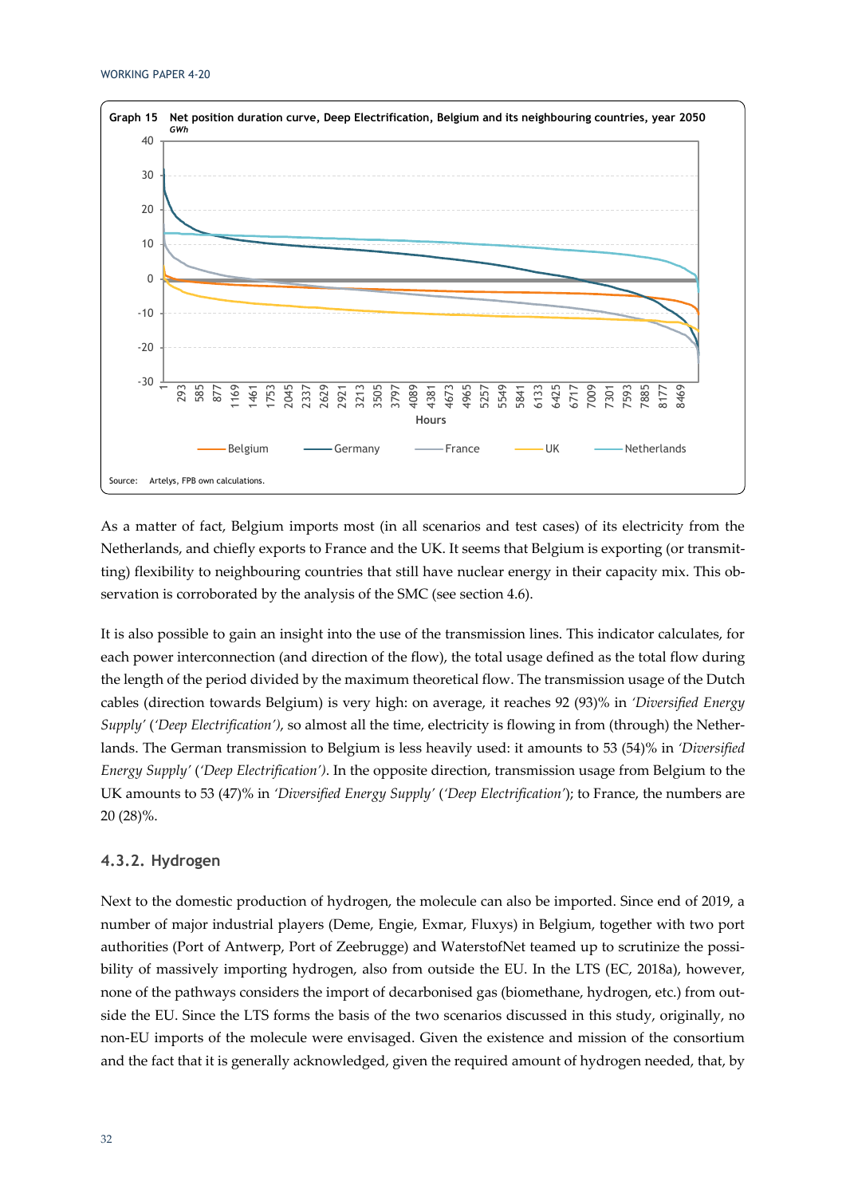**Graph 15 Net position duration curve, Deep Electrification, Belgium and its neighbouring countries, year 2050**
*GWh*

Source: Artelys, FPB own calculations.

As a matter of fact, Belgium imports most (in all scenarios and test cases) of its electricity from the Netherlands, and chiefly exports to France and the UK. It seems that Belgium is exporting (or transmitting) flexibility to neighbouring countries that still have nuclear energy in their capacity mix. This observation is corroborated by the analysis of the SMC (see section 4.6).

It is also possible to gain an insight into the use of the transmission lines. This indicator calculates, for each power interconnection (and direction of the flow), the total usage defined as the total flow during the length of the period divided by the maximum theoretical flow. The transmission usage of the Dutch cables (direction towards Belgium) is very high: on average, it reaches 92 (93)% in *'Diversified Energy Supply'* (*'Deep Electrification'*), so almost all the time, electricity is flowing in from (through) the Netherlands. The German transmission to Belgium is less heavily used: it amounts to 53 (54)% in *'Diversified Energy Supply'* (*'Deep Electrification'*). In the opposite direction, transmission usage from Belgium to the UK amounts to 53 (47)% in *'Diversified Energy Supply'* (*'Deep Electrification'*); to France, the numbers are 20 (28)%.

### 4.3.2. Hydrogen

Next to the domestic production of hydrogen, the molecule can also be imported. Since end of 2019, a number of major industrial players (Deme, Engie, Exmar, Fluxys) in Belgium, together with two port authorities (Port of Antwerp, Port of Zeebrugge) and WaterstofNet teamed up to scrutinize the possibility of massively importing hydrogen, also from outside the EU. In the LTS (EC, 2018a), however, none of the pathways considers the import of decarbonised gas (biomethane, hydrogen, etc.) from outside the EU. Since the LTS forms the basis of the two scenarios discussed in this study, originally, no non-EU imports of the molecule were envisaged. Given the existence and mission of the consortium and the fact that it is generally acknowledged, given the required amount of hydrogen needed, that, by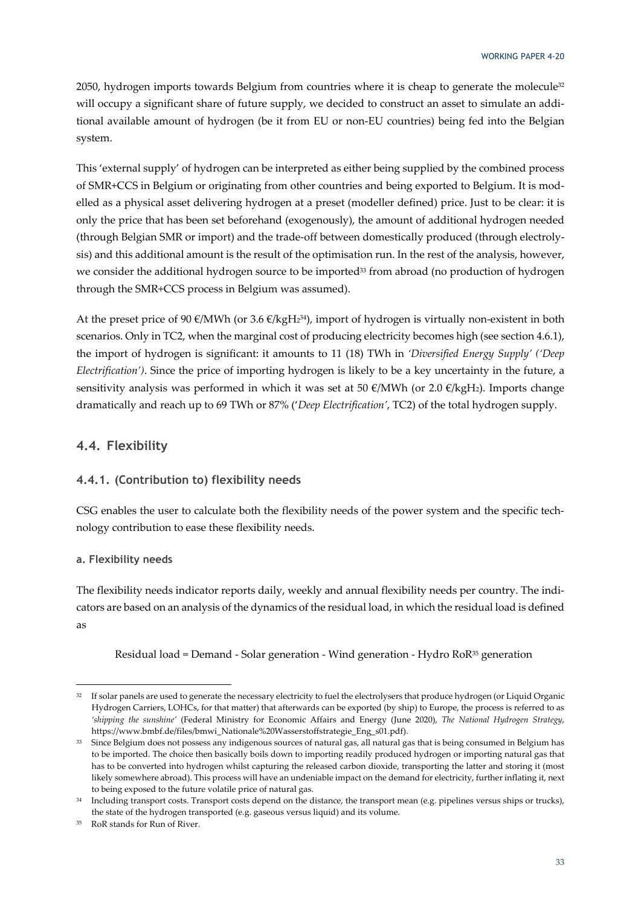2050, hydrogen imports towards Belgium from countries where it is cheap to generate the molecule[32] will occupy a significant share of future supply, we decided to construct an asset to simulate an additional available amount of hydrogen (be it from EU or non-EU countries) being fed into the Belgian system.

This 'external supply' of hydrogen can be interpreted as either being supplied by the combined process of SMR+CCS in Belgium or originating from other countries and being exported to Belgium. It is modelled as a physical asset delivering hydrogen at a preset (modeller defined) price. Just to be clear: it is only the price that has been set beforehand (exogenously), the amount of additional hydrogen needed (through Belgian SMR or import) and the trade-off between domestically produced (through electrolysis) and this additional amount is the result of the optimisation run. In the rest of the analysis, however, we consider the additional hydrogen source to be imported[33] from abroad (no production of hydrogen through the SMR+CCS process in Belgium was assumed).

At the preset price of 90 €/MWh (or 3.6 €/kg$H_2$[34]), import of hydrogen is virtually non-existent in both scenarios. Only in TC2, when the marginal cost of producing electricity becomes high (see section 4.6.1), the import of hydrogen is significant: it amounts to 11 (18) TWh in *'Diversified Energy Supply' ('Deep Electrification')*. Since the price of importing hydrogen is likely to be a key uncertainty in the future, a sensitivity analysis was performed in which it was set at 50 €/MWh (or 2.0 €/kg$H_2$). Imports change dramatically and reach up to 69 TWh or 87% (*'Deep Electrification'*, TC2) of the total hydrogen supply.

## 4.4. Flexibility

### 4.4.1. (Contribution to) flexibility needs

CSG enables the user to calculate both the flexibility needs of the power system and the specific technology contribution to ease these flexibility needs.

#### a. Flexibility needs

The flexibility needs indicator reports daily, weekly and annual flexibility needs per country. The indicators are based on an analysis of the dynamics of the residual load, in which the residual load is defined as

Residual load = Demand - Solar generation - Wind generation - Hydro RoR[35] generation

---

[32] If solar panels are used to generate the necessary electricity to fuel the electrolysers that produce hydrogen (or Liquid Organic Hydrogen Carriers, LOHCs, for that matter) that afterwards can be exported (by ship) to Europe, the process is referred to as *'shipping the sunshine'* (Federal Ministry for Economic Affairs and Energy (June 2020), *The National Hydrogen Strategy*, https://www.bmbf.de/files/bmwi_Nationale%20Wasserstoffstrategie_Eng_s01.pdf).

[33] Since Belgium does not possess any indigenous sources of natural gas, all natural gas that is being consumed in Belgium has to be imported. The choice then basically boils down to importing readily produced hydrogen or importing natural gas that has to be converted into hydrogen whilst capturing the released carbon dioxide, transporting the latter and storing it (most likely somewhere abroad). This process will have an undeniable impact on the demand for electricity, further inflating it, next to being exposed to the future volatile price of natural gas.

[34] Including transport costs. Transport costs depend on the distance, the transport mean (e.g. pipelines versus ships or trucks), the state of the hydrogen transported (e.g. gaseous versus liquid) and its volume.

[35] RoR stands for Run of River.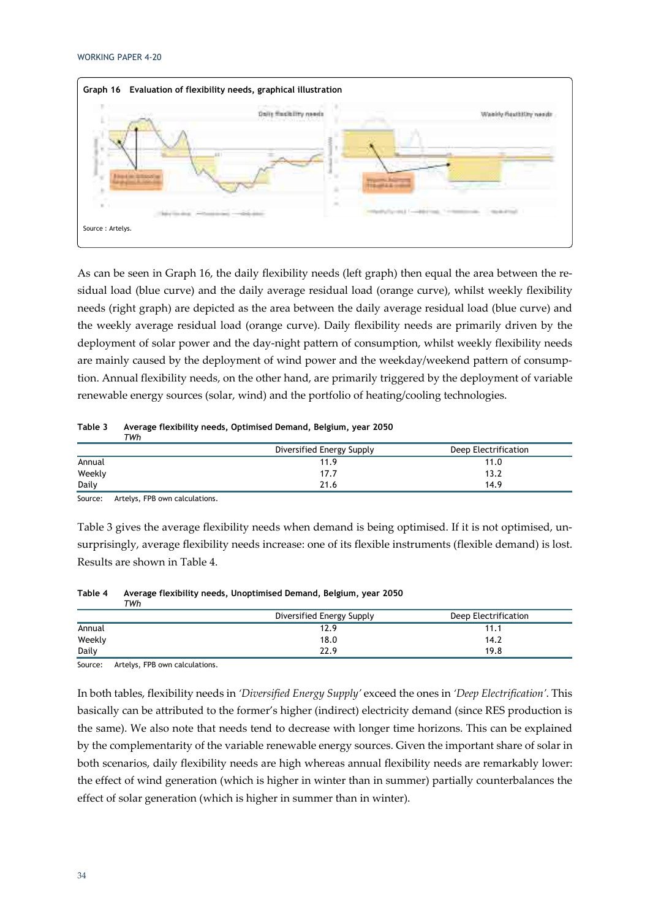**Graph 16 Evaluation of flexibility needs, graphical illustration**

Source : Artelys.

As can be seen in Graph 16, the daily flexibility needs (left graph) then equal the area between the residual load (blue curve) and the daily average residual load (orange curve), whilst weekly flexibility needs (right graph) are depicted as the area between the daily average residual load (blue curve) and the weekly average residual load (orange curve). Daily flexibility needs are primarily driven by the deployment of solar power and the day-night pattern of consumption, whilst weekly flexibility needs are mainly caused by the deployment of wind power and the weekday/weekend pattern of consumption. Annual flexibility needs, on the other hand, are primarily triggered by the deployment of variable renewable energy sources (solar, wind) and the portfolio of heating/cooling technologies.

**Table 3 Average flexibility needs, Optimised Demand, Belgium, year 2050**
*TWh*

| | Diversified Energy Supply | Deep Electrification |
|---|---|---|
| Annual | 11.9 | 11.0 |
| Weekly | 17.7 | 13.2 |
| Daily | 21.6 | 14.9 |

Source: Artelys, FPB own calculations.

Table 3 gives the average flexibility needs when demand is being optimised. If it is not optimised, unsurprisingly, average flexibility needs increase: one of its flexible instruments (flexible demand) is lost. Results are shown in Table 4.

**Table 4 Average flexibility needs, Unoptimised Demand, Belgium, year 2050**
*TWh*

| | Diversified Energy Supply | Deep Electrification |
|---|---|---|
| Annual | 12.9 | 11.1 |
| Weekly | 18.0 | 14.2 |
| Daily | 22.9 | 19.8 |

Source: Artelys, FPB own calculations.

In both tables, flexibility needs in *'Diversified Energy Supply'* exceed the ones in *'Deep Electrification'*. This basically can be attributed to the former's higher (indirect) electricity demand (since RES production is the same). We also note that needs tend to decrease with longer time horizons. This can be explained by the complementarity of the variable renewable energy sources. Given the important share of solar in both scenarios, daily flexibility needs are high whereas annual flexibility needs are remarkably lower: the effect of wind generation (which is higher in winter than in summer) partially counterbalances the effect of solar generation (which is higher in summer than in winter).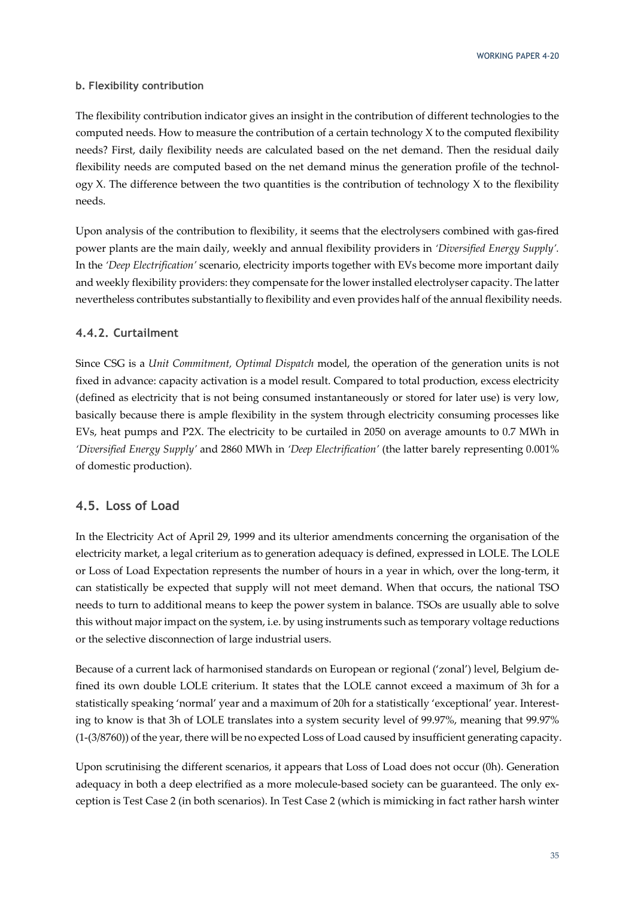**b. Flexibility contribution**

The flexibility contribution indicator gives an insight in the contribution of different technologies to the computed needs. How to measure the contribution of a certain technology X to the computed flexibility needs? First, daily flexibility needs are calculated based on the net demand. Then the residual daily flexibility needs are computed based on the net demand minus the generation profile of the technology X. The difference between the two quantities is the contribution of technology X to the flexibility needs.

Upon analysis of the contribution to flexibility, it seems that the electrolysers combined with gas-fired power plants are the main daily, weekly and annual flexibility providers in *'Diversified Energy Supply'*. In the *'Deep Electrification'* scenario, electricity imports together with EVs become more important daily and weekly flexibility providers: they compensate for the lower installed electrolyser capacity. The latter nevertheless contributes substantially to flexibility and even provides half of the annual flexibility needs.

### 4.4.2. Curtailment

Since CSG is a *Unit Commitment, Optimal Dispatch* model, the operation of the generation units is not fixed in advance: capacity activation is a model result. Compared to total production, excess electricity (defined as electricity that is not being consumed instantaneously or stored for later use) is very low, basically because there is ample flexibility in the system through electricity consuming processes like EVs, heat pumps and P2X. The electricity to be curtailed in 2050 on average amounts to 0.7 MWh in *'Diversified Energy Supply'* and 2860 MWh in *'Deep Electrification'* (the latter barely representing 0.001% of domestic production).

## 4.5. Loss of Load

In the Electricity Act of April 29, 1999 and its ulterior amendments concerning the organisation of the electricity market, a legal criterium as to generation adequacy is defined, expressed in LOLE. The LOLE or Loss of Load Expectation represents the number of hours in a year in which, over the long-term, it can statistically be expected that supply will not meet demand. When that occurs, the national TSO needs to turn to additional means to keep the power system in balance. TSOs are usually able to solve this without major impact on the system, i.e. by using instruments such as temporary voltage reductions or the selective disconnection of large industrial users.

Because of a current lack of harmonised standards on European or regional ('zonal') level, Belgium defined its own double LOLE criterium. It states that the LOLE cannot exceed a maximum of 3h for a statistically speaking 'normal' year and a maximum of 20h for a statistically 'exceptional' year. Interesting to know is that 3h of LOLE translates into a system security level of 99.97%, meaning that 99.97% (1-(3/8760)) of the year, there will be no expected Loss of Load caused by insufficient generating capacity.

Upon scrutinising the different scenarios, it appears that Loss of Load does not occur (0h). Generation adequacy in both a deep electrified as a more molecule-based society can be guaranteed. The only exception is Test Case 2 (in both scenarios). In Test Case 2 (which is mimicking in fact rather harsh winter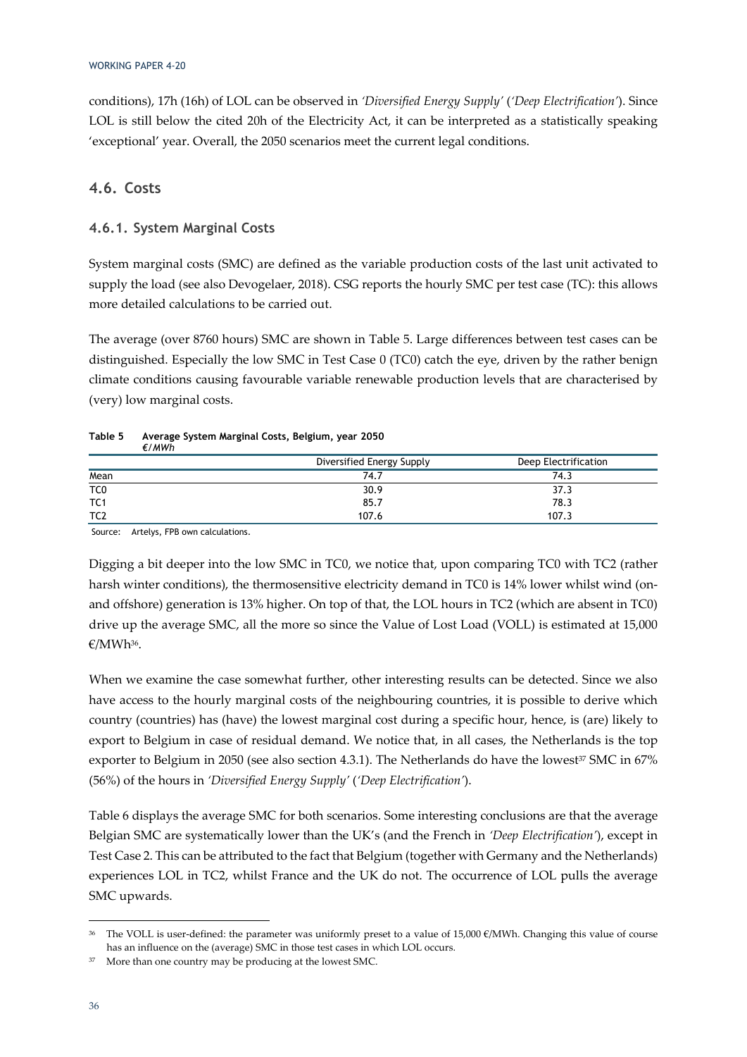conditions), 17h (16h) of LOL can be observed in *'Diversified Energy Supply'* (*'Deep Electrification'*). Since LOL is still below the cited 20h of the Electricity Act, it can be interpreted as a statistically speaking 'exceptional' year. Overall, the 2050 scenarios meet the current legal conditions.

## 4.6. Costs

### 4.6.1. System Marginal Costs

System marginal costs (SMC) are defined as the variable production costs of the last unit activated to supply the load (see also Devogelaer, 2018). CSG reports the hourly SMC per test case (TC): this allows more detailed calculations to be carried out.

The average (over 8760 hours) SMC are shown in Table 5. Large differences between test cases can be distinguished. Especially the low SMC in Test Case 0 (TC0) catch the eye, driven by the rather benign climate conditions causing favourable variable renewable production levels that are characterised by (very) low marginal costs.

**Table 5 Average System Marginal Costs, Belgium, year 2050**
*€/MWh*

| | Diversified Energy Supply | Deep Electrification |
|---|---|---|
| Mean | 74.7 | 74.3 |
| TC0 | 30.9 | 37.3 |
| TC1 | 85.7 | 78.3 |
| TC2 | 107.6 | 107.3 |

Source: Artelys, FPB own calculations.

Digging a bit deeper into the low SMC in TC0, we notice that, upon comparing TC0 with TC2 (rather harsh winter conditions), the thermosensitive electricity demand in TC0 is 14% lower whilst wind (on- and offshore) generation is 13% higher. On top of that, the LOL hours in TC2 (which are absent in TC0) drive up the average SMC, all the more so since the Value of Lost Load (VOLL) is estimated at 15,000 €/MWh[36].

When we examine the case somewhat further, other interesting results can be detected. Since we also have access to the hourly marginal costs of the neighbouring countries, it is possible to derive which country (countries) has (have) the lowest marginal cost during a specific hour, hence, is (are) likely to export to Belgium in case of residual demand. We notice that, in all cases, the Netherlands is the top exporter to Belgium in 2050 (see also section 4.3.1). The Netherlands do have the lowest[37] SMC in 67% (56%) of the hours in *'Diversified Energy Supply'* (*'Deep Electrification'*).

Table 6 displays the average SMC for both scenarios. Some interesting conclusions are that the average Belgian SMC are systematically lower than the UK's (and the French in *'Deep Electrification'*), except in Test Case 2. This can be attributed to the fact that Belgium (together with Germany and the Netherlands) experiences LOL in TC2, whilst France and the UK do not. The occurrence of LOL pulls the average SMC upwards.

---

[36] The VOLL is user-defined: the parameter was uniformly preset to a value of 15,000 €/MWh. Changing this value of course has an influence on the (average) SMC in those test cases in which LOL occurs.

[37] More than one country may be producing at the lowest SMC.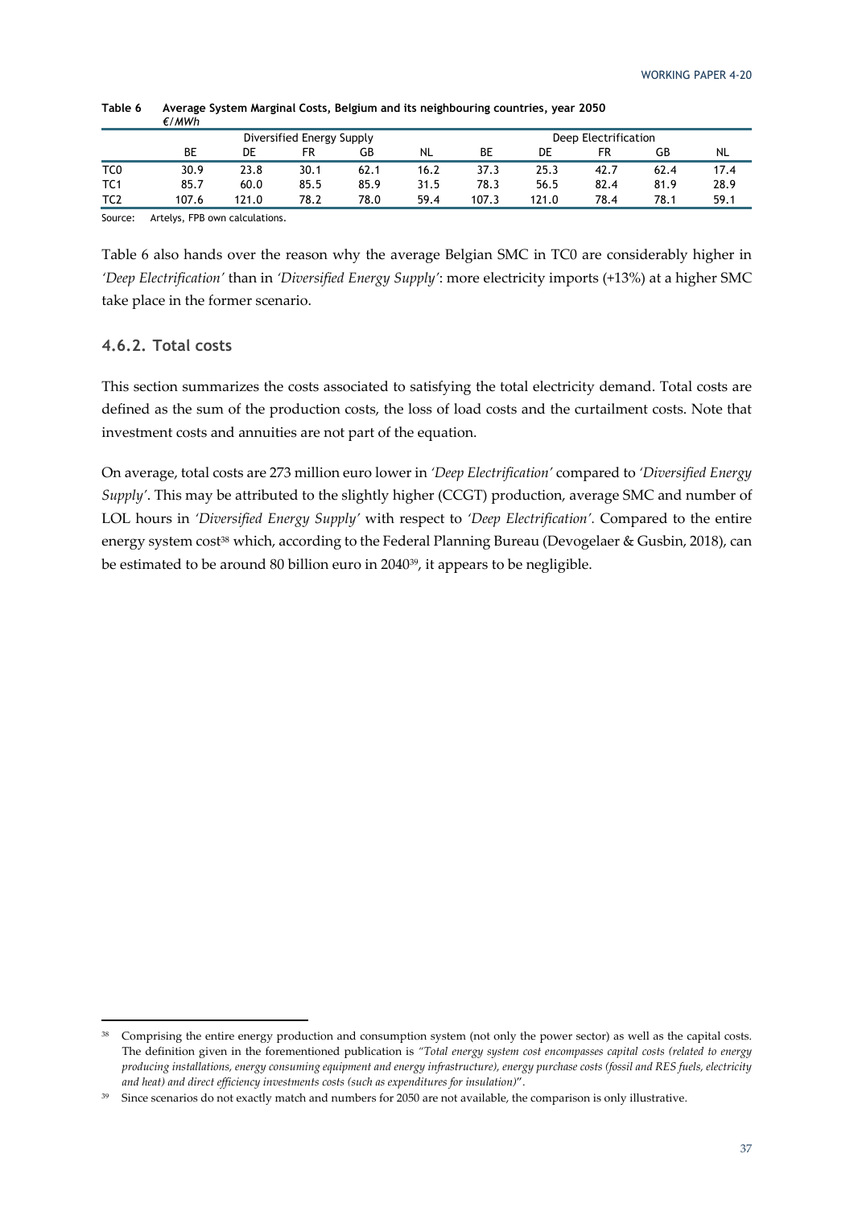**Table 6 Average System Marginal Costs, Belgium and its neighbouring countries, year 2050**

*€/MWh*

| | Diversified Energy Supply | | | | | Deep Electrification | | | | |
|---|---|---|---|---|---|---|---|---|---|---|
| | BE | DE | FR | GB | NL | BE | DE | FR | GB | NL |
| TC0 | 30.9 | 23.8 | 30.1 | 62.1 | 16.2 | 37.3 | 25.3 | 42.7 | 62.4 | 17.4 |
| TC1 | 85.7 | 60.0 | 85.5 | 85.9 | 31.5 | 78.3 | 56.5 | 82.4 | 81.9 | 28.9 |
| TC2 | 107.6 | 121.0 | 78.2 | 78.0 | 59.4 | 107.3 | 121.0 | 78.4 | 78.1 | 59.1 |

Source: Artelys, FPB own calculations.

Table 6 also hands over the reason why the average Belgian SMC in TC0 are considerably higher in *'Deep Electrification'* than in *'Diversified Energy Supply'*: more electricity imports (+13%) at a higher SMC take place in the former scenario.

### 4.6.2. Total costs

This section summarizes the costs associated to satisfying the total electricity demand. Total costs are defined as the sum of the production costs, the loss of load costs and the curtailment costs. Note that investment costs and annuities are not part of the equation.

On average, total costs are 273 million euro lower in *'Deep Electrification'* compared to *'Diversified Energy Supply'*. This may be attributed to the slightly higher (CCGT) production, average SMC and number of LOL hours in *'Diversified Energy Supply'* with respect to *'Deep Electrification'*. Compared to the entire energy system cost[38] which, according to the Federal Planning Bureau (Devogelaer & Gusbin, 2018), can be estimated to be around 80 billion euro in 2040[39], it appears to be negligible.

---

[38] Comprising the entire energy production and consumption system (not only the power sector) as well as the capital costs. The definition given in the forementioned publication is *"Total energy system cost encompasses capital costs (related to energy producing installations, energy consuming equipment and energy infrastructure), energy purchase costs (fossil and RES fuels, electricity and heat) and direct efficiency investments costs (such as expenditures for insulation)"*.

[39] Since scenarios do not exactly match and numbers for 2050 are not available, the comparison is only illustrative.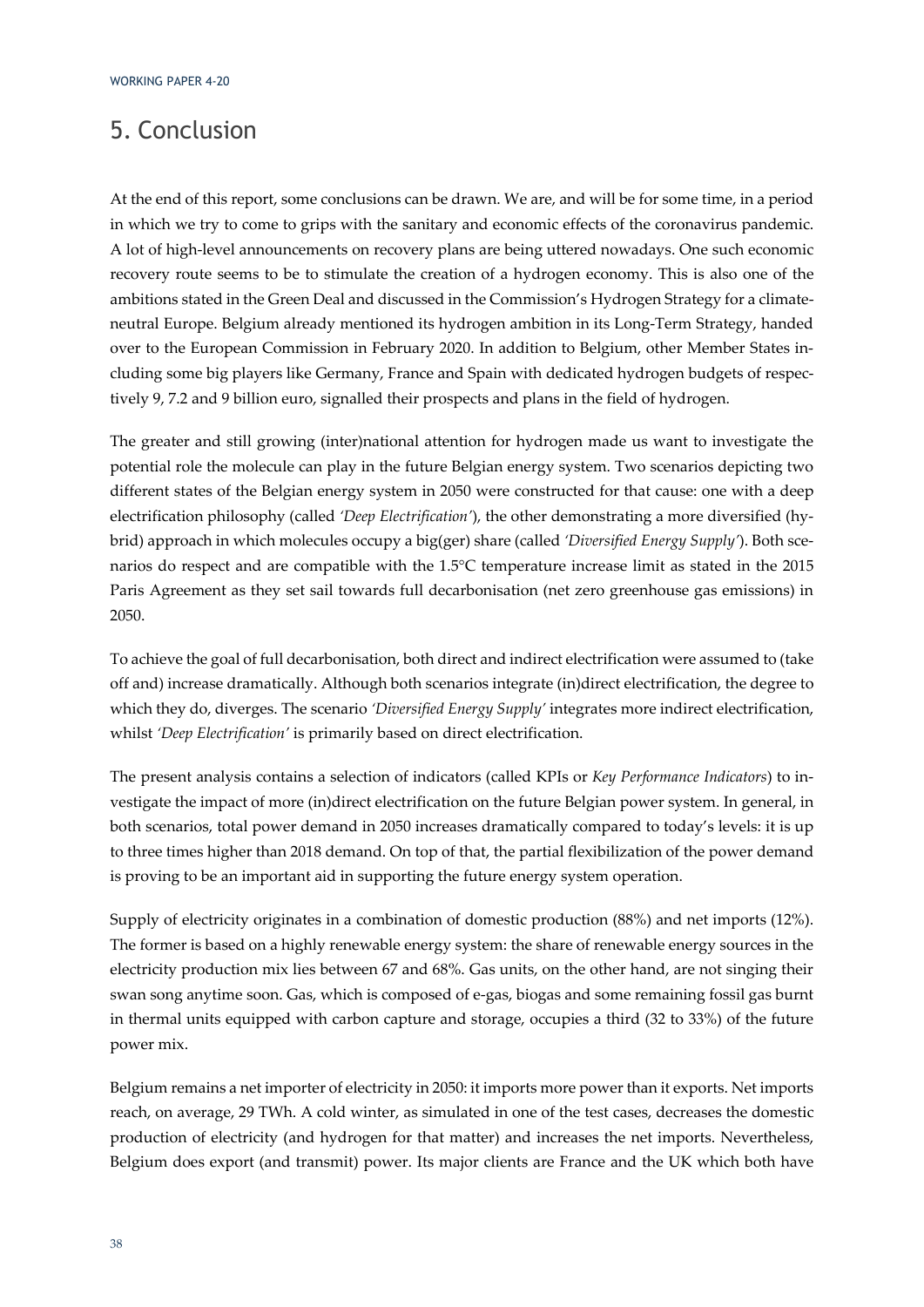# 5. Conclusion

At the end of this report, some conclusions can be drawn. We are, and will be for some time, in a period in which we try to come to grips with the sanitary and economic effects of the coronavirus pandemic. A lot of high-level announcements on recovery plans are being uttered nowadays. One such economic recovery route seems to be to stimulate the creation of a hydrogen economy. This is also one of the ambitions stated in the Green Deal and discussed in the Commission's Hydrogen Strategy for a climate-neutral Europe. Belgium already mentioned its hydrogen ambition in its Long-Term Strategy, handed over to the European Commission in February 2020. In addition to Belgium, other Member States including some big players like Germany, France and Spain with dedicated hydrogen budgets of respectively 9, 7.2 and 9 billion euro, signalled their prospects and plans in the field of hydrogen.

The greater and still growing (inter)national attention for hydrogen made us want to investigate the potential role the molecule can play in the future Belgian energy system. Two scenarios depicting two different states of the Belgian energy system in 2050 were constructed for that cause: one with a deep electrification philosophy (called *'Deep Electrification'*), the other demonstrating a more diversified (hybrid) approach in which molecules occupy a big(ger) share (called *'Diversified Energy Supply'*). Both scenarios do respect and are compatible with the 1.5°C temperature increase limit as stated in the 2015 Paris Agreement as they set sail towards full decarbonisation (net zero greenhouse gas emissions) in 2050.

To achieve the goal of full decarbonisation, both direct and indirect electrification were assumed to (take off and) increase dramatically. Although both scenarios integrate (in)direct electrification, the degree to which they do, diverges. The scenario *'Diversified Energy Supply'* integrates more indirect electrification, whilst *'Deep Electrification'* is primarily based on direct electrification.

The present analysis contains a selection of indicators (called KPIs or *Key Performance Indicators*) to investigate the impact of more (in)direct electrification on the future Belgian power system. In general, in both scenarios, total power demand in 2050 increases dramatically compared to today's levels: it is up to three times higher than 2018 demand. On top of that, the partial flexibilization of the power demand is proving to be an important aid in supporting the future energy system operation.

Supply of electricity originates in a combination of domestic production (88%) and net imports (12%). The former is based on a highly renewable energy system: the share of renewable energy sources in the electricity production mix lies between 67 and 68%. Gas units, on the other hand, are not singing their swan song anytime soon. Gas, which is composed of e-gas, biogas and some remaining fossil gas burnt in thermal units equipped with carbon capture and storage, occupies a third (32 to 33%) of the future power mix.

Belgium remains a net importer of electricity in 2050: it imports more power than it exports. Net imports reach, on average, 29 TWh. A cold winter, as simulated in one of the test cases, decreases the domestic production of electricity (and hydrogen for that matter) and increases the net imports. Nevertheless, Belgium does export (and transmit) power. Its major clients are France and the UK which both have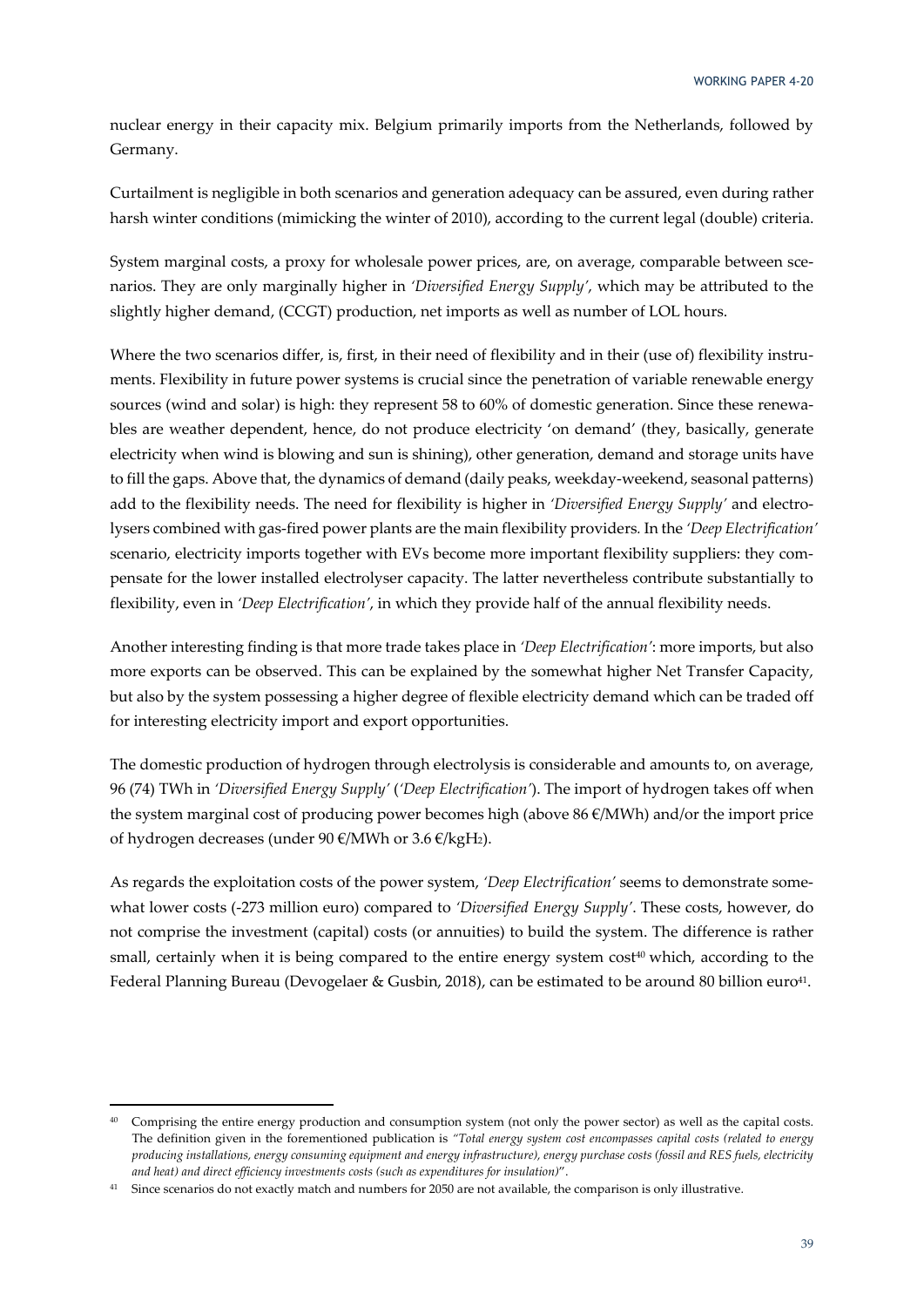nuclear energy in their capacity mix. Belgium primarily imports from the Netherlands, followed by Germany.

Curtailment is negligible in both scenarios and generation adequacy can be assured, even during rather harsh winter conditions (mimicking the winter of 2010), according to the current legal (double) criteria.

System marginal costs, a proxy for wholesale power prices, are, on average, comparable between scenarios. They are only marginally higher in *'Diversified Energy Supply'*, which may be attributed to the slightly higher demand, (CCGT) production, net imports as well as number of LOL hours.

Where the two scenarios differ, is, first, in their need of flexibility and in their (use of) flexibility instruments. Flexibility in future power systems is crucial since the penetration of variable renewable energy sources (wind and solar) is high: they represent 58 to 60% of domestic generation. Since these renewables are weather dependent, hence, do not produce electricity 'on demand' (they, basically, generate electricity when wind is blowing and sun is shining), other generation, demand and storage units have to fill the gaps. Above that, the dynamics of demand (daily peaks, weekday-weekend, seasonal patterns) add to the flexibility needs. The need for flexibility is higher in *'Diversified Energy Supply'* and electrolysers combined with gas-fired power plants are the main flexibility providers. In the *'Deep Electrification'* scenario, electricity imports together with EVs become more important flexibility suppliers: they compensate for the lower installed electrolyser capacity. The latter nevertheless contribute substantially to flexibility, even in *'Deep Electrification'*, in which they provide half of the annual flexibility needs.

Another interesting finding is that more trade takes place in *'Deep Electrification'*: more imports, but also more exports can be observed. This can be explained by the somewhat higher Net Transfer Capacity, but also by the system possessing a higher degree of flexible electricity demand which can be traded off for interesting electricity import and export opportunities.

The domestic production of hydrogen through electrolysis is considerable and amounts to, on average, 96 (74) TWh in *'Diversified Energy Supply'* (*'Deep Electrification'*). The import of hydrogen takes off when the system marginal cost of producing power becomes high (above 86 €/MWh) and/or the import price of hydrogen decreases (under 90 €/MWh or 3.6 €/kg$H_2$).

As regards the exploitation costs of the power system, *'Deep Electrification'* seems to demonstrate somewhat lower costs (-273 million euro) compared to *'Diversified Energy Supply'*. These costs, however, do not comprise the investment (capital) costs (or annuities) to build the system. The difference is rather small, certainly when it is being compared to the entire energy system cost[40] which, according to the Federal Planning Bureau (Devogelaer & Gusbin, 2018), can be estimated to be around 80 billion euro[41].

---

[40] Comprising the entire energy production and consumption system (not only the power sector) as well as the capital costs. The definition given in the forementioned publication is *"Total energy system cost encompasses capital costs (related to energy producing installations, energy consuming equipment and energy infrastructure), energy purchase costs (fossil and RES fuels, electricity and heat) and direct efficiency investments costs (such as expenditures for insulation)"*.

[41] Since scenarios do not exactly match and numbers for 2050 are not available, the comparison is only illustrative.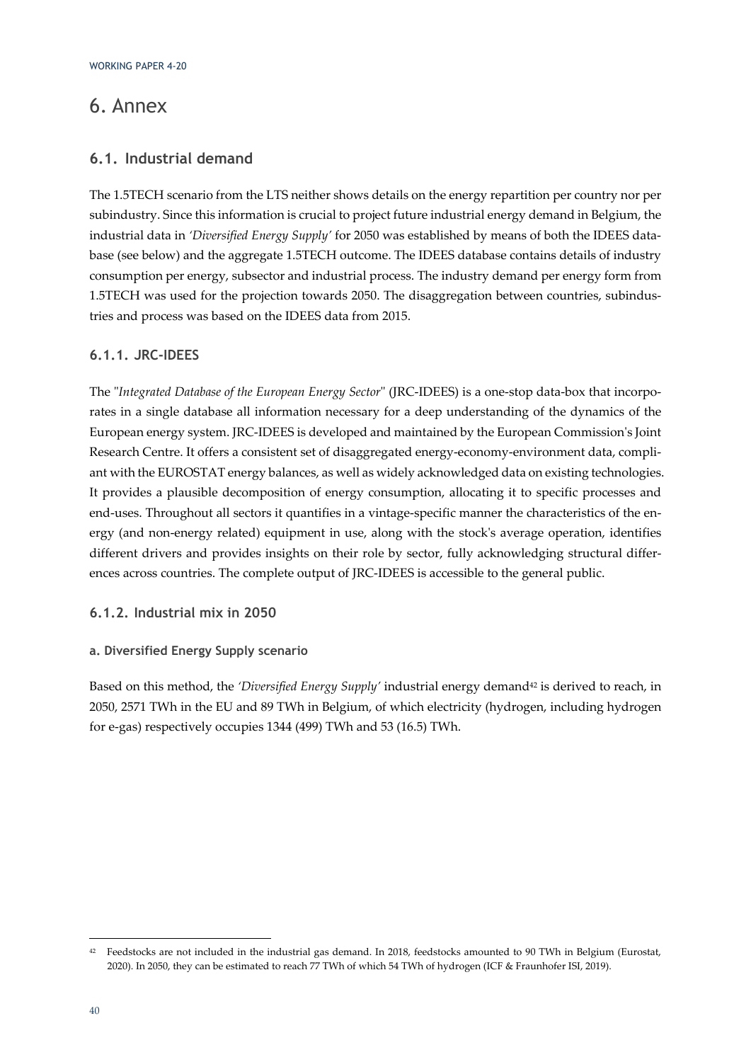# 6. Annex

## 6.1. Industrial demand

The 1.5TECH scenario from the LTS neither shows details on the energy repartition per country nor per subindustry. Since this information is crucial to project future industrial energy demand in Belgium, the industrial data in *'Diversified Energy Supply'* for 2050 was established by means of both the IDEES database (see below) and the aggregate 1.5TECH outcome. The IDEES database contains details of industry consumption per energy, subsector and industrial process. The industry demand per energy form from 1.5TECH was used for the projection towards 2050. The disaggregation between countries, subindustries and process was based on the IDEES data from 2015.

### 6.1.1. JRC-IDEES

The "*Integrated Database of the European Energy Sector*" (JRC-IDEES) is a one-stop data-box that incorporates in a single database all information necessary for a deep understanding of the dynamics of the European energy system. JRC-IDEES is developed and maintained by the European Commission's Joint Research Centre. It offers a consistent set of disaggregated energy-economy-environment data, compliant with the EUROSTAT energy balances, as well as widely acknowledged data on existing technologies. It provides a plausible decomposition of energy consumption, allocating it to specific processes and end-uses. Throughout all sectors it quantifies in a vintage-specific manner the characteristics of the energy (and non-energy related) equipment in use, along with the stock's average operation, identifies different drivers and provides insights on their role by sector, fully acknowledging structural differences across countries. The complete output of JRC-IDEES is accessible to the general public.

### 6.1.2. Industrial mix in 2050

#### a. Diversified Energy Supply scenario

Based on this method, the *'Diversified Energy Supply'* industrial energy demand[42] is derived to reach, in 2050, 2571 TWh in the EU and 89 TWh in Belgium, of which electricity (hydrogen, including hydrogen for e-gas) respectively occupies 1344 (499) TWh and 53 (16.5) TWh.

---

[42] Feedstocks are not included in the industrial gas demand. In 2018, feedstocks amounted to 90 TWh in Belgium (Eurostat, 2020). In 2050, they can be estimated to reach 77 TWh of which 54 TWh of hydrogen (ICF & Fraunhofer ISI, 2019).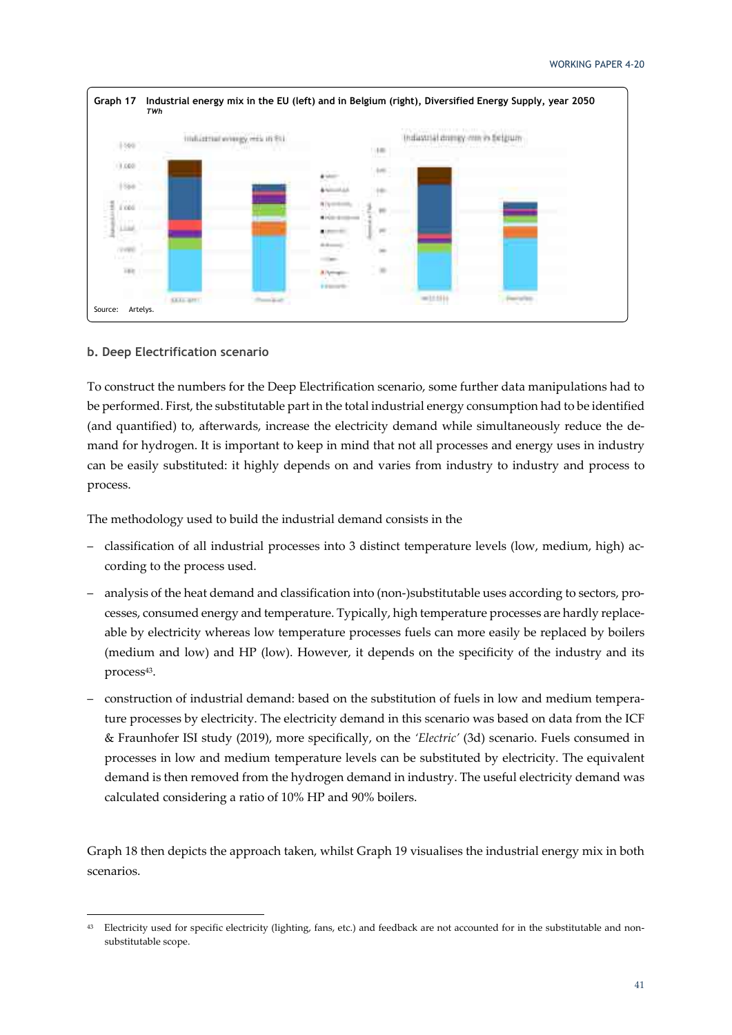**Graph 17 Industrial energy mix in the EU (left) and in Belgium (right), Diversified Energy Supply, year 2050**
*TWh*

Source: Artelys.

### b. Deep Electrification scenario

To construct the numbers for the Deep Electrification scenario, some further data manipulations had to be performed. First, the substitutable part in the total industrial energy consumption had to be identified (and quantified) to, afterwards, increase the electricity demand while simultaneously reduce the demand for hydrogen. It is important to keep in mind that not all processes and energy uses in industry can be easily substituted: it highly depends on and varies from industry to industry and process to process.

The methodology used to build the industrial demand consists in the

- classification of all industrial processes into 3 distinct temperature levels (low, medium, high) according to the process used.
- analysis of the heat demand and classification into (non-)substitutable uses according to sectors, processes, consumed energy and temperature. Typically, high temperature processes are hardly replaceable by electricity whereas low temperature processes fuels can more easily be replaced by boilers (medium and low) and HP (low). However, it depends on the specificity of the industry and its process[43].
- construction of industrial demand: based on the substitution of fuels in low and medium temperature processes by electricity. The electricity demand in this scenario was based on data from the ICF & Fraunhofer ISI study (2019), more specifically, on the *'Electric'* (3d) scenario. Fuels consumed in processes in low and medium temperature levels can be substituted by electricity. The equivalent demand is then removed from the hydrogen demand in industry. The useful electricity demand was calculated considering a ratio of 10% HP and 90% boilers.

Graph 18 then depicts the approach taken, whilst Graph 19 visualises the industrial energy mix in both scenarios.

[43] Electricity used for specific electricity (lighting, fans, etc.) and feedback are not accounted for in the substitutable and non-substitutable scope.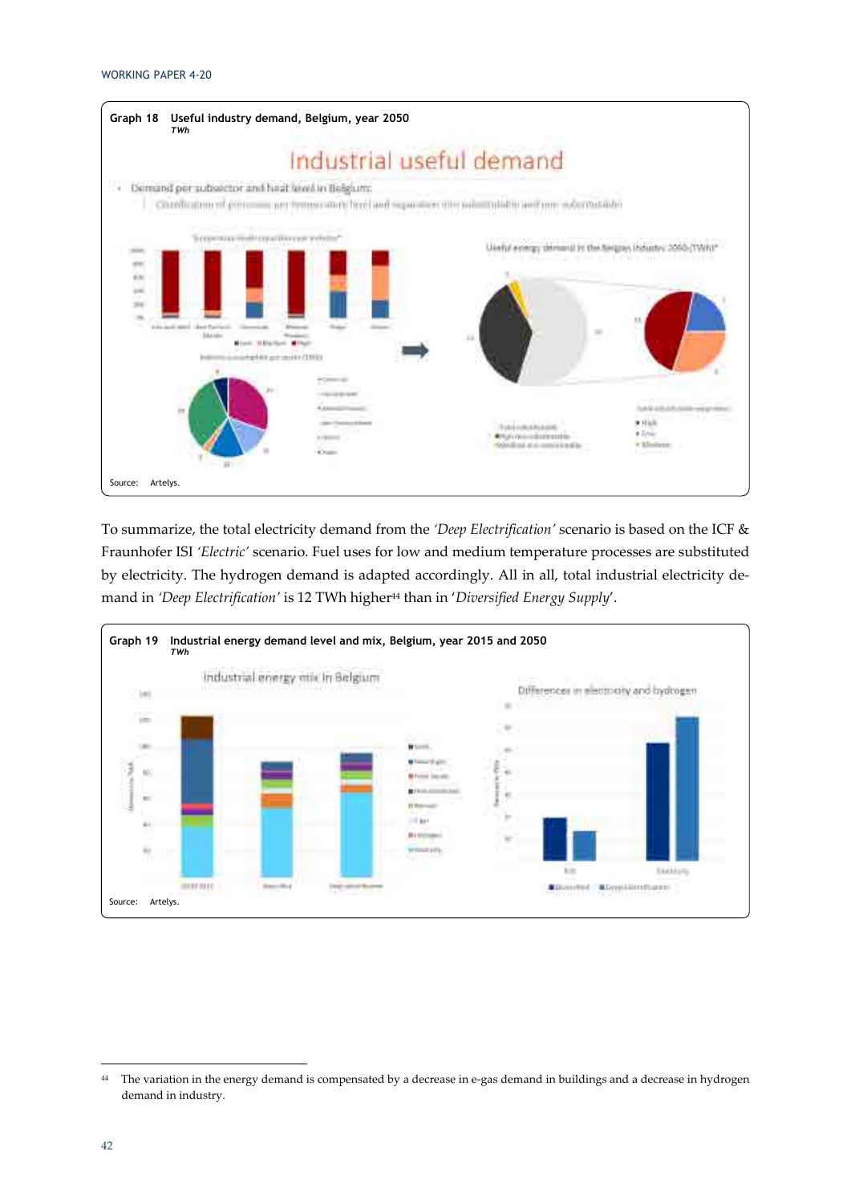Graph 18 Useful industry demand, Belgium, year 2050
*TWh*

Source: Artelys.

To summarize, the total electricity demand from the *'Deep Electrification'* scenario is based on the ICF & Fraunhofer ISI *'Electric'* scenario. Fuel uses for low and medium temperature processes are substituted by electricity. The hydrogen demand is adapted accordingly. All in all, total industrial electricity demand in *'Deep Electrification'* is 12 TWh higher[44] than in '*Diversified Energy Supply*'.

Graph 19 Industrial energy demand level and mix, Belgium, year 2015 and 2050
*TWh*

Source: Artelys.

[44] The variation in the energy demand is compensated by a decrease in e-gas demand in buildings and a decrease in hydrogen demand in industry.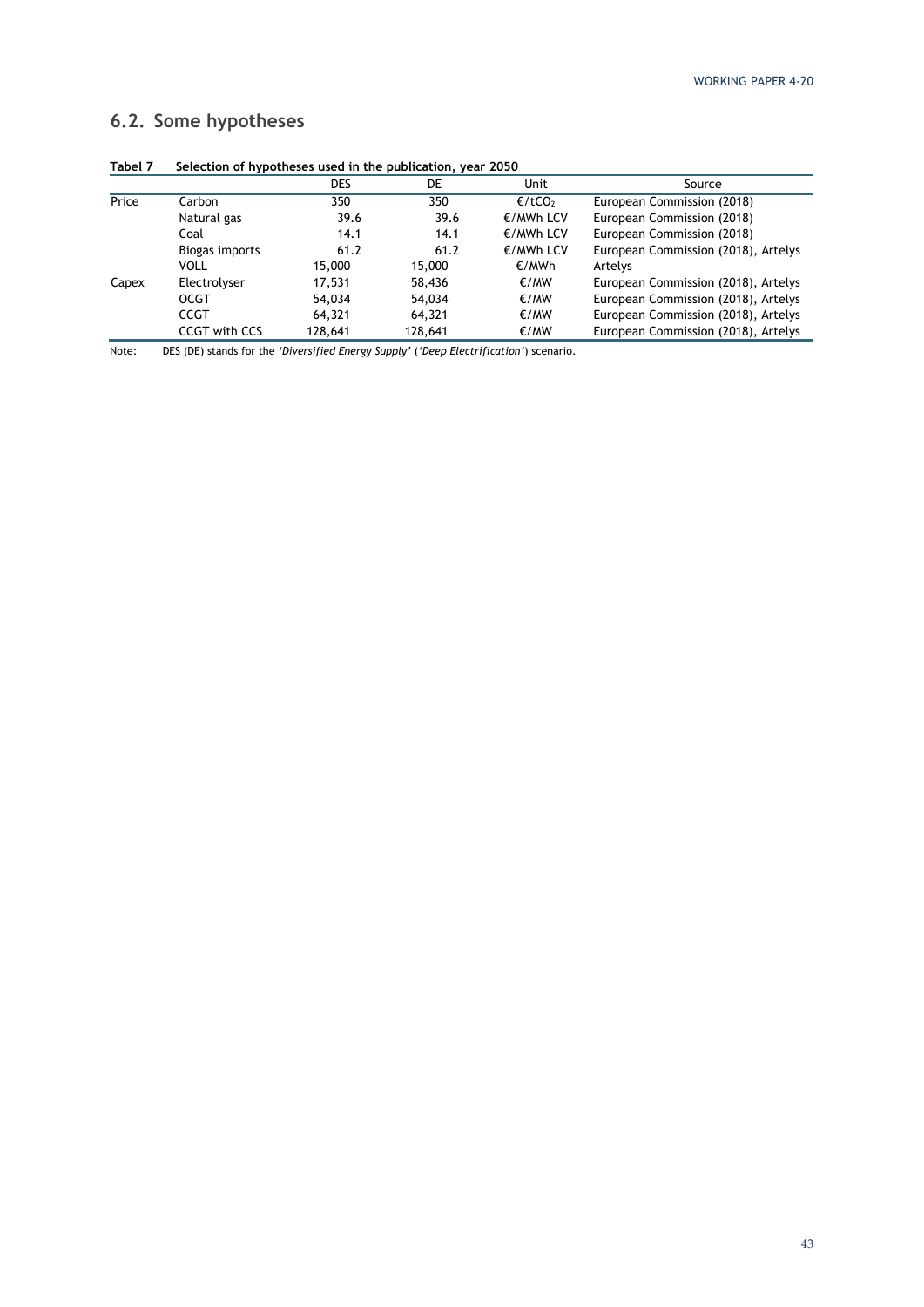## 6.2. Some hypotheses

**Tabel 7 Selection of hypotheses used in the publication, year 2050**

| | | DES | DE | Unit | Source |
|---|---|---|---|---|---|
| Price | Carbon | 350 | 350 | €/t$CO_2$ | European Commission (2018) |
| | Natural gas | 39.6 | 39.6 | €/MWh LCV | European Commission (2018) |
| | Coal | 14.1 | 14.1 | €/MWh LCV | European Commission (2018) |
| | Biogas imports | 61.2 | 61.2 | €/MWh LCV | European Commission (2018), Artelys |
| | VOLL | 15,000 | 15,000 | €/MWh | Artelys |
| Capex | Electrolyser | 17,531 | 58,436 | €/MW | European Commission (2018), Artelys |
| | OCGT | 54,034 | 54,034 | €/MW | European Commission (2018), Artelys |
| | CCGT | 64,321 | 64,321 | €/MW | European Commission (2018), Artelys |
| | CCGT with CCS | 128,641 | 128,641 | €/MW | European Commission (2018), Artelys |

Note: DES (DE) stands for the *'Diversified Energy Supply'* (*'Deep Electrification'*) scenario.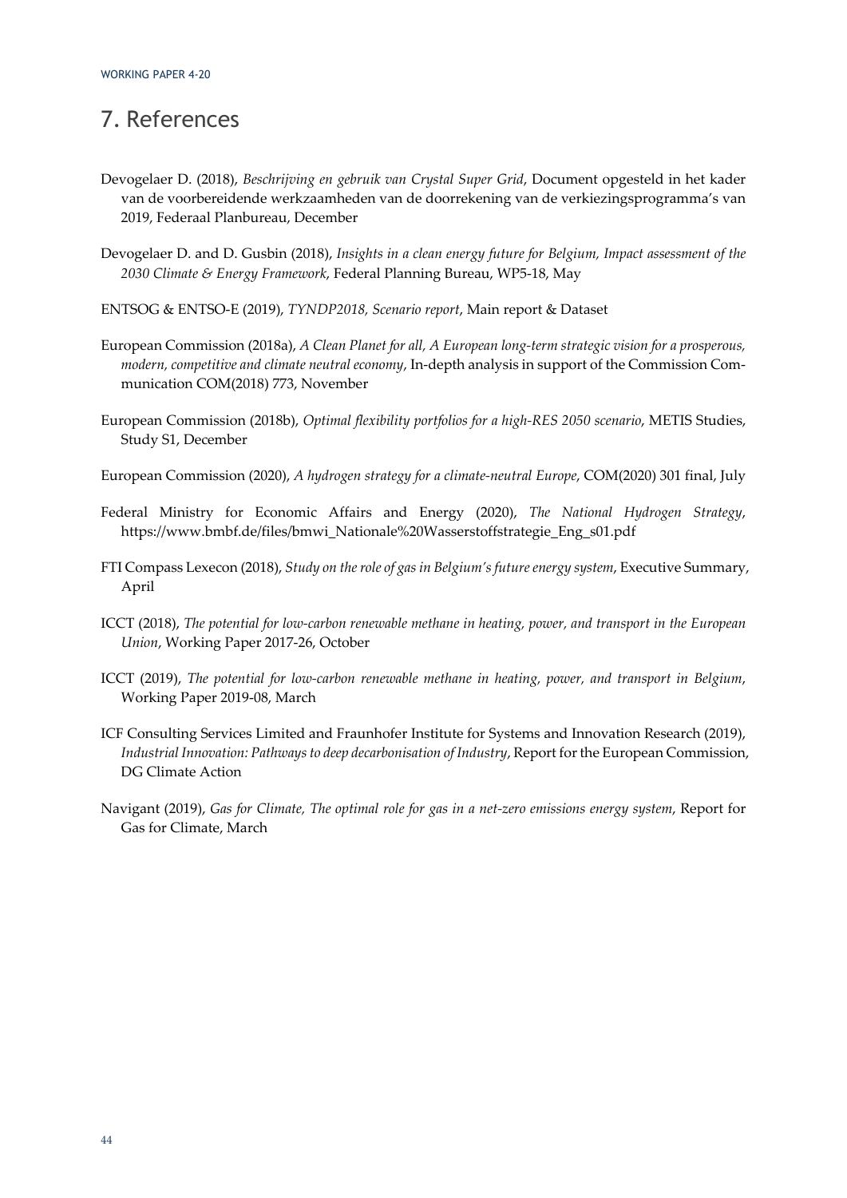# 7. References

Devogelaer D. (2018), *Beschrijving en gebruik van Crystal Super Grid*, Document opgesteld in het kader van de voorbereidende werkzaamheden van de doorrekening van de verkiezingsprogramma's van 2019, Federaal Planbureau, December

Devogelaer D. and D. Gusbin (2018), *Insights in a clean energy future for Belgium, Impact assessment of the 2030 Climate & Energy Framework*, Federal Planning Bureau, WP5-18, May

ENTSOG & ENTSO-E (2019), *TYNDP2018, Scenario report*, Main report & Dataset

European Commission (2018a), *A Clean Planet for all, A European long-term strategic vision for a prosperous, modern, competitive and climate neutral economy*, In-depth analysis in support of the Commission Communication COM(2018) 773, November

European Commission (2018b), *Optimal flexibility portfolios for a high-RES 2050 scenario*, METIS Studies, Study S1, December

European Commission (2020), *A hydrogen strategy for a climate-neutral Europe*, COM(2020) 301 final, July

Federal Ministry for Economic Affairs and Energy (2020), *The National Hydrogen Strategy*, https://www.bmbf.de/files/bmwi_Nationale%20Wasserstoffstrategie_Eng_s01.pdf

FTI Compass Lexecon (2018), *Study on the role of gas in Belgium's future energy system*, Executive Summary, April

ICCT (2018), *The potential for low-carbon renewable methane in heating, power, and transport in the European Union*, Working Paper 2017-26, October

ICCT (2019), *The potential for low-carbon renewable methane in heating, power, and transport in Belgium*, Working Paper 2019-08, March

ICF Consulting Services Limited and Fraunhofer Institute for Systems and Innovation Research (2019), *Industrial Innovation: Pathways to deep decarbonisation of Industry*, Report for the European Commission, DG Climate Action

Navigant (2019), *Gas for Climate, The optimal role for gas in a net-zero emissions energy system*, Report for Gas for Climate, March